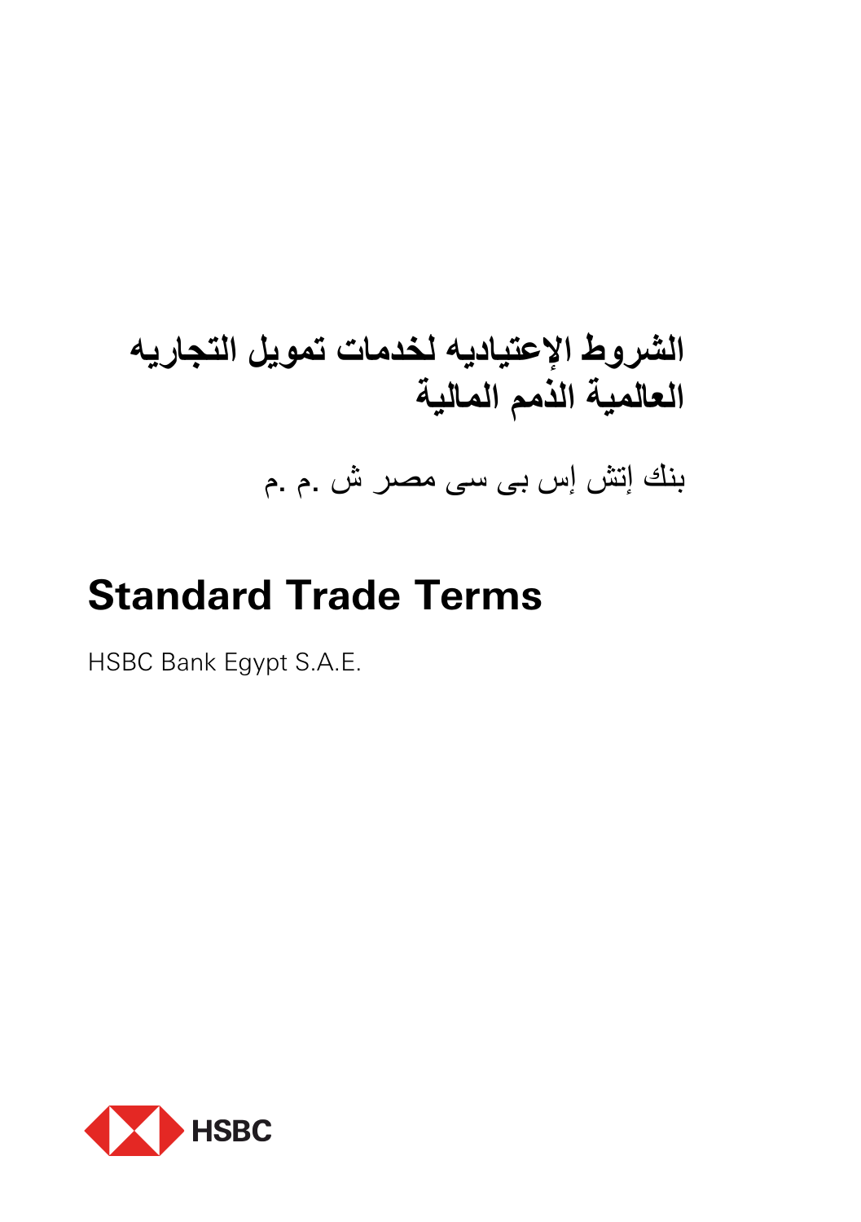# الشروط الإعتياديه لخدمات تمويل التجاريه العالمية الذمم المالية

بنك إتش إس بى سى مصر ش .م .م

# Standard Trade Terms

HSBC Bank Egypt S.A.E.

HSBC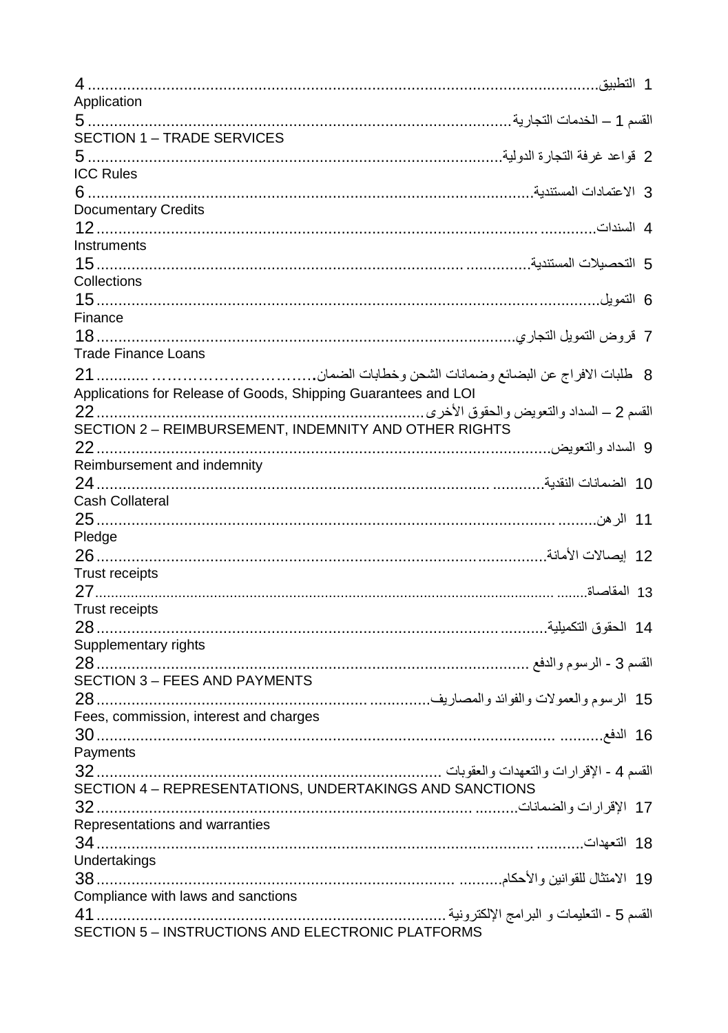| | |
|---|---|
| 1 التطبيق<br>Application | 4 |
| القسم 1 – الخدمات التجارية<br>SECTION 1 – TRADE SERVICES | 5 |
| 2 قواعد غرفة التجارة الدولية<br>ICC Rules | 5 |
| 3 الاعتمادات المستندية<br>Documentary Credits | 6 |
| 4 السندات<br>Instruments | 12 |
| 5 التحصيلات المستندية<br>Collections | 15 |
| 6 التمويل<br>Finance | 15 |
| 7 قروض التمويل التجاري<br>Trade Finance Loans | 18 |
| 8 طلبات الافراج عن البضائع وضمانات الشحن وخطابات الضمان<br>Applications for Release of Goods, Shipping Guarantees and LOI | 21 |
| القسم 2 – السداد والتعويض والحقوق الأخرى<br>SECTION 2 – REIMBURSEMENT, INDEMNITY AND OTHER RIGHTS | 22 |
| 9 السداد والتعويض<br>Reimbursement and indemnity | 22 |
| 10 الضمانات النقدية<br>Cash Collateral | 24 |
| 11 الرهن<br>Pledge | 25 |
| 12 إيصالات الأمانة<br>Trust receipts | 26 |
| 13 المقاصاة<br>Trust receipts | 27 |
| 14 الحقوق التكميلية<br>Supplementary rights | 28 |
| القسم 3 - الرسوم والدفع<br>SECTION 3 – FEES AND PAYMENTS | 28 |
| 15 الرسوم والعمولات والفوائد والمصاريف<br>Fees, commission, interest and charges | 28 |
| 16 الدفع<br>Payments | 30 |
| القسم 4 - الإقرارات والتعهدات والعقوبات<br>SECTION 4 – REPRESENTATIONS, UNDERTAKINGS AND SANCTIONS | 32 |
| 17 الإقرارات والضمانات<br>Representations and warranties | 32 |
| 18 التعهدات<br>Undertakings | 34 |
| 19 الامتثال للقوانين والأحكام<br>Compliance with laws and sanctions | 38 |
| القسم 5 - التعليمات و البرامج الإلكترونية<br>SECTION 5 – INSTRUCTIONS AND ELECTRONIC PLATFORMS | 41 |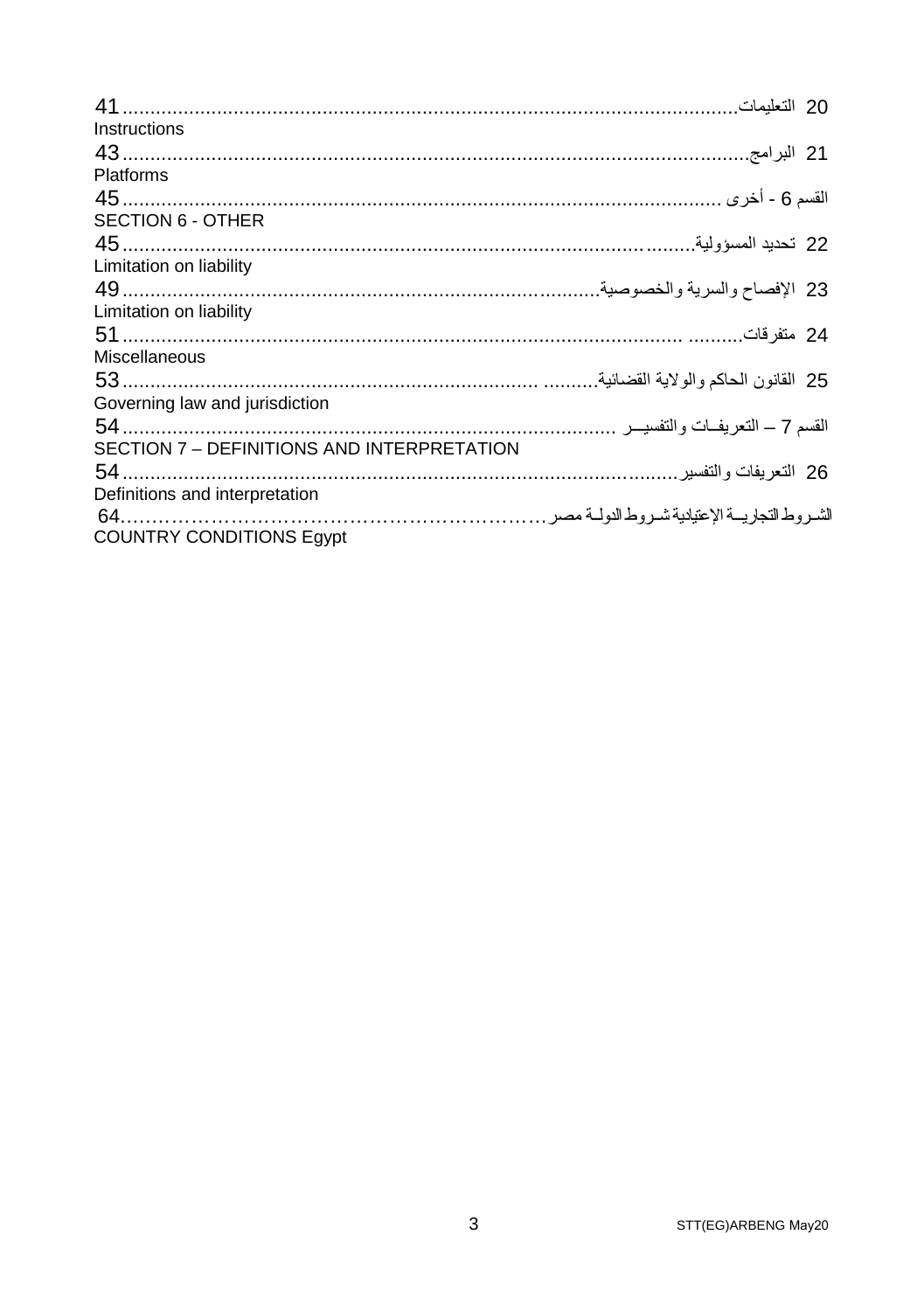20 التعليمات.......................................................................................................41
Instructions

21 البرامج..........................................................................................................43
Platforms

القسم 6 - أخرى ..................................................................................................45
SECTION 6 - OTHER

22 تحديد المسؤولية.................................................................................................45
Limitation on liability

23 الإفصاح والسرية والخصوصية..............................................................................49
Limitation on liability

24 متفرقات.......... ...................................................................................................51
Miscellaneous

25 القانون الحاكم والولاية القضائية.......... ..................................................................53
Governing law and jurisdiction

القسم 7 – التعريفــات والتفسيــر ..........................................................................54
SECTION 7 – DEFINITIONS AND INTERPRETATION

26 التعريفات والتفسير...........................................................................................54
Definitions and interpretation

الشـروط التجاريــة الإعتيادية شـروط الدولـة مصر……………………………………………………………64
COUNTRY CONDITIONS Egypt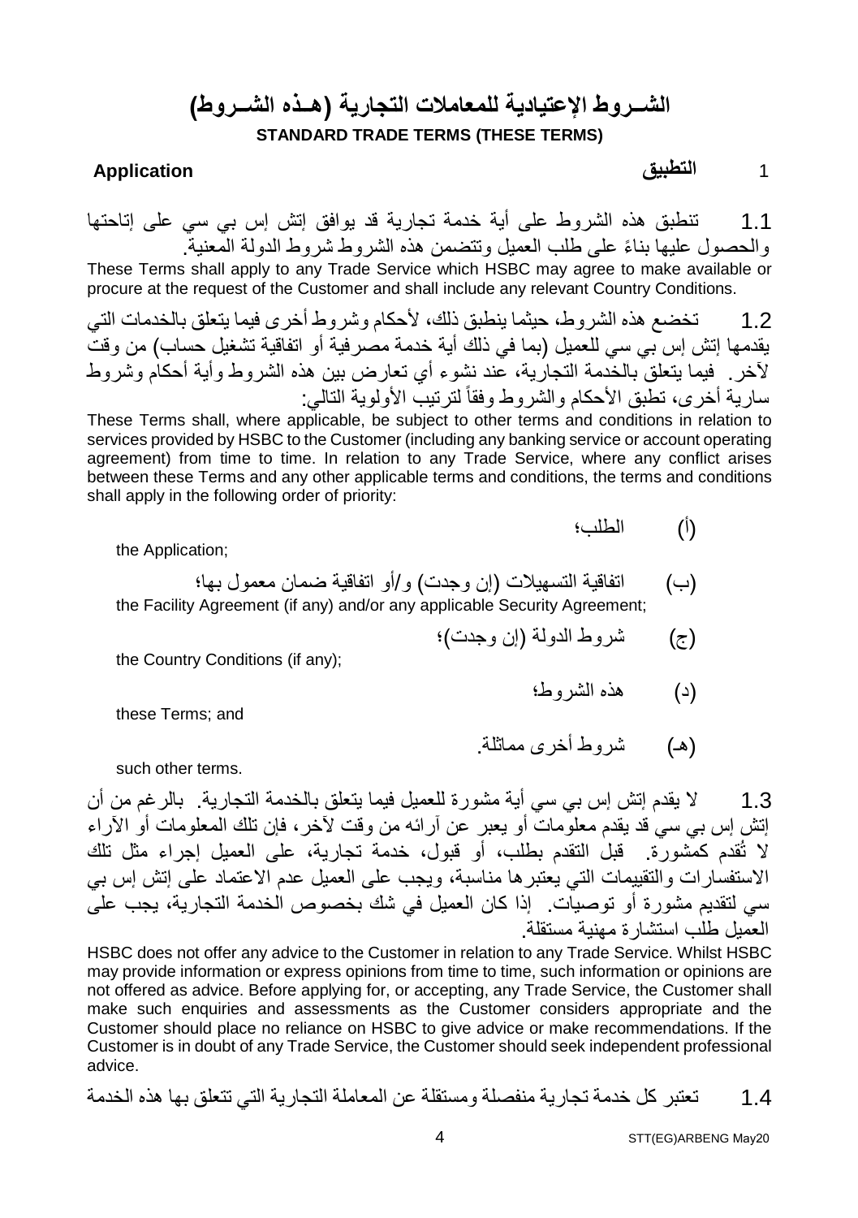# الشــروط الإعتيادية للمعاملات التجارية (هـذه الشــروط)

**STANDARD TRADE TERMS (THESE TERMS)**

## 1 التطبيق Application

1.1 تنطبق هذه الشروط على أية خدمة تجارية قد يوافق إتش إس بي سي على إتاحتها والحصول عليها بناءً على طلب العميل وتتضمن هذه الشروط شروط الدولة المعنية.

These Terms shall apply to any Trade Service which HSBC may agree to make available or procure at the request of the Customer and shall include any relevant Country Conditions.

1.2 تخضع هذه الشروط، حيثما ينطبق ذلك، لأحكام وشروط أخرى فيما يتعلق بالخدمات التي يقدمها إتش إس بي سي للعميل (بما في ذلك أية خدمة مصرفية أو اتفاقية تشغيل حساب) من وقت لآخر. فيما يتعلق بالخدمة التجارية، عند نشوء أي تعارض بين هذه الشروط وأية أحكام وشروط سارية أخرى، تطبق الأحكام والشروط وفقاً لترتيب الأولوية التالي:

These Terms shall, where applicable, be subject to other terms and conditions in relation to services provided by HSBC to the Customer (including any banking service or account operating agreement) from time to time. In relation to any Trade Service, where any conflict arises between these Terms and any other applicable terms and conditions, the terms and conditions shall apply in the following order of priority:

(أ) الطلب؛

the Application;

(ب) اتفاقية التسهيلات (إن وجدت) و/أو اتفاقية ضمان معمول بها؛

the Facility Agreement (if any) and/or any applicable Security Agreement;

(ج) شروط الدولة (إن وجدت)؛

the Country Conditions (if any);

(د) هذه الشروط؛

these Terms; and

(هـ) شروط أخرى مماثلة.

such other terms.

1.3 لا يقدم إتش إس بي سي أية مشورة للعميل فيما يتعلق بالخدمة التجارية. بالرغم من أن إتش إس بي سي قد يقدم معلومات أو يعبر عن آرائه من وقت لآخر، فإن تلك المعلومات أو الآراء لا تُقدم كمشورة. قبل التقدم بطلب، أو قبول، خدمة تجارية، على العميل إجراء مثل تلك الاستفسارات والتقييمات التي يعتبرها مناسبة، ويجب على العميل عدم الاعتماد على إتش إس بي سي لتقديم مشورة أو توصيات. إذا كان العميل في شك بخصوص الخدمة التجارية، يجب على العميل طلب استشارة مهنية مستقلة.

HSBC does not offer any advice to the Customer in relation to any Trade Service. Whilst HSBC may provide information or express opinions from time to time, such information or opinions are not offered as advice. Before applying for, or accepting, any Trade Service, the Customer shall make such enquiries and assessments as the Customer considers appropriate and the Customer should place no reliance on HSBC to give advice or make recommendations. If the Customer is in doubt of any Trade Service, the Customer should seek independent professional advice.

1.4 تعتبر كل خدمة تجارية منفصلة ومستقلة عن المعاملة التجارية التي تتعلق بها هذه الخدمة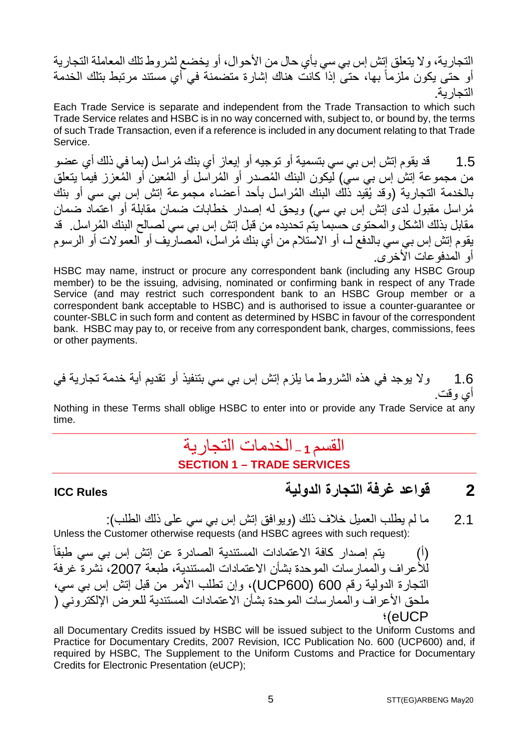التجارية، ولا يتعلق إتش إس بي سي بأي حال من الأحوال، أو يخضع لشروط تلك المعاملة التجارية أو حتى يكون ملزماً بها، حتى إذا كانت هناك إشارة متضمنة في أي مستند مرتبط بتلك الخدمة التجارية.

Each Trade Service is separate and independent from the Trade Transaction to which such Trade Service relates and HSBC is in no way concerned with, subject to, or bound by, the terms of such Trade Transaction, even if a reference is included in any document relating to that Trade Service.

1.5 قد يقوم إتش إس بي سي بتسمية أو توجيه أو إيعاز أي بنك مُراسل (بما في ذلك أي عضو من مجموعة إتش إس بي سي) ليكون البنك المُصدر أو المُراسل أو المُعين أو المُعزز فيما يتعلق بالخدمة التجارية (وقد يُقيد ذلك البنك المُراسل بأحد أعضاء مجموعة إتش إس بي سي أو بنك مُراسل مقبول لدى إتش إس بي سي) ويحق له إصدار خطابات ضمان مقابلة أو اعتماد ضمان مقابل بذلك الشكل والمحتوى حسبما يتم تحديده من قبل إتش إس بي سي لصالح البنك المُراسل. قد يقوم إتش إس بي سي بالدفع لـ، أو الاستلام من أي بنك مُراسل، المصاريف أو العمولات أو الرسوم أو المدفوعات الأخرى.

HSBC may name, instruct or procure any correspondent bank (including any HSBC Group member) to be the issuing, advising, nominated or confirming bank in respect of any Trade Service (and may restrict such correspondent bank to an HSBC Group member or a correspondent bank acceptable to HSBC) and is authorised to issue a counter-guarantee or counter-SBLC in such form and content as determined by HSBC in favour of the correspondent bank. HSBC may pay to, or receive from any correspondent bank, charges, commissions, fees or other payments.

1.6 ولا يوجد في هذه الشروط ما يلزم إتش إس بي سي بتنفيذ أو تقديم أية خدمة تجارية في أي وقت.

Nothing in these Terms shall oblige HSBC to enter into or provide any Trade Service at any time.

# القسم 1 ـ الخدمات التجارية
# SECTION 1 – TRADE SERVICES

## 2 قواعد غرفة التجارة الدولية ICC Rules

2.1 ما لم يطلب العميل خلاف ذلك (ويوافق إتش إس بي سي على ذلك الطلب):

Unless the Customer otherwise requests (and HSBC agrees with such request):

(أ) يتم إصدار كافة الاعتمادات المستندية الصادرة عن إتش إس بي سي طبقاً للأعراف والممارسات الموحدة بشأن الاعتمادات المستندية، طبعة 2007، نشرة غرفة التجارة الدولية رقم 600 (UCP600)، وإن تطلب الأمر من قبل إتش إس بي سي، ملحق الأعراف والممارسات الموحدة بشأن الاعتمادات المستندية للعرض الإلكتروني (eUCP)؛

all Documentary Credits issued by HSBC will be issued subject to the Uniform Customs and Practice for Documentary Credits, 2007 Revision, ICC Publication No. 600 (UCP600) and, if required by HSBC, The Supplement to the Uniform Customs and Practice for Documentary Credits for Electronic Presentation (eUCP);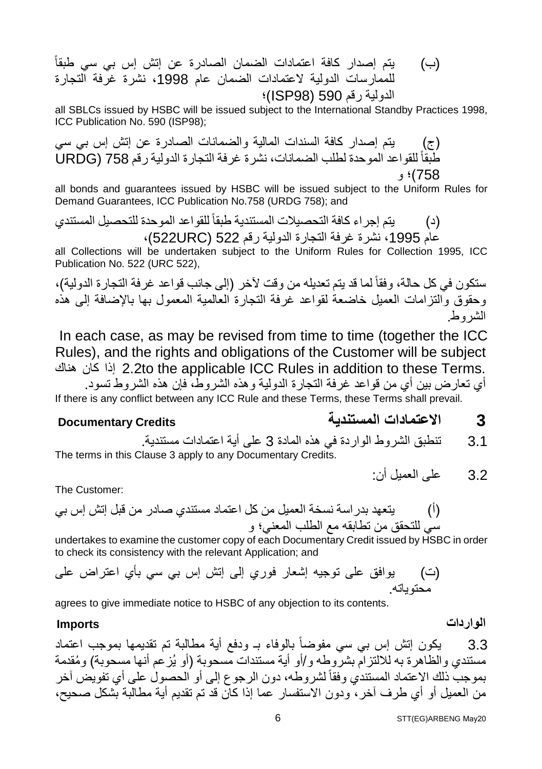(ب) يتم إصدار كافة اعتمادات الضمان الصادرة عن إتش إس بي سي طبقاً للممارسات الدولية لاعتمادات الضمان عام 1998، نشرة غرفة التجارة الدولية رقم 590 (ISP98)؛

all SBLCs issued by HSBC will be issued subject to the International Standby Practices 1998, ICC Publication No. 590 (ISP98);

(ج) يتم إصدار كافة السندات المالية والضمانات الصادرة عن إتش إس بي سي طبقاً للقواعد الموحدة لطلب الضمانات، نشرة غرفة التجارة الدولية رقم 758 (URDG 758)؛ و

all bonds and guarantees issued by HSBC will be issued subject to the Uniform Rules for Demand Guarantees, ICC Publication No.758 (URDG 758); and

(د) يتم إجراء كافة التحصيلات المستندية طبقاً للقواعد الموحدة للتحصيل المستندي عام 1995، نشرة غرفة التجارة الدولية رقم 522 (522URC)،

all Collections will be undertaken subject to the Uniform Rules for Collection 1995, ICC Publication No. 522 (URC 522),

ستكون في كل حالة، وفقاً لما قد يتم تعديله من وقت لآخر (إلى جانب قواعد غرفة التجارة الدولية)، وحقوق والتزامات العميل خاضعة لقواعد غرفة التجارة العالمية المعمول بها بالإضافة إلى هذه الشروط.

In each case, as may be revised from time to time (together the ICC Rules), and the rights and obligations of the Customer will be subject to the applicable ICC Rules in addition to these Terms.

2.2 إذا كان هناك أي تعارض بين أي من قواعد غرفة التجارة الدولية وهذه الشروط، فإن هذه الشروط تسود.

If there is any conflict between any ICC Rule and these Terms, these Terms shall prevail.

## 3 الاعتمادات المستندية Documentary Credits

3.1 تنطبق الشروط الواردة في هذه المادة 3 على أية اعتمادات مستندية.

The terms in this Clause 3 apply to any Documentary Credits.

3.2 على العميل أن:

The Customer:

(أ) يتعهد بدراسة نسخة العميل من كل اعتماد مستندي صادر من قبل إتش إس بي سي للتحقق من تطابقه مع الطلب المعني؛ و

undertakes to examine the customer copy of each Documentary Credit issued by HSBC in order to check its consistency with the relevant Application; and

(ت) يوافق على توجيه إشعار فوري إلى إتش إس بي سي بأي اعتراض على محتوياته.

agrees to give immediate notice to HSBC of any objection to its contents.

### الواردات Imports

3.3 يكون إتش إس بي سي مفوضاً بالوفاء بـ ودفع أية مطالبة تم تقديمها بموجب اعتماد مستندي والظاهرة به للالتزام بشروطه و/أو أية مستندات مسحوبة (أو يُزعم أنها مسحوبة) ومُقدمة بموجب ذلك الاعتماد المستندي وفقاً لشروطه، دون الرجوع إلى أو الحصول على أي تفويض آخر من العميل أو أي طرف آخر، ودون الاستفسار عما إذا كان قد تم تقديم أية مطالبة بشكل صحيح،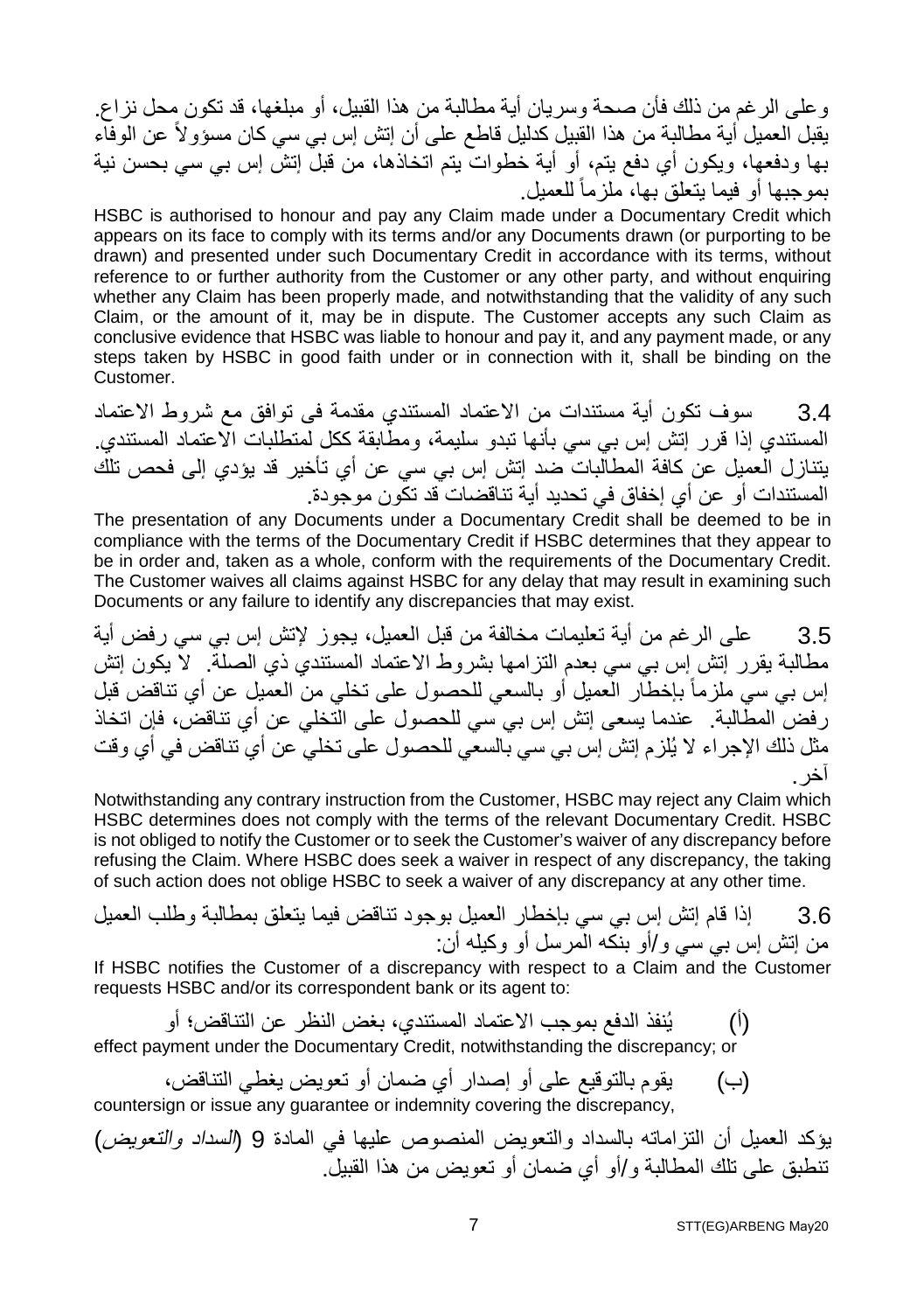وعلى الرغم من ذلك فأن صحة وسريان أية مطالبة من هذا القبيل، أو مبلغها، قد تكون محل نزاع. يقبل العميل أية مطالبة من هذا القبيل كدليل قاطع على أن إتش إس بي سي كان مسؤولاً عن الوفاء بها ودفعها، ويكون أي دفع يتم، أو أية خطوات يتم اتخاذها، من قبل إتش إس بي سي بحسن نية بموجبها أو فيما يتعلق بها، ملزماً للعميل.

HSBC is authorised to honour and pay any Claim made under a Documentary Credit which appears on its face to comply with its terms and/or any Documents drawn (or purporting to be drawn) and presented under such Documentary Credit in accordance with its terms, without reference to or further authority from the Customer or any other party, and without enquiring whether any Claim has been properly made, and notwithstanding that the validity of any such Claim, or the amount of it, may be in dispute. The Customer accepts any such Claim as conclusive evidence that HSBC was liable to honour and pay it, and any payment made, or any steps taken by HSBC in good faith under or in connection with it, shall be binding on the Customer.

3.4 سوف تكون أية مستندات من الاعتماد المستندي مقدمة فى توافق مع شروط الاعتماد المستندي إذا قرر إتش إس بي سي بأنها تبدو سليمة، ومطابقة ككل لمتطلبات الاعتماد المستندي. يتنازل العميل عن كافة المطالبات ضد إتش إس بي سي عن أي تأخير قد يؤدي إلى فحص تلك المستندات أو عن أي إخفاق في تحديد أية تناقضات قد تكون موجودة.

The presentation of any Documents under a Documentary Credit shall be deemed to be in compliance with the terms of the Documentary Credit if HSBC determines that they appear to be in order and, taken as a whole, conform with the requirements of the Documentary Credit. The Customer waives all claims against HSBC for any delay that may result in examining such Documents or any failure to identify any discrepancies that may exist.

3.5 على الرغم من أية تعليمات مخالفة من قبل العميل، يجوز لإتش إس بي سي رفض أية مطالبة يقرر إتش إس بي سي بعدم التزامها بشروط الاعتماد المستندي ذي الصلة. لا يكون إتش إس بي سي ملزماً بإخطار العميل أو بالسعي للحصول على تخلي من العميل عن أي تناقض قبل رفض المطالبة. عندما يسعى إتش إس بي سي للحصول على التخلي عن أي تناقض، فإن اتخاذ مثل ذلك الإجراء لا يُلزم إتش إس بي سي بالسعي للحصول على تخلي عن أي تناقض في أي وقت آخر.

Notwithstanding any contrary instruction from the Customer, HSBC may reject any Claim which HSBC determines does not comply with the terms of the relevant Documentary Credit. HSBC is not obliged to notify the Customer or to seek the Customer's waiver of any discrepancy before refusing the Claim. Where HSBC does seek a waiver in respect of any discrepancy, the taking of such action does not oblige HSBC to seek a waiver of any discrepancy at any other time.

3.6 إذا قام إتش إس بي سي بإخطار العميل بوجود تناقض فيما يتعلق بمطالبة وطلب العميل من إتش إس بي سي و/أو بنكه المرسل أو وكيله أن:

If HSBC notifies the Customer of a discrepancy with respect to a Claim and the Customer requests HSBC and/or its correspondent bank or its agent to:

(أ) يُنفذ الدفع بموجب الاعتماد المستندي، بغض النظر عن التناقض؛ أو

effect payment under the Documentary Credit, notwithstanding the discrepancy; or

(ب) يقوم بالتوقيع على أو إصدار أي ضمان أو تعويض يغطي التناقض،

countersign or issue any guarantee or indemnity covering the discrepancy,

يؤكد العميل أن التزاماته بالسداد والتعويض المنصوص عليها في المادة 9 (*السداد والتعويض*) تنطبق على تلك المطالبة و/أو أي ضمان أو تعويض من هذا القبيل.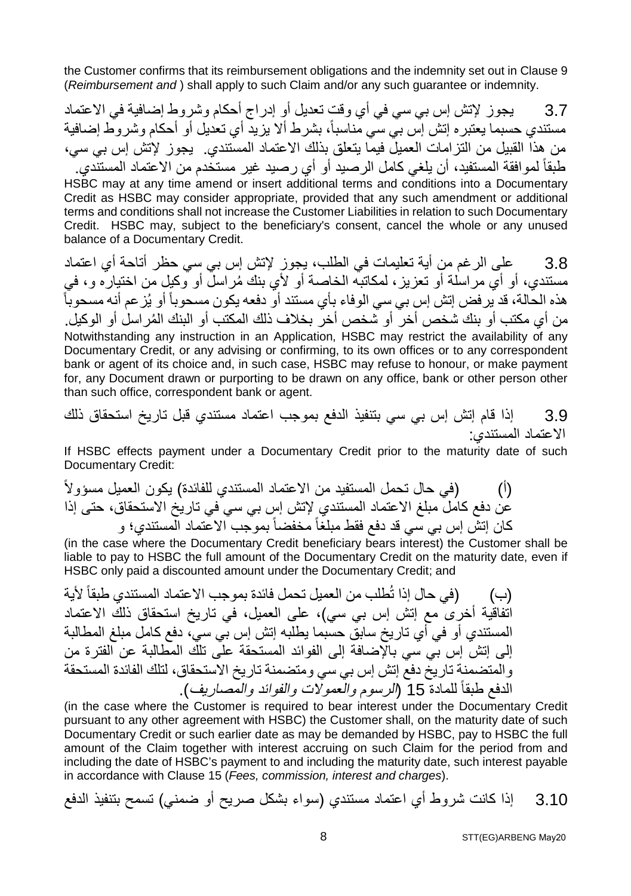the Customer confirms that its reimbursement obligations and the indemnity set out in Clause 9 (*Reimbursement and* ) shall apply to such Claim and/or any such guarantee or indemnity.

3.7 يجوز لإتش إس بي سي في أي وقت تعديل أو إدراج أحكام وشروط إضافية في الاعتماد مستندي حسبما يعتبره إتش إس بي سي مناسباً، بشرط ألا يزيد أي تعديل أو أحكام وشروط إضافية من هذا القبيل من التزامات العميل فيما يتعلق بذلك الاعتماد المستندي. يجوز لإتش إس بي سي، طبقاً لموافقة المستفيد، أن يلغي كامل الرصيد أو أي رصيد غير مستخدم من الاعتماد المستندي.

HSBC may at any time amend or insert additional terms and conditions into a Documentary Credit as HSBC may consider appropriate, provided that any such amendment or additional terms and conditions shall not increase the Customer Liabilities in relation to such Documentary Credit. HSBC may, subject to the beneficiary's consent, cancel the whole or any unused balance of a Documentary Credit.

3.8 على الرغم من أية تعليمات في الطلب، يجوز لإتش إس بي سي حظر أتاحة أي اعتماد مستندي، أو أي مراسلة أو تعزيز، لمكاتبه الخاصة أو لأي بنك مُراسل أو وكيل من اختياره و، في هذه الحالة، قد يرفض إتش إس بي سي الوفاء بأي مستند أو دفعه يكون مسحوباً أو يُزعم أنه مسحوباً من أي مكتب أو بنك شخص آخر أو شخص آخر بخلاف ذلك المكتب أو البنك المُراسل أو الوكيل.

Notwithstanding any instruction in an Application, HSBC may restrict the availability of any Documentary Credit, or any advising or confirming, to its own offices or to any correspondent bank or agent of its choice and, in such case, HSBC may refuse to honour, or make payment for, any Document drawn or purporting to be drawn on any office, bank or other person other than such office, correspondent bank or agent.

3.9 إذا قام إتش إس بي سي بتنفيذ الدفع بموجب اعتماد مستندي قبل تاريخ استحقاق ذلك الاعتماد المستندي:

If HSBC effects payment under a Documentary Credit prior to the maturity date of such Documentary Credit:

(أ) (في حال تحمل المستفيد من الاعتماد المستندي للفائدة) يكون العميل مسؤولاً عن دفع كامل مبلغ الاعتماد المستندي لإتش إس بي سي في تاريخ الاستحقاق، حتى إذا كان إتش إس بي سي قد دفع فقط مبلغاً مخفضاً بموجب الاعتماد المستندي؛ و

(in the case where the Documentary Credit beneficiary bears interest) the Customer shall be liable to pay to HSBC the full amount of the Documentary Credit on the maturity date, even if HSBC only paid a discounted amount under the Documentary Credit; and

(ب) (في حال إذا تُطلب من العميل تحمل فائدة بموجب الاعتماد المستندي طبقاً لأية اتفاقية أخرى مع إتش إس بي سي)، على العميل، في تاريخ استحقاق ذلك الاعتماد المستندي أو في أي تاريخ سابق حسبما يطلبه إتش إس بي سي، دفع كامل مبلغ المطالبة إلى إتش إس بي سي بالإضافة إلى الفوائد المستحقة على تلك المطالبة عن الفترة من والمتضمنة تاريخ دفع إتش إس بي سي ومتضمنة تاريخ الاستحقاق، لتلك الفائدة المستحقة الدفع طبقاً للمادة 15 (*الرسوم والعمولات والفوائد والمصاريف*).

(in the case where the Customer is required to bear interest under the Documentary Credit pursuant to any other agreement with HSBC) the Customer shall, on the maturity date of such Documentary Credit or such earlier date as may be demanded by HSBC, pay to HSBC the full amount of the Claim together with interest accruing on such Claim for the period from and including the date of HSBC's payment to and including the maturity date, such interest payable in accordance with Clause 15 (*Fees, commission, interest and charges*).

3.10 إذا كانت شروط أي اعتماد مستندي (سواء بشكل صريح أو ضمني) تسمح بتنفيذ الدفع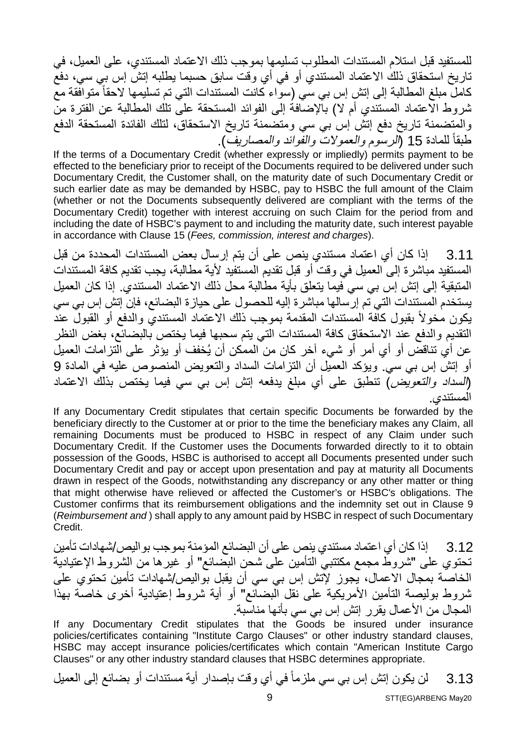للمستفيد قبل استلام المستندات المطلوب تسليمها بموجب ذلك الاعتماد المستندي، على العميل، في تاريخ استحقاق ذلك الاعتماد المستندي أو في أي وقت سابق حسبما يطلبه إتش إس بي سي، دفع كامل مبلغ المطالبة إلى إتش إس بي سي (سواء كانت المستندات التي تم تسليمها لاحقاً متوافقة مع شروط الاعتماد المستندي أم لا) بالإضافة إلى الفوائد المستحقة على تلك المطالبة عن الفترة من والمتضمنة تاريخ دفع إتش إس بي سي ومتضمنة تاريخ الاستحقاق، لتلك الفائدة المستحقة الدفع طبقاً للمادة 15 (*الرسوم والعمولات والفوائد والمصاريف*).

If the terms of a Documentary Credit (whether expressly or impliedly) permits payment to be effected to the beneficiary prior to receipt of the Documents required to be delivered under such Documentary Credit, the Customer shall, on the maturity date of such Documentary Credit or such earlier date as may be demanded by HSBC, pay to HSBC the full amount of the Claim (whether or not the Documents subsequently delivered are compliant with the terms of the Documentary Credit) together with interest accruing on such Claim for the period from and including the date of HSBC's payment to and including the maturity date, such interest payable in accordance with Clause 15 (*Fees, commission, interest and charges*).

3.11 إذا كان أي اعتماد مستندي ينص على أن يتم إرسال بعض المستندات المحددة من قبل المستفيد مباشرة إلى العميل في وقت أو قبل تقديم المستفيد لأية مطالبة، يجب تقديم كافة المستندات المتبقية إلى إتش إس بي سي فيما يتعلق بأية مطالبة محل ذلك الاعتماد المستندي. إذا كان العميل يستخدم المستندات التي تم إرسالها مباشرة إليه للحصول على حيازة البضائع، فإن إتش إس بي سي يكون مخولاً بقبول كافة المستندات المقدمة بموجب ذلك الاعتماد المستندي والدفع أو القبول عند التقديم والدفع عند الاستحقاق كافة المستندات التي يتم سحبها فيما يختص بالبضائع، بغض النظر عن أي تناقض أو أي أمر أو شيء آخر كان من الممكن أن يُخفف أو يؤثر على التزامات العميل أو إتش إس بي سي. ويؤكد العميل أن التزامات السداد والتعويض المنصوص عليه في المادة 9 (*السداد والتعويض*) تنطبق على أي مبلغ يدفعه إتش إس بي سي فيما يختص بذلك الاعتماد المستندي.

If any Documentary Credit stipulates that certain specific Documents be forwarded by the beneficiary directly to the Customer at or prior to the time the beneficiary makes any Claim, all remaining Documents must be produced to HSBC in respect of any Claim under such Documentary Credit. If the Customer uses the Documents forwarded directly to it to obtain possession of the Goods, HSBC is authorised to accept all Documents presented under such Documentary Credit and pay or accept upon presentation and pay at maturity all Documents drawn in respect of the Goods, notwithstanding any discrepancy or any other matter or thing that might otherwise have relieved or affected the Customer's or HSBC's obligations. The Customer confirms that its reimbursement obligations and the indemnity set out in Clause 9 (*Reimbursement and* ) shall apply to any amount paid by HSBC in respect of such Documentary Credit.

3.12 إذا كان أي اعتماد مستندي ينص على أن البضائع المؤمنة بموجب بواليص/شهادات تأمين تحتوي على "شروط مجمع مكتتبي التأمين على شحن البضائع" أو غيرها من الشروط الإعتيادية الخاصة بمجال الاعمال، يجوز لإتش إس بي سي أن يقبل بواليص/شهادات تأمين تحتوي على شروط بوليصة التأمين الأمريكية على نقل البضائع" أو أية شروط إعتيادية أخرى خاصة بهذا المجال من الأعمال يقرر إتش إس بي سي بأنها مناسبة.

If any Documentary Credit stipulates that the Goods be insured under insurance policies/certificates containing "Institute Cargo Clauses" or other industry standard clauses, HSBC may accept insurance policies/certificates which contain "American Institute Cargo Clauses" or any other industry standard clauses that HSBC determines appropriate.

3.13 لن يكون إتش إس بي سي ملزماً في أي وقت بإصدار أية مستندات أو بضائع إلى العميل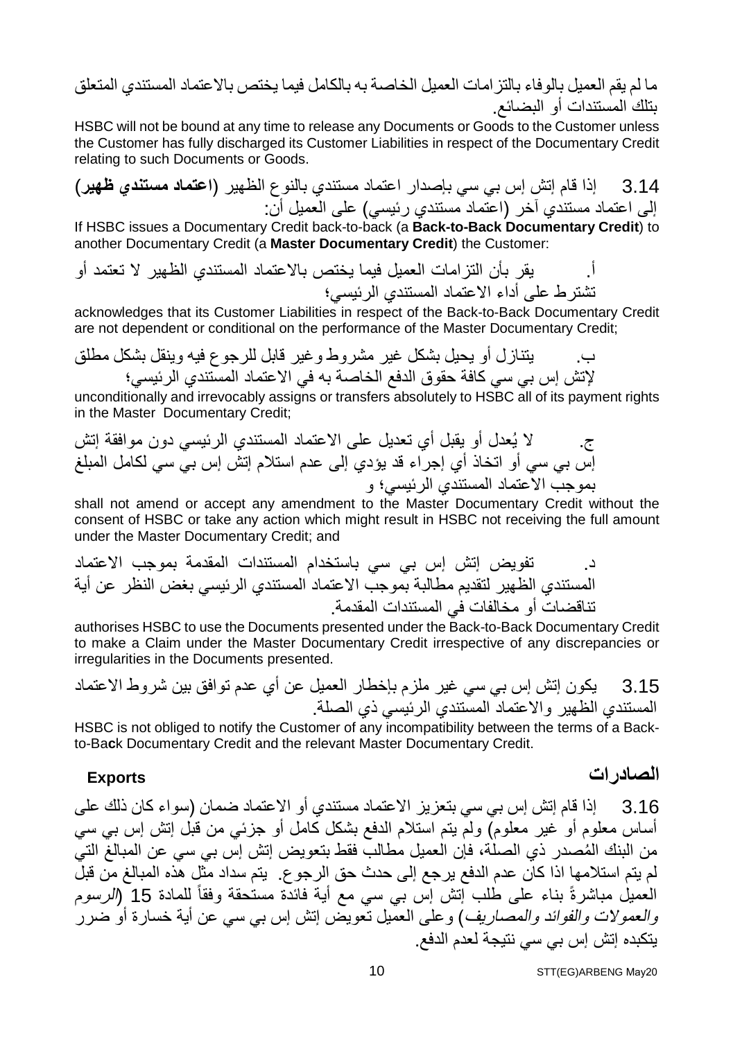ما لم يقم العميل بالوفاء بالتزامات العميل الخاصة به بالكامل فيما يختص بالاعتماد المستندي المتعلق بتلك المستندات أو البضائع.

HSBC will not be bound at any time to release any Documents or Goods to the Customer unless the Customer has fully discharged its Customer Liabilities in respect of the Documentary Credit relating to such Documents or Goods.

3.14 إذا قام إتش إس بي سي بإصدار اعتماد مستندي بالنوع الظهير (**اعتماد مستندي ظهير**) إلى اعتماد مستندي آخر (اعتماد مستندي رئيسي) على العميل أن:

If HSBC issues a Documentary Credit back-to-back (a **Back-to-Back Documentary Credit**) to another Documentary Credit (a **Master Documentary Credit**) the Customer:

أ. يقر بأن التزامات العميل فيما يختص بالاعتماد المستندي الظهير لا تعتمد أو تشترط على أداء الاعتماد المستندي الرئيسي؛

acknowledges that its Customer Liabilities in respect of the Back-to-Back Documentary Credit are not dependent or conditional on the performance of the Master Documentary Credit;

ب. يتنازل أو يحيل بشكل غير مشروط وغير قابل للرجوع فيه وينقل بشكل مطلق لإتش إس بي سي كافة حقوق الدفع الخاصة به في الاعتماد المستندي الرئيسي؛

unconditionally and irrevocably assigns or transfers absolutely to HSBC all of its payment rights in the Master Documentary Credit;

ج. لا يُعدل أو يقبل أي تعديل على الاعتماد المستندي الرئيسي دون موافقة إتش إس بي سي أو اتخاذ أي إجراء قد يؤدي إلى عدم استلام إتش إس بي سي لكامل المبلغ بموجب الاعتماد المستندي الرئيسي؛ و

shall not amend or accept any amendment to the Master Documentary Credit without the consent of HSBC or take any action which might result in HSBC not receiving the full amount under the Master Documentary Credit; and

د. تفويض إتش إس بي سي باستخدام المستندات المقدمة بموجب الاعتماد المستندي الظهير لتقديم مطالبة بموجب الاعتماد المستندي الرئيسي بغض النظر عن أية تناقضات أو مخالفات في المستندات المقدمة.

authorises HSBC to use the Documents presented under the Back-to-Back Documentary Credit to make a Claim under the Master Documentary Credit irrespective of any discrepancies or irregularities in the Documents presented.

3.15 يكون إتش إس بي سي غير ملزم بإخطار العميل عن أي عدم توافق بين شروط الاعتماد المستندي الظهير والاعتماد المستندي الرئيسي ذي الصلة.

HSBC is not obliged to notify the Customer of any incompatibility between the terms of a Back-to-Back Documentary Credit and the relevant Master Documentary Credit.

## الصادرات Exports

3.16 إذا قام إتش إس بي سي بتعزيز الاعتماد مستندي أو الاعتماد ضمان (سواء كان ذلك على أساس معلوم أو غير معلوم) ولم يتم استلام الدفع بشكل كامل أو جزئي من قبل إتش إس بي سي من البنك المُصدر ذي الصلة، فإن العميل مطالب فقط بتعويض إتش إس بي سي عن المبالغ التي لم يتم استلامها اذا كان عدم الدفع يرجع إلى حدث حق الرجوع. يتم سداد مثل هذه المبالغ من قبل العميل مباشرةً بناء على طلب إتش إس بي سي مع أية فائدة مستحقة وفقاً للمادة 15 (*الرسوم والعمولات والفوائد والمصاريف*) وعلى العميل تعويض إتش إس بي سي عن أية خسارة أو ضرر يتكبده إتش إس بي سي نتيجة لعدم الدفع.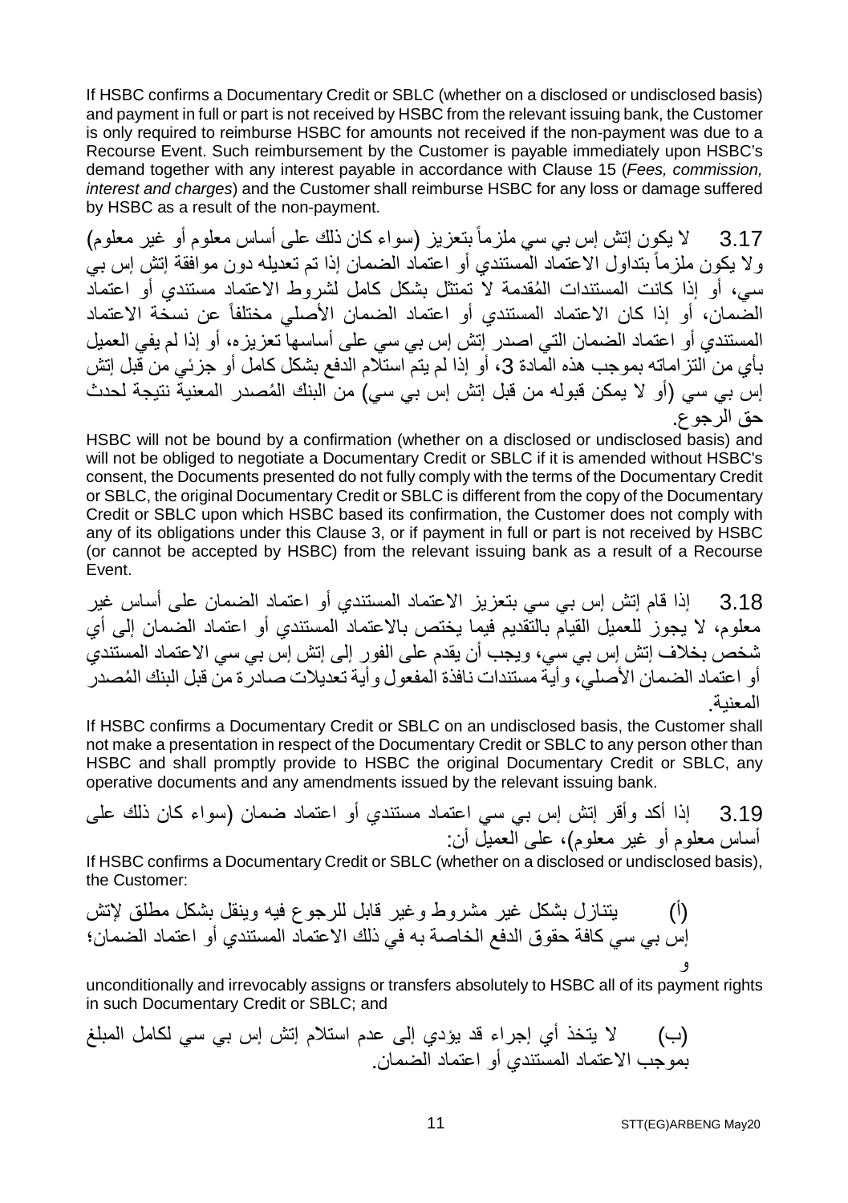If HSBC confirms a Documentary Credit or SBLC (whether on a disclosed or undisclosed basis) and payment in full or part is not received by HSBC from the relevant issuing bank, the Customer is only required to reimburse HSBC for amounts not received if the non-payment was due to a Recourse Event. Such reimbursement by the Customer is payable immediately upon HSBC's demand together with any interest payable in accordance with Clause 15 (*Fees, commission, interest and charges*) and the Customer shall reimburse HSBC for any loss or damage suffered by HSBC as a result of the non-payment.

3.17 لا يكون إتش إس بي سي ملزماً بتعزيز (سواء كان ذلك على أساس معلوم أو غير معلوم) ولا يكون ملزماً بتداول الاعتماد المستندي أو اعتماد الضمان إذا تم تعديله دون موافقة إتش إس بي سي، أو إذا كانت المستندات المُقدمة لا تمتثل بشكل كامل لشروط الاعتماد مستندي أو اعتماد الضمان، أو إذا كان الاعتماد المستندي أو اعتماد الضمان الأصلي مختلفاً عن نسخة الاعتماد المستندي أو اعتماد الضمان التي اصدر إتش إس بي سي على أساسها تعزيزه، أو إذا لم يفي العميل بأي من التزاماته بموجب هذه المادة 3، أو إذا لم يتم استلام الدفع بشكل كامل أو جزئي من قبل إتش إس بي سي (أو لا يمكن قبوله من قبل إتش إس بي سي) من البنك المُصدر المعنية نتيجة لحدث حق الرجوع.

HSBC will not be bound by a confirmation (whether on a disclosed or undisclosed basis) and will not be obliged to negotiate a Documentary Credit or SBLC if it is amended without HSBC's consent, the Documents presented do not fully comply with the terms of the Documentary Credit or SBLC, the original Documentary Credit or SBLC is different from the copy of the Documentary Credit or SBLC upon which HSBC based its confirmation, the Customer does not comply with any of its obligations under this Clause 3, or if payment in full or part is not received by HSBC (or cannot be accepted by HSBC) from the relevant issuing bank as a result of a Recourse Event.

3.18 إذا قام إتش إس بي سي بتعزيز الاعتماد المستندي أو اعتماد الضمان على أساس غير معلوم، لا يجوز للعميل القيام بالتقديم فيما يختص بالاعتماد المستندي أو اعتماد الضمان إلى أي شخص بخلاف إتش إس بي سي، ويجب أن يقدم على الفور إلى إتش إس بي سي الاعتماد المستندي أو اعتماد الضمان الأصلي، وأية مستندات نافذة المفعول وأية تعديلات صادرة من قبل البنك المُصدر المعنية.

If HSBC confirms a Documentary Credit or SBLC on an undisclosed basis, the Customer shall not make a presentation in respect of the Documentary Credit or SBLC to any person other than HSBC and shall promptly provide to HSBC the original Documentary Credit or SBLC, any operative documents and any amendments issued by the relevant issuing bank.

3.19 إذا أكد وأقر إتش إس بي سي اعتماد مستندي أو اعتماد ضمان (سواء كان ذلك على أساس معلوم أو غير معلوم)، على العميل أن:

If HSBC confirms a Documentary Credit or SBLC (whether on a disclosed or undisclosed basis), the Customer:

(أ) يتنازل بشكل غير مشروط وغير قابل للرجوع فيه وينقل بشكل مطلق لإتش إس بي سي كافة حقوق الدفع الخاصة به في ذلك الاعتماد المستندي أو اعتماد الضمان؛ و

unconditionally and irrevocably assigns or transfers absolutely to HSBC all of its payment rights in such Documentary Credit or SBLC; and

(ب) لا يتخذ أي إجراء قد يؤدي إلى عدم استلام إتش إس بي سي لكامل المبلغ بموجب الاعتماد المستندي أو اعتماد الضمان.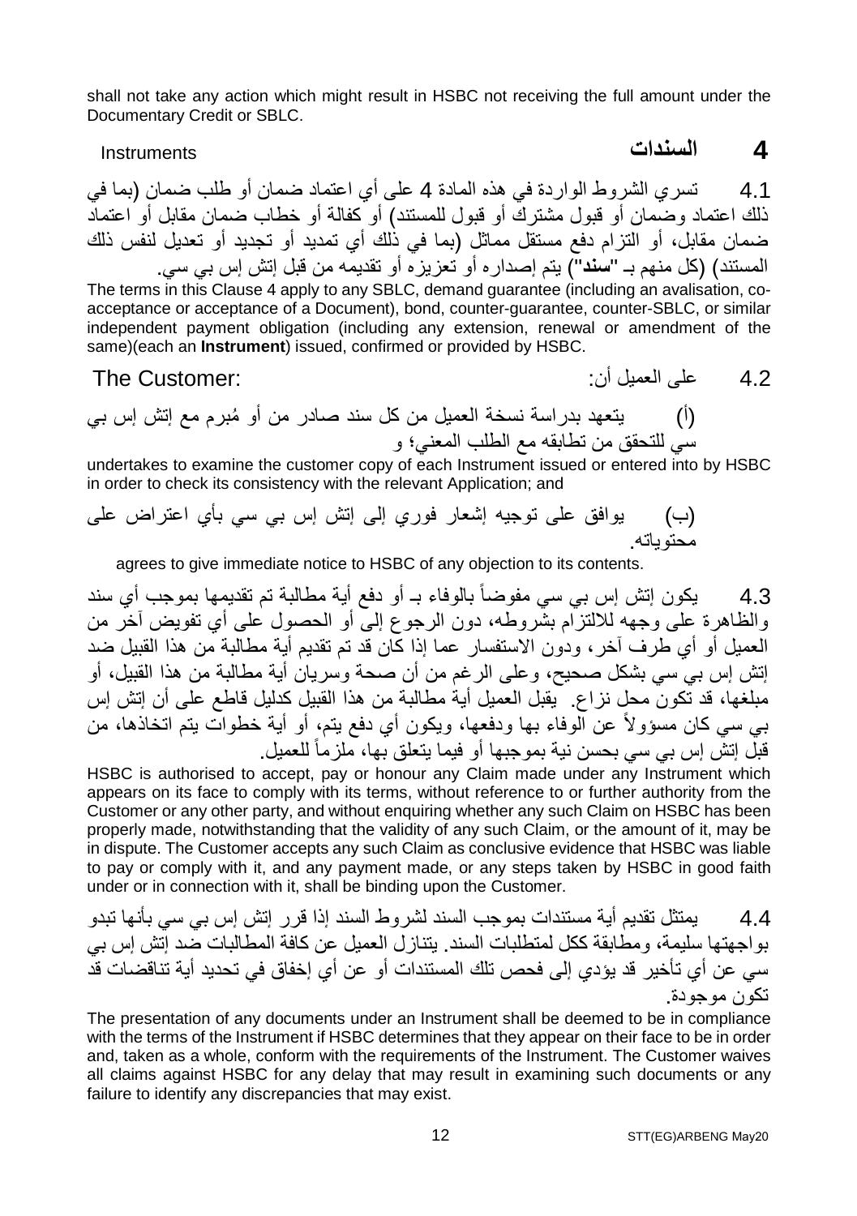shall not take any action which might result in HSBC not receiving the full amount under the Documentary Credit or SBLC.

## 4 السندات Instruments

4.1 تسري الشروط الواردة في هذه المادة 4 على أي اعتماد ضمان أو طلب ضمان (بما في ذلك اعتماد وضمان أو قبول مشترك أو قبول للمستند) أو كفالة أو خطاب ضمان مقابل أو اعتماد ضمان مقابل، أو التزام دفع مستقل مماثل (بما في ذلك أي تمديد أو تجديد أو تعديل لنفس ذلك المستند) (كل منهم بـ **"سند"**) يتم إصداره أو تعزيزه أو تقديمه من قبل إتش إس بي سي.

The terms in this Clause 4 apply to any SBLC, demand guarantee (including an avalisation, co-acceptance or acceptance of a Document), bond, counter-guarantee, counter-SBLC, or similar independent payment obligation (including any extension, renewal or amendment of the same)(each an **Instrument**) issued, confirmed or provided by HSBC.

4.2 على العميل أن: The Customer:

(أ) يتعهد بدراسة نسخة العميل من كل سند صادر من أو مُبرم مع إتش إس بي سي للتحقق من تطابقه مع الطلب المعني؛ و

undertakes to examine the customer copy of each Instrument issued or entered into by HSBC in order to check its consistency with the relevant Application; and

(ب) يوافق على توجيه إشعار فوري إلى إتش إس بي سي بأي اعتراض على محتوياته.

agrees to give immediate notice to HSBC of any objection to its contents.

4.3 يكون إتش إس بي سي مفوضاً بالوفاء بـ أو دفع أية مطالبة تم تقديمها بموجب أي سند والظاهرة على وجهه للالتزام بشروطه، دون الرجوع إلى أو الحصول على أي تفويض آخر من العميل أو أي طرف آخر، ودون الاستفسار عما إذا كان قد تم تقديم أية مطالبة من هذا القبيل ضد إتش إس بي سي بشكل صحيح، وعلى الرغم من أن صحة وسريان أية مطالبة من هذا القبيل، أو مبلغها، قد تكون محل نزاع. يقبل العميل أية مطالبة من هذا القبيل كدليل قاطع على أن إتش إس بي سي كان مسؤولاً عن الوفاء بها ودفعها، ويكون أي دفع يتم، أو أية خطوات يتم اتخاذها، من قبل إتش إس بي سي بحسن نية بموجبها أو فيما يتعلق بها، ملزماً للعميل.

HSBC is authorised to accept, pay or honour any Claim made under any Instrument which appears on its face to comply with its terms, without reference to or further authority from the Customer or any other party, and without enquiring whether any such Claim on HSBC has been properly made, notwithstanding that the validity of any such Claim, or the amount of it, may be in dispute. The Customer accepts any such Claim as conclusive evidence that HSBC was liable to pay or comply with it, and any payment made, or any steps taken by HSBC in good faith under or in connection with it, shall be binding upon the Customer.

4.4 يمتثل تقديم أية مستندات بموجب السند لشروط السند إذا قرر إتش إس بي سي بأنها تبدو بواجهتها سليمة، ومطابقة ككل لمتطلبات السند. يتنازل العميل عن كافة المطالبات ضد إتش إس بي سي عن أي تأخير قد يؤدي إلى فحص تلك المستندات أو عن أي إخفاق في تحديد أية تناقضات قد تكون موجودة.

The presentation of any documents under an Instrument shall be deemed to be in compliance with the terms of the Instrument if HSBC determines that they appear on their face to be in order and, taken as a whole, conform with the requirements of the Instrument. The Customer waives all claims against HSBC for any delay that may result in examining such documents or any failure to identify any discrepancies that may exist.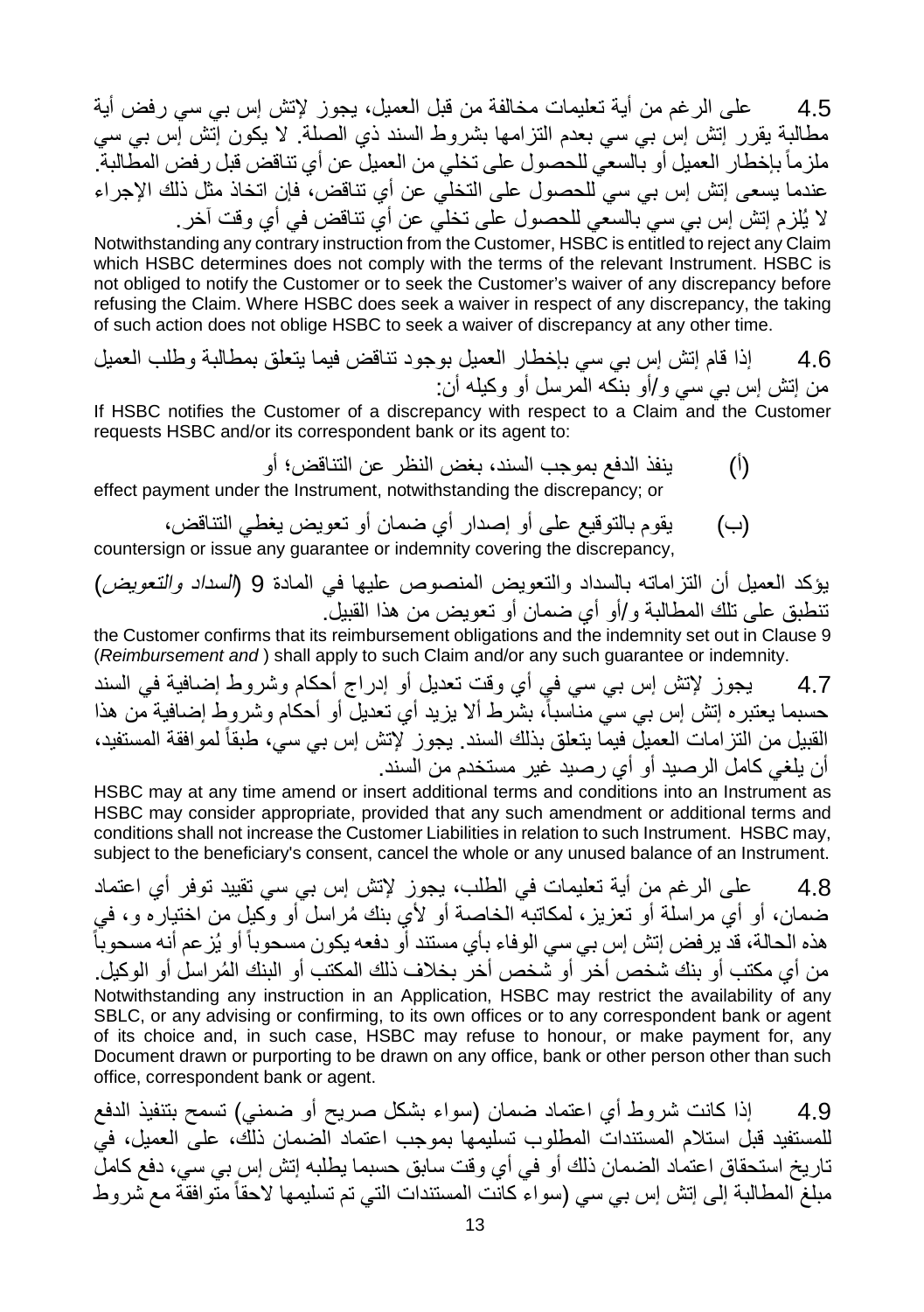4.5 على الرغم من أية تعليمات مخالفة من قبل العميل، يجوز لإتش إس بي سي رفض أية مطالبة يقرر إتش إس بي سي بعدم التزامها بشروط السند ذي الصلة. لا يكون إتش إس بي سي ملزماً بإخطار العميل أو بالسعي للحصول على تخلي من العميل عن أي تناقض قبل رفض المطالبة. عندما يسعى إتش إس بي سي للحصول على التخلي عن أي تناقض، فإن اتخاذ مثل ذلك الإجراء لا يُلزم إتش إس بي سي بالسعي للحصول على تخلي عن أي تناقض في أي وقت آخر.

Notwithstanding any contrary instruction from the Customer, HSBC is entitled to reject any Claim which HSBC determines does not comply with the terms of the relevant Instrument. HSBC is not obliged to notify the Customer or to seek the Customer's waiver of any discrepancy before refusing the Claim. Where HSBC does seek a waiver in respect of any discrepancy, the taking of such action does not oblige HSBC to seek a waiver of discrepancy at any other time.

4.6 إذا قام إتش إس بي سي بإخطار العميل بوجود تناقض فيما يتعلق بمطالبة وطلب العميل من إتش إس بي سي و/أو بنكه المرسل أو وكيله أن:

If HSBC notifies the Customer of a discrepancy with respect to a Claim and the Customer requests HSBC and/or its correspondent bank or its agent to:

(أ) ينفذ الدفع بموجب السند، بغض النظر عن التناقض؛ أو

effect payment under the Instrument, notwithstanding the discrepancy; or

(ب) يقوم بالتوقيع على أو إصدار أي ضمان أو تعويض يغطي التناقض،

countersign or issue any guarantee or indemnity covering the discrepancy,

يؤكد العميل أن التزاماته بالسداد والتعويض المنصوص عليها في المادة 9 (*السداد والتعويض*) تنطبق على تلك المطالبة و/أو أي ضمان أو تعويض من هذا القبيل.

the Customer confirms that its reimbursement obligations and the indemnity set out in Clause 9 (*Reimbursement and* ) shall apply to such Claim and/or any such guarantee or indemnity.

4.7 يجوز لإتش إس بي سي في أي وقت تعديل أو إدراج أحكام وشروط إضافية في السند حسبما يعتبره إتش إس بي سي مناسباً، بشرط ألا يزيد أي تعديل أو أحكام وشروط إضافية من هذا القبيل من التزامات العميل فيما يتعلق بذلك السند. يجوز لإتش إس بي سي، طبقاً لموافقة المستفيد، أن يلغي كامل الرصيد أو أي رصيد غير مستخدم من السند.

HSBC may at any time amend or insert additional terms and conditions into an Instrument as HSBC may consider appropriate, provided that any such amendment or additional terms and conditions shall not increase the Customer Liabilities in relation to such Instrument. HSBC may, subject to the beneficiary's consent, cancel the whole or any unused balance of an Instrument.

4.8 على الرغم من أية تعليمات في الطلب، يجوز لإتش إس بي سي تقييد توفر أي اعتماد ضمان، أو أي مراسلة أو تعزيز، لمكاتبه الخاصة أو لأي بنك مُراسل أو وكيل من اختياره و، في هذه الحالة، قد يرفض إتش إس بي سي الوفاء بأي مستند أو دفعه يكون مسحوباً أو يُزعم أنه مسحوباً من أي مكتب أو بنك شخص آخر أو شخص آخر بخلاف ذلك المكتب أو البنك المُراسل أو الوكيل.

Notwithstanding any instruction in an Application, HSBC may restrict the availability of any SBLC, or any advising or confirming, to its own offices or to any correspondent bank or agent of its choice and, in such case, HSBC may refuse to honour, or make payment for, any Document drawn or purporting to be drawn on any office, bank or other person other than such office, correspondent bank or agent.

4.9 إذا كانت شروط أي اعتماد ضمان (سواء بشكل صريح أو ضمني) تسمح بتنفيذ الدفع للمستفيد قبل استلام المستندات المطلوب تسليمها بموجب اعتماد الضمان ذلك، على العميل، في تاريخ استحقاق اعتماد الضمان ذلك أو في أي وقت سابق حسبما يطلبه إتش إس بي سي، دفع كامل مبلغ المطالبة إلى إتش إس بي سي (سواء كانت المستندات التي تم تسليمها لاحقاً متوافقة مع شروط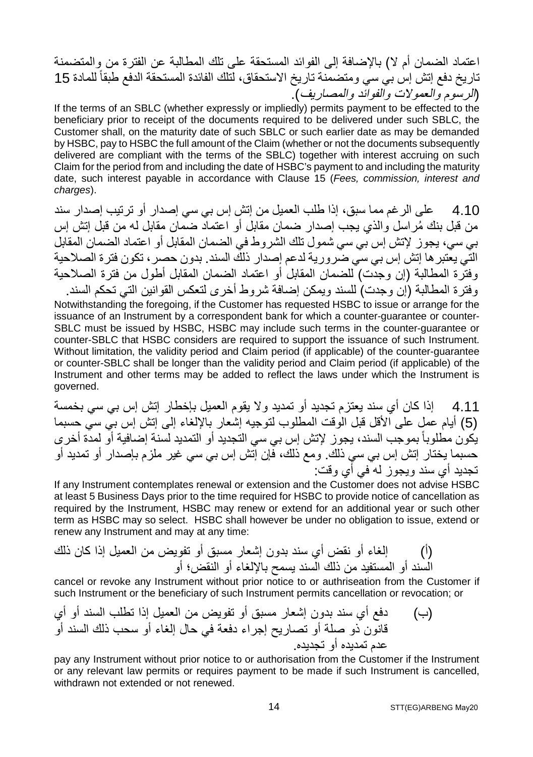اعتماد الضمان أم لا) بالإضافة إلى الفوائد المستحقة على تلك المطالبة عن الفترة من والمتضمنة تاريخ دفع إتش إس بي سي ومتضمنة تاريخ الاستحقاق، لتلك الفائدة المستحقة الدفع طبقاً للمادة 15 (*الرسوم والعمولات والفوائد والمصاريف*).

If the terms of an SBLC (whether expressly or impliedly) permits payment to be effected to the beneficiary prior to receipt of the documents required to be delivered under such SBLC, the Customer shall, on the maturity date of such SBLC or such earlier date as may be demanded by HSBC, pay to HSBC the full amount of the Claim (whether or not the documents subsequently delivered are compliant with the terms of the SBLC) together with interest accruing on such Claim for the period from and including the date of HSBC's payment to and including the maturity date, such interest payable in accordance with Clause 15 (*Fees, commission, interest and charges*).

4.10 على الرغم مما سبق، إذا طلب العميل من إتش إس بي سي إصدار أو ترتيب إصدار سند من قبل بنك مُراسل والذي يجب إصدار ضمان مقابل أو اعتماد ضمان مقابل له من قبل إتش إس بي سي، يجوز لإتش إس بي سي شمول تلك الشروط في الضمان المقابل أو اعتماد الضمان المقابل التي يعتبرها إتش إس بي سي ضرورية لدعم إصدار ذلك السند. بدون حصر، تكون فترة الصلاحية وفترة المطالبة (إن وجدت) للضمان المقابل أو اعتماد الضمان المقابل أطول من فترة الصلاحية وفترة المطالبة (إن وجدت) للسند ويمكن إضافة شروط أخرى لتعكس القوانين التي تحكم السند.

Notwithstanding the foregoing, if the Customer has requested HSBC to issue or arrange for the issuance of an Instrument by a correspondent bank for which a counter-guarantee or counter-SBLC must be issued by HSBC, HSBC may include such terms in the counter-guarantee or counter-SBLC that HSBC considers are required to support the issuance of such Instrument. Without limitation, the validity period and Claim period (if applicable) of the counter-guarantee or counter-SBLC shall be longer than the validity period and Claim period (if applicable) of the Instrument and other terms may be added to reflect the laws under which the Instrument is governed.

4.11 إذا كان أي سند يعتزم تجديد أو تمديد ولا يقوم العميل بإخطار إتش إس بي سي بخمسة (5) أيام عمل على الأقل قبل الوقت المطلوب لتوجيه إشعار بالإلغاء إلى إتش إس بي سي حسبما يكون مطلوباً بموجب السند، يجوز لإتش إس بي سي التجديد أو التمديد لسنة إضافية أو لمدة أخرى حسبما يختار إتش إس بي سي ذلك. ومع ذلك، فإن إتش إس بي سي غير ملزم بإصدار أو تمديد أو تجديد أي سند ويجوز له في أي وقت:

If any Instrument contemplates renewal or extension and the Customer does not advise HSBC at least 5 Business Days prior to the time required for HSBC to provide notice of cancellation as required by the Instrument, HSBC may renew or extend for an additional year or such other term as HSBC may so select. HSBC shall however be under no obligation to issue, extend or renew any Instrument and may at any time:

(أ) إلغاء أو نقض أي سند بدون إشعار مسبق أو تفويض من العميل إذا كان ذلك السند أو المستفيد من ذلك السند يسمح بالإلغاء أو النقض؛ أو

cancel or revoke any Instrument without prior notice to or authriseation from the Customer if such Instrument or the beneficiary of such Instrument permits cancellation or revocation; or

(ب) دفع أي سند بدون إشعار مسبق أو تفويض من العميل إذا تطلب السند أو أي قانون ذو صلة أو تصاريح إجراء دفعة في حال إلغاء أو سحب ذلك السند أو عدم تمديده أو تجديده.

pay any Instrument without prior notice to or authorisation from the Customer if the Instrument or any relevant law permits or requires payment to be made if such Instrument is cancelled, withdrawn not extended or not renewed.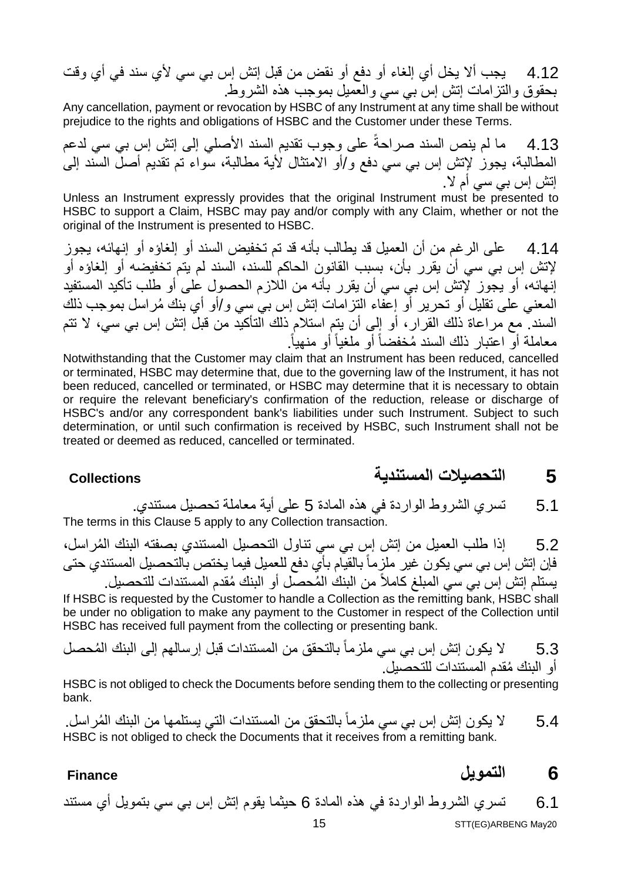4.12 يجب ألا يخل أي إلغاء أو دفع أو نقض من قبل إتش إس بي سي لأي سند في أي وقت بحقوق والتزامات إتش إس بي سي والعميل بموجب هذه الشروط.

Any cancellation, payment or revocation by HSBC of any Instrument at any time shall be without prejudice to the rights and obligations of HSBC and the Customer under these Terms.

4.13 ما لم ينص السند صراحةً على وجوب تقديم السند الأصلي إلى إتش إس بي سي لدعم المطالبة، يجوز لإتش إس بي سي دفع و/أو الامتثال لأية مطالبة، سواء تم تقديم أصل السند إلى إتش إس بي سي أم لا.

Unless an Instrument expressly provides that the original Instrument must be presented to HSBC to support a Claim, HSBC may pay and/or comply with any Claim, whether or not the original of the Instrument is presented to HSBC.

4.14 على الرغم من أن العميل قد يطالب بأنه قد تم تخفيض السند أو إلغاؤه أو إنهائه، يجوز لإتش إس بي سي أن يقرر بأن، بسبب القانون الحاكم للسند، السند لم يتم تخفيضه أو إلغاؤه أو إنهائه، أو يجوز لإتش إس بي سي أن يقرر بأنه من اللازم الحصول على أو طلب تأكيد المستفيد المعني على تقليل أو تحرير أو إعفاء التزامات إتش إس بي سي و/أو أي بنك مُراسل بموجب ذلك السند. مع مراعاة ذلك القرار، أو إلى أن يتم استلام ذلك التأكيد من قبل إتش إس بي سي، لا تتم معاملة أو اعتبار ذلك السند مُخفضاً أو ملغياً أو منهياً.

Notwithstanding that the Customer may claim that an Instrument has been reduced, cancelled or terminated, HSBC may determine that, due to the governing law of the Instrument, it has not been reduced, cancelled or terminated, or HSBC may determine that it is necessary to obtain or require the relevant beneficiary's confirmation of the reduction, release or discharge of HSBC's and/or any correspondent bank's liabilities under such Instrument. Subject to such determination, or until such confirmation is received by HSBC, such Instrument shall not be treated or deemed as reduced, cancelled or terminated.

## 5 التحصيلات المستندية Collections

5.1 تسري الشروط الواردة في هذه المادة 5 على أية معاملة تحصيل مستندي.

The terms in this Clause 5 apply to any Collection transaction.

5.2 إذا طلب العميل من إتش إس بي سي تناول التحصيل المستندي بصفته البنك المُراسل، فإن إتش إس بي سي يكون غير ملزماً بالقيام بأي دفع للعميل فيما يختص بالتحصيل المستندي حتى يستلم إتش إس بي سي المبلغ كاملاً من البنك المُحصل أو البنك مُقدم المستندات للتحصيل.

If HSBC is requested by the Customer to handle a Collection as the remitting bank, HSBC shall be under no obligation to make any payment to the Customer in respect of the Collection until HSBC has received full payment from the collecting or presenting bank.

5.3 لا يكون إتش إس بي سي ملزماً بالتحقق من المستندات قبل إرسالهم إلى البنك المُحصل أو البنك مُقدم المستندات للتحصيل.

HSBC is not obliged to check the Documents before sending them to the collecting or presenting bank.

5.4 لا يكون إتش إس بي سي ملزماً بالتحقق من المستندات التي يستلمها من البنك المُراسل.

HSBC is not obliged to check the Documents that it receives from a remitting bank.

## 6 التمويل Finance

6.1 تسري الشروط الواردة في هذه المادة 6 حيثما يقوم إتش إس بي سي بتمويل أي مستند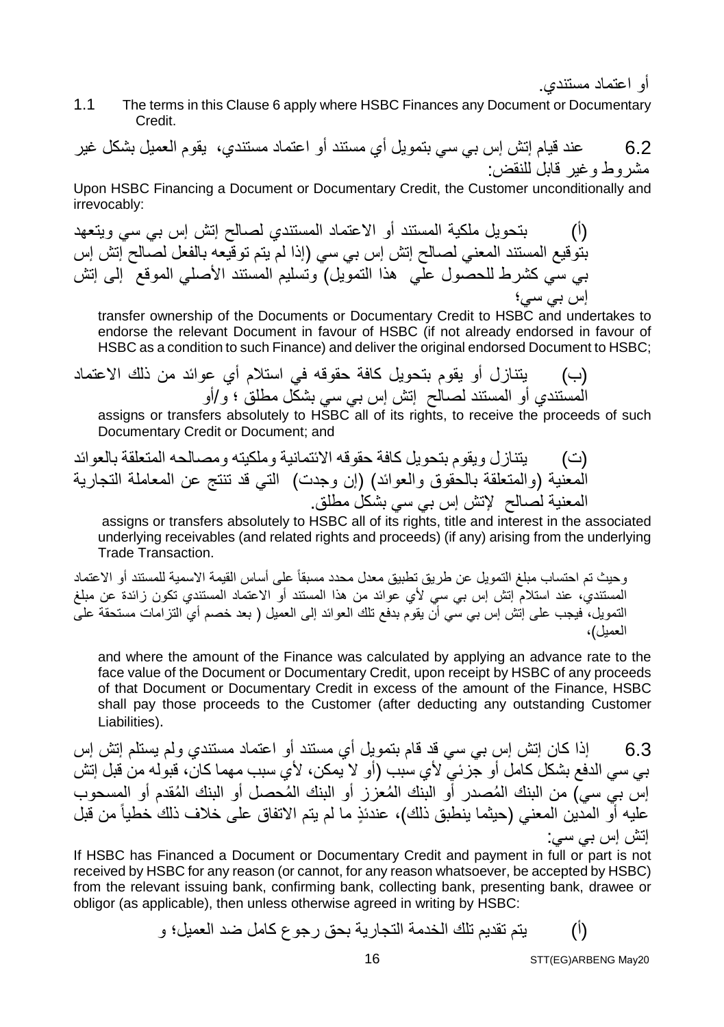أو اعتماد مستندي.

1.1 The terms in this Clause 6 apply where HSBC Finances any Document or Documentary Credit.

6.2 عند قيام إتش إس بي سي بتمويل أي مستند أو اعتماد مستندي، يقوم العميل بشكل غير مشروط وغير قابل للنقض:

Upon HSBC Financing a Document or Documentary Credit, the Customer unconditionally and irrevocably:

(أ) بتحويل ملكية المستند أو الاعتماد المستندي لصالح إتش إس بي سي ويتعهد بتوقيع المستند المعني لصالح إتش إس بي سي (إذا لم يتم توقيعه بالفعل لصالح إتش إس بي سي كشرط للحصول على هذا التمويل) وتسليم المستند الأصلي الموقع إلى إتش إس بي سي؛

transfer ownership of the Documents or Documentary Credit to HSBC and undertakes to endorse the relevant Document in favour of HSBC (if not already endorsed in favour of HSBC as a condition to such Finance) and deliver the original endorsed Document to HSBC;

(ب) يتنازل أو يقوم بتحويل كافة حقوقه في استلام أي عوائد من ذلك الاعتماد المستندي أو المستند لصالح إتش إس بي سي بشكل مطلق ؛ و/أو

assigns or transfers absolutely to HSBC all of its rights, to receive the proceeds of such Documentary Credit or Document; and

(ت) يتنازل ويقوم بتحويل كافة حقوقه الائتمانية وملكيته ومصالحه المتعلقة بالعوائد المعنية (والمتعلقة بالحقوق والعوائد) (إن وجدت) التي قد تنتج عن المعاملة التجارية المعنية لصالح لإتش إس بي سي بشكل مطلق.

assigns or transfers absolutely to HSBC all of its rights, title and interest in the associated underlying receivables (and related rights and proceeds) (if any) arising from the underlying Trade Transaction.

وحيث تم احتساب مبلغ التمويل عن طريق تطبيق معدل محدد مسبقاً على أساس القيمة الاسمية للمستند أو الاعتماد المستندي، عند استلام إتش إس بي سي لأي عوائد من هذا المستند أو الاعتماد المستندي تكون زائدة عن مبلغ التمويل، فيجب على إتش إس بي سي أن يقوم بدفع تلك العوائد إلى العميل ( بعد خصم أي التزامات مستحقة على العميل)،

and where the amount of the Finance was calculated by applying an advance rate to the face value of the Document or Documentary Credit, upon receipt by HSBC of any proceeds of that Document or Documentary Credit in excess of the amount of the Finance, HSBC shall pay those proceeds to the Customer (after deducting any outstanding Customer Liabilities).

6.3 إذا كان إتش إس بي سي قد قام بتمويل أي مستند أو اعتماد مستندي ولم يستلم إتش إس بي سي الدفع بشكل كامل أو جزئي لأي سبب (أو لا يمكن، لأي سبب مهما كان، قبوله من قبل إتش إس بي سي) من البنك المُصدر أو البنك المُعزز أو البنك المُحصل أو البنك المُقدم أو المسحوب عليه أو المدين المعني (حيثما ينطبق ذلك)، عندئذٍ ما لم يتم الاتفاق على خلاف ذلك خطياً من قبل إتش إس بي سي:

If HSBC has Financed a Document or Documentary Credit and payment in full or part is not received by HSBC for any reason (or cannot, for any reason whatsoever, be accepted by HSBC) from the relevant issuing bank, confirming bank, collecting bank, presenting bank, drawee or obligor (as applicable), then unless otherwise agreed in writing by HSBC:

(أ) يتم تقديم تلك الخدمة التجارية بحق رجوع كامل ضد العميل؛ و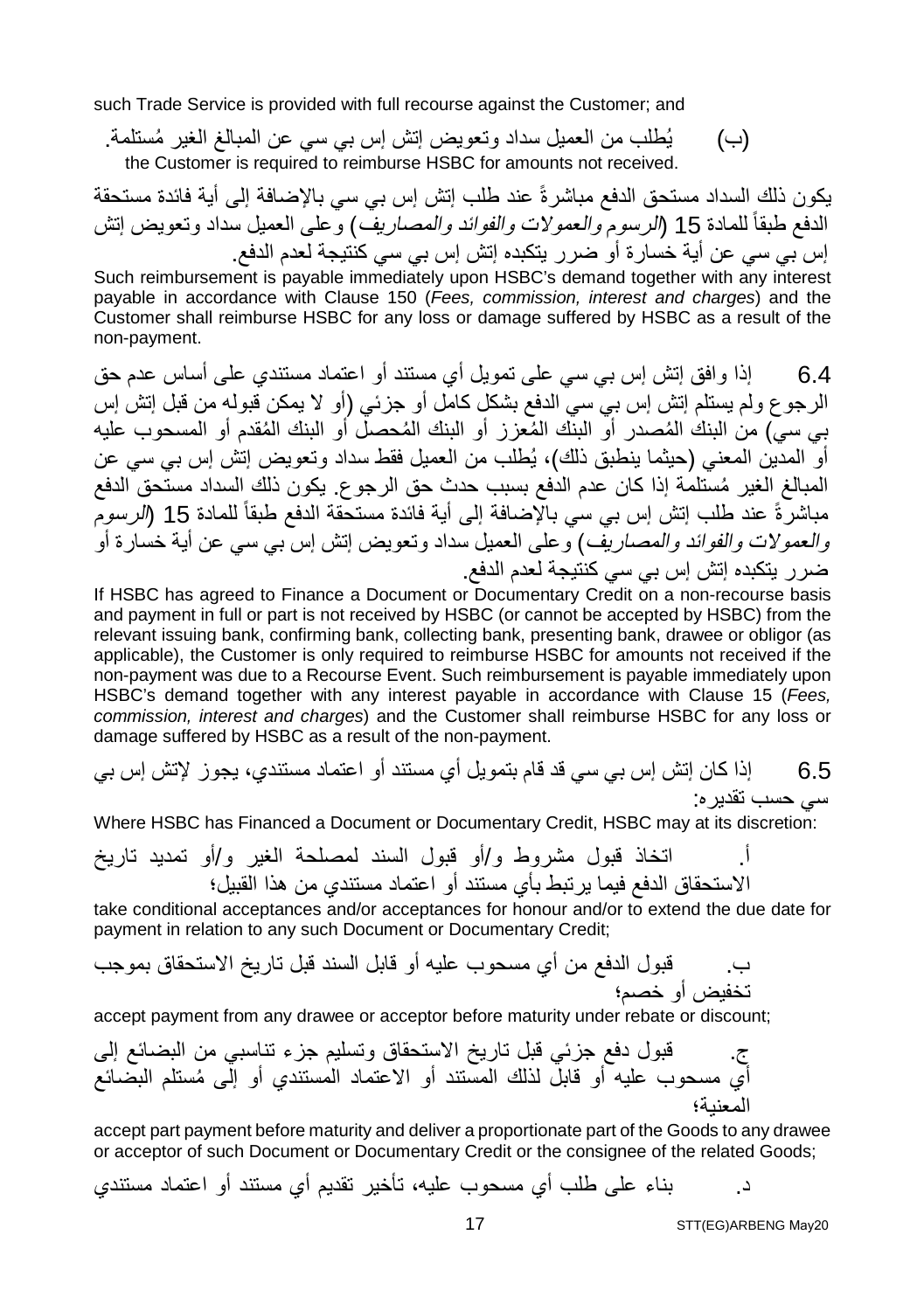such Trade Service is provided with full recourse against the Customer; and

(ب) يُطلب من العميل سداد وتعويض إتش إس بي سي عن المبالغ الغير مُستلمة.
the Customer is required to reimburse HSBC for amounts not received.

يكون ذلك السداد مستحق الدفع مباشرةً عند طلب إتش إس بي سي بالإضافة إلى أية فائدة مستحقة الدفع طبقاً للمادة 15 (*الرسوم والعمولات والفوائد والمصاريف*) وعلى العميل سداد وتعويض إتش إس بي سي عن أية خسارة أو ضرر يتكبده إتش إس بي سي كنتيجة لعدم الدفع.

Such reimbursement is payable immediately upon HSBC's demand together with any interest payable in accordance with Clause 150 (*Fees, commission, interest and charges*) and the Customer shall reimburse HSBC for any loss or damage suffered by HSBC as a result of the non-payment.

6.4 إذا وافق إتش إس بي سي على تمويل أي مستند أو اعتماد مستندي على أساس عدم حق الرجوع ولم يستلم إتش إس بي سي الدفع بشكل كامل أو جزئي (أو لا يمكن قبوله من قبل إتش إس بي سي) من البنك المُصدر أو البنك المُعزز أو البنك المُحصل أو البنك المُقدم أو المسحوب عليه أو المدين المعني (حيثما ينطبق ذلك)، يُطلب من العميل فقط سداد وتعويض إتش إس بي سي عن المبالغ الغير مُستلمة إذا كان عدم الدفع بسبب حدث حق الرجوع. يكون ذلك السداد مستحق الدفع مباشرةً عند طلب إتش إس بي سي بالإضافة إلى أية فائدة مستحقة الدفع طبقاً للمادة 15 (*الرسوم والعمولات والفوائد والمصاريف*) وعلى العميل سداد وتعويض إتش إس بي سي عن أية خسارة أو ضرر يتكبده إتش إس بي سي كنتيجة لعدم الدفع.

If HSBC has agreed to Finance a Document or Documentary Credit on a non-recourse basis and payment in full or part is not received by HSBC (or cannot be accepted by HSBC) from the relevant issuing bank, confirming bank, collecting bank, presenting bank, drawee or obligor (as applicable), the Customer is only required to reimburse HSBC for amounts not received if the non-payment was due to a Recourse Event. Such reimbursement is payable immediately upon HSBC's demand together with any interest payable in accordance with Clause 15 (*Fees, commission, interest and charges*) and the Customer shall reimburse HSBC for any loss or damage suffered by HSBC as a result of the non-payment.

6.5 إذا كان إتش إس بي سي قد قام بتمويل أي مستند أو اعتماد مستندي، يجوز لإتش إس بي سي حسب تقديره:

Where HSBC has Financed a Document or Documentary Credit, HSBC may at its discretion:

أ. اتخاذ قبول مشروط و/أو قبول السند لمصلحة الغير و/أو تمديد تاريخ الاستحقاق الدفع فيما يرتبط بأي مستند أو اعتماد مستندي من هذا القبيل؛

take conditional acceptances and/or acceptances for honour and/or to extend the due date for payment in relation to any such Document or Documentary Credit;

ب. قبول الدفع من أي مسحوب عليه أو قابل السند قبل تاريخ الاستحقاق بموجب تخفيض أو خصم؛

accept payment from any drawee or acceptor before maturity under rebate or discount;

ج. قبول دفع جزئي قبل تاريخ الاستحقاق وتسليم جزء تناسبي من البضائع إلى أي مسحوب عليه أو قابل لذلك المستند أو الاعتماد المستندي أو إلى مُستلم البضائع المعنية؛

accept part payment before maturity and deliver a proportionate part of the Goods to any drawee or acceptor of such Document or Documentary Credit or the consignee of the related Goods;

د. بناء على طلب أي مسحوب عليه، تأخير تقديم أي مستند أو اعتماد مستندي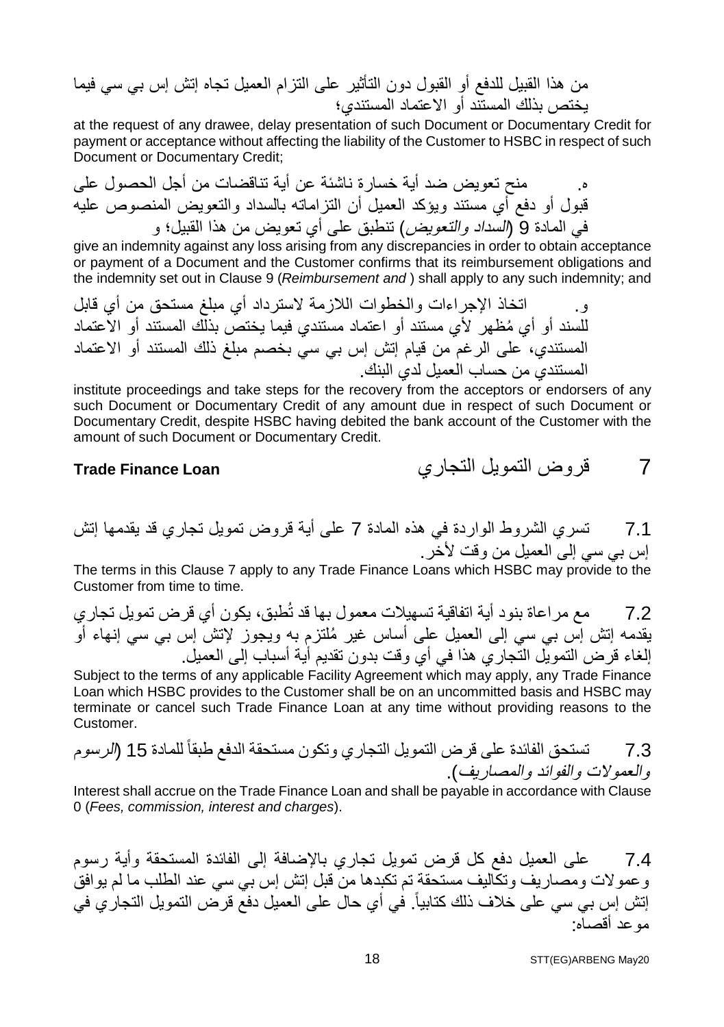من هذا القبيل للدفع أو القبول دون التأثير على التزام العميل تجاه إتش إس بي سي فيما يختص بذلك المستند أو الاعتماد المستندي؛

at the request of any drawee, delay presentation of such Document or Documentary Credit for payment or acceptance without affecting the liability of the Customer to HSBC in respect of such Document or Documentary Credit;

ه. منح تعويض ضد أية خسارة ناشئة عن أية تناقضات من أجل الحصول على قبول أو دفع أي مستند ويؤكد العميل أن التزاماته بالسداد والتعويض المنصوص عليه في المادة 9 (*السداد والتعويض*) تنطبق على أي تعويض من هذا القبيل؛ و

give an indemnity against any loss arising from any discrepancies in order to obtain acceptance or payment of a Document and the Customer confirms that its reimbursement obligations and the indemnity set out in Clause 9 (*Reimbursement and* ) shall apply to any such indemnity; and

و. اتخاذ الإجراءات والخطوات اللازمة لاسترداد أي مبلغ مستحق من أي قابل للسند أو أي مُظهر لأي مستند أو اعتماد مستندي فيما يختص بذلك المستند أو الاعتماد المستندي، على الرغم من قيام إتش إس بي سي بخصم مبلغ ذلك المستند أو الاعتماد المستندي من حساب العميل لدى البنك.

institute proceedings and take steps for the recovery from the acceptors or endorsers of any such Document or Documentary Credit of any amount due in respect of such Document or Documentary Credit, despite HSBC having debited the bank account of the Customer with the amount of such Document or Documentary Credit.

## 7 قروض التمويل التجاري **Trade Finance Loan**

7.1 تسري الشروط الواردة في هذه المادة 7 على أية قروض تمويل تجاري قد يقدمها إتش إس بي سي إلى العميل من وقت لأخر.

The terms in this Clause 7 apply to any Trade Finance Loans which HSBC may provide to the Customer from time to time.

7.2 مع مراعاة بنود أية اتفاقية تسهيلات معمول بها قد تُطبق، يكون أي قرض تمويل تجاري يقدمه إتش إس بي سي إلى العميل على أساس غير مُلتزم به ويجوز لإتش إس بي سي إنهاء أو إلغاء قرض التمويل التجاري هذا في أي وقت بدون تقديم أية أسباب إلى العميل.

Subject to the terms of any applicable Facility Agreement which may apply, any Trade Finance Loan which HSBC provides to the Customer shall be on an uncommitted basis and HSBC may terminate or cancel such Trade Finance Loan at any time without providing reasons to the Customer.

7.3 تستحق الفائدة على قرض التمويل التجاري وتكون مستحقة الدفع طبقاً للمادة 15 (*الرسوم والعمولات والفوائد والمصاريف*).

Interest shall accrue on the Trade Finance Loan and shall be payable in accordance with Clause 0 (*Fees, commission, interest and charges*).

7.4 على العميل دفع كل قرض تمويل تجاري بالإضافة إلى الفائدة المستحقة وأية رسوم وعمولات ومصاريف وتكاليف مستحقة تم تكبدها من قبل إتش إس بي سي عند الطلب ما لم يوافق إتش إس بي سي على خلاف ذلك كتابياً. في أي حال على العميل دفع قرض التمويل التجاري في موعد أقصاه: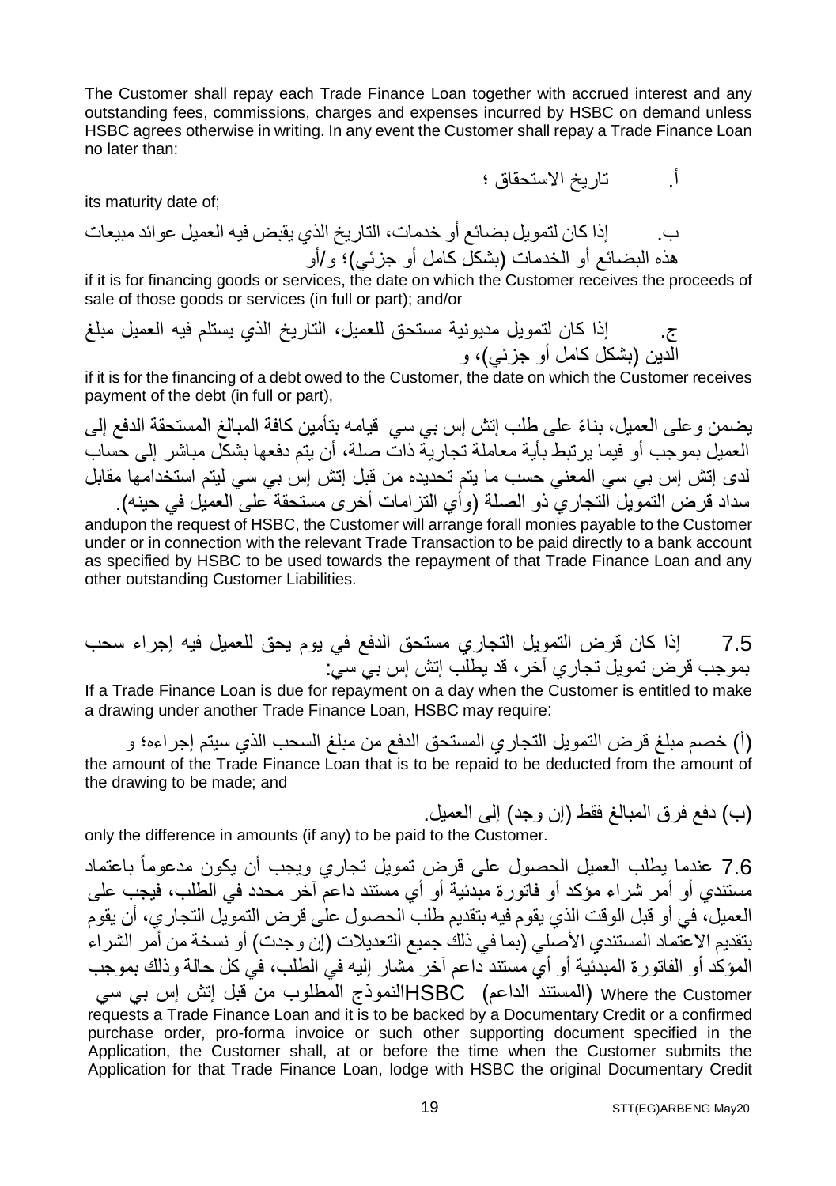The Customer shall repay each Trade Finance Loan together with accrued interest and any outstanding fees, commissions, charges and expenses incurred by HSBC on demand unless HSBC agrees otherwise in writing. In any event the Customer shall repay a Trade Finance Loan no later than:

أ. تاريخ الاستحقاق ؛

its maturity date of;

ب. إذا كان لتمويل بضائع أو خدمات، التاريخ الذي يقبض فيه العميل عوائد مبيعات هذه البضائع أو الخدمات (بشكل كامل أو جزئي)؛ و/أو

if it is for financing goods or services, the date on which the Customer receives the proceeds of sale of those goods or services (in full or part); and/or

ج. إذا كان لتمويل مديونية مستحق للعميل، التاريخ الذي يستلم فيه العميل مبلغ الدين (بشكل كامل أو جزئي)، و

if it is for the financing of a debt owed to the Customer, the date on which the Customer receives payment of the debt (in full or part),

يضمن وعلى العميل، بناءً على طلب إتش إس بي سي قيامه بتأمين كافة المبالغ المستحقة الدفع إلى العميل بموجب أو فيما يرتبط بأية معاملة تجارية ذات صلة، أن يتم دفعها بشكل مباشر إلى حساب لدى إتش إس بي سي المعني حسب ما يتم تحديده من قبل إتش إس بي سي ليتم استخدامها مقابل سداد قرض التمويل التجاري ذو الصلة (وأي التزامات أخرى مستحقة على العميل في حينه).

andupon the request of HSBC, the Customer will arrange forall monies payable to the Customer under or in connection with the relevant Trade Transaction to be paid directly to a bank account as specified by HSBC to be used towards the repayment of that Trade Finance Loan and any other outstanding Customer Liabilities.

7.5 إذا كان قرض التمويل التجاري مستحق الدفع في يوم يحق للعميل فيه إجراء سحب بموجب قرض تمويل تجاري آخر، قد يطلب إتش إس بي سي:

If a Trade Finance Loan is due for repayment on a day when the Customer is entitled to make a drawing under another Trade Finance Loan, HSBC may require:

(أ) خصم مبلغ قرض التمويل التجاري المستحق الدفع من مبلغ السحب الذي سيتم إجراءه؛ و

the amount of the Trade Finance Loan that is to be repaid to be deducted from the amount of the drawing to be made; and

(ب) دفع فرق المبالغ فقط (إن وجد) إلى العميل.

only the difference in amounts (if any) to be paid to the Customer.

7.6 عندما يطلب العميل الحصول على قرض تمويل تجاري ويجب أن يكون مدعوماً باعتماد مستندي أو أمر شراء مؤكد أو فاتورة مبدئية أو أي مستند داعم آخر محدد في الطلب، فيجب على العميل، في أو قبل الوقت الذي يقوم فيه بتقديم طلب الحصول على قرض التمويل التجاري، أن يقوم بتقديم الاعتماد المستندي الأصلي (بما في ذلك جميع التعديلات (إن وجدت) أو نسخة من أمر الشراء المؤكد أو الفاتورة المبدئية أو أي مستند داعم آخر مشار إليه في الطلب، في كل حالة وذلك بموجب النموذج المطلوب من قبل إتش إس بي سي HSBC (المستند الداعم)

Where the Customer requests a Trade Finance Loan and it is to be backed by a Documentary Credit or a confirmed purchase order, pro-forma invoice or such other supporting document specified in the Application, the Customer shall, at or before the time when the Customer submits the Application for that Trade Finance Loan, lodge with HSBC the original Documentary Credit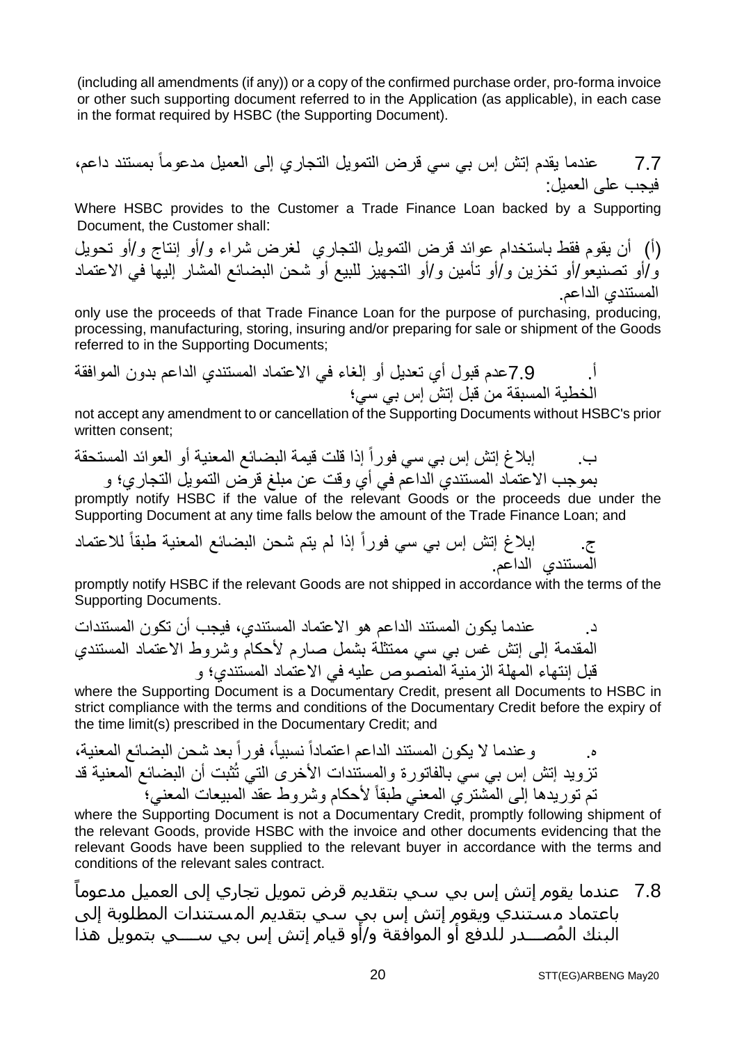(including all amendments (if any)) or a copy of the confirmed purchase order, pro-forma invoice or other such supporting document referred to in the Application (as applicable), in each case in the format required by HSBC (the Supporting Document).

7.7 عندما يقدم إتش إس بي سي قرض التمويل التجاري إلى العميل مدعوماً بمستند داعم، فيجب على العميل:

Where HSBC provides to the Customer a Trade Finance Loan backed by a Supporting Document, the Customer shall:

(أ) أن يقوم فقط باستخدام عوائد قرض التمويل التجاري لغرض شراء و/أو إنتاج و/أو تحويل و/أو تصنيعو/أو تخزين و/أو تأمين و/أو التجهيز للبيع أو شحن البضائع المشار إليها في الاعتماد المستندي الداعم.

only use the proceeds of that Trade Finance Loan for the purpose of purchasing, producing, processing, manufacturing, storing, insuring and/or preparing for sale or shipment of the Goods referred to in the Supporting Documents;

أ. 7.9عدم قبول أي تعديل أو إلغاء في الاعتماد المستندي الداعم بدون الموافقة الخطية المسبقة من قبل إتش إس بي سي؛

not accept any amendment to or cancellation of the Supporting Documents without HSBC's prior written consent;

ب. إبلاغ إتش إس بي سي فوراً إذا قلت قيمة البضائع المعنية أو العوائد المستحقة بموجب الاعتماد المستندي الداعم في أي وقت عن مبلغ قرض التمويل التجاري؛ و

promptly notify HSBC if the value of the relevant Goods or the proceeds due under the Supporting Document at any time falls below the amount of the Trade Finance Loan; and

ج. إبلاغ إتش إس بي سي فوراً إذا لم يتم شحن البضائع المعنية طبقاً للاعتماد المستندي الداعم.

promptly notify HSBC if the relevant Goods are not shipped in accordance with the terms of the Supporting Documents.

د. عندما يكون المستند الداعم هو الاعتماد المستندي، فيجب أن تكون المستندات المقدمة إلى إتش غس بي سي ممتثلة بشمل صارم لأحكام وشروط الاعتماد المستندي قبل إنتهاء المهلة الزمنية المنصوص عليه في الاعتماد المستندي؛ و

where the Supporting Document is a Documentary Credit, present all Documents to HSBC in strict compliance with the terms and conditions of the Documentary Credit before the expiry of the time limit(s) prescribed in the Documentary Credit; and

ه. وعندما لا يكون المستند الداعم اعتماداً نسبياً، فوراً بعد شحن البضائع المعنية، تزويد إتش إس بي سي بالفاتورة والمستندات الأخرى التي تُثبت أن البضائع المعنية قد تم توريدها إلى المشتري المعني طبقاً لأحكام وشروط عقد المبيعات المعني؛

where the Supporting Document is not a Documentary Credit, promptly following shipment of the relevant Goods, provide HSBC with the invoice and other documents evidencing that the relevant Goods have been supplied to the relevant buyer in accordance with the terms and conditions of the relevant sales contract.

7.8 عندما يقوم إتش إس بي سي بتقديم قرض تمويل تجاري إلى العميل مدعوماً باعتماد مستندي ويقوم إتش إس بي سي بتقديم المستندات المطلوبة إلى البنك المُصـــدر للدفع أو الموافقة و/أو قيام إتش إس بي ســـي بتمويل هذا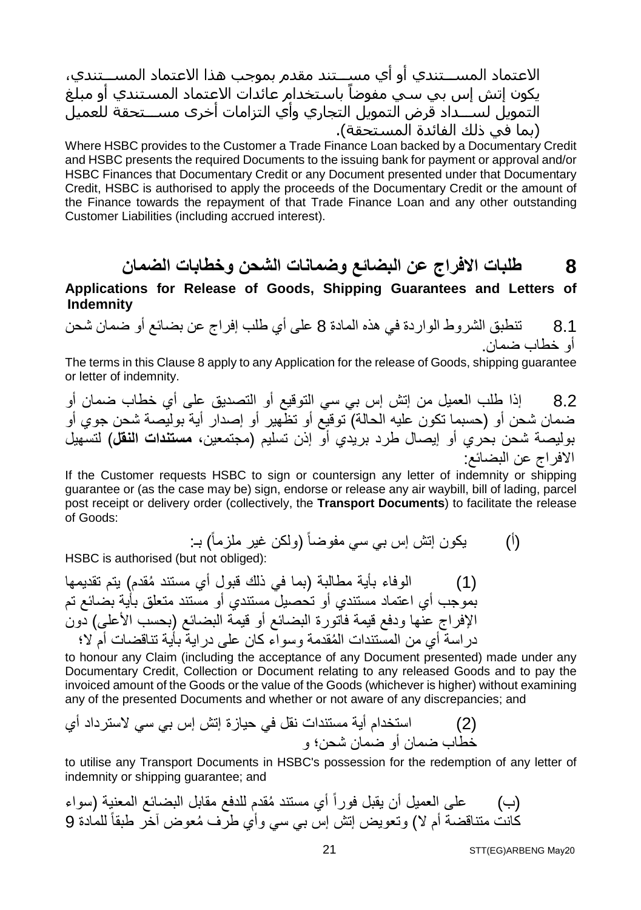الاعتماد المستندي أو أي مستند مقدم بموجب هذا الاعتماد المستندي، يكون إتش إس بي سي مفوضاً باستخدام عائدات الاعتماد المستندي أو مبلغ التمويل لسداد قرض التمويل التجاري وأي التزامات أخرى مستحقة للعميل (بما في ذلك الفائدة المستحقة).

Where HSBC provides to the Customer a Trade Finance Loan backed by a Documentary Credit and HSBC presents the required Documents to the issuing bank for payment or approval and/or HSBC Finances that Documentary Credit or any Document presented under that Documentary Credit, HSBC is authorised to apply the proceeds of the Documentary Credit or the amount of the Finance towards the repayment of that Trade Finance Loan and any other outstanding Customer Liabilities (including accrued interest).

## 8 طلبات الافراج عن البضائع وضمانات الشحن وخطابات الضمان

**Applications for Release of Goods, Shipping Guarantees and Letters of Indemnity**

8.1 تنطبق الشروط الواردة في هذه المادة 8 على أي طلب إفراج عن بضائع أو ضمان شحن أو خطاب ضمان.

The terms in this Clause 8 apply to any Application for the release of Goods, shipping guarantee or letter of indemnity.

8.2 إذا طلب العميل من إتش إس بي سي التوقيع أو التصديق على أي خطاب ضمان أو ضمان شحن أو (حسبما تكون عليه الحالة) توقيع أو تظهير أو إصدار أية بوليصة شحن جوي أو بوليصة شحن بحري أو إيصال طرد بريدي أو إذن تسليم (مجتمعين، **مستندات النقل**) لتسهيل الافراج عن البضائع:

If the Customer requests HSBC to sign or countersign any letter of indemnity or shipping guarantee or (as the case may be) sign, endorse or release any air waybill, bill of lading, parcel post receipt or delivery order (collectively, the **Transport Documents**) to facilitate the release of Goods:

(أ) يكون إتش إس بي سي مفوضاً (ولكن غير ملزماً) بـ:

HSBC is authorised (but not obliged):

(1) الوفاء بأية مطالبة (بما في ذلك قبول أي مستند مُقدم) يتم تقديمها بموجب أي اعتماد مستندي أو تحصيل مستندي أو مستند متعلق بأية بضائع تم الإفراج عنها ودفع قيمة فاتورة البضائع أو قيمة البضائع (بحسب الأعلى) دون دراسة أي من المستندات المُقدمة وسواء كان على دراية بأية تناقضات أم لا؛

to honour any Claim (including the acceptance of any Document presented) made under any Documentary Credit, Collection or Document relating to any released Goods and to pay the invoiced amount of the Goods or the value of the Goods (whichever is higher) without examining any of the presented Documents and whether or not aware of any discrepancies; and

(2) استخدام أية مستندات نقل في حيازة إتش إس بي سي لاسترداد أي خطاب ضمان أو ضمان شحن؛ و

to utilise any Transport Documents in HSBC's possession for the redemption of any letter of indemnity or shipping guarantee; and

(ب) على العميل أن يقبل فوراً أي مستند مُقدم للدفع مقابل البضائع المعنية (سواء كانت متناقضة أم لا) وتعويض إتش إس بي سي وأي طرف مُعوض آخر طبقاً للمادة 9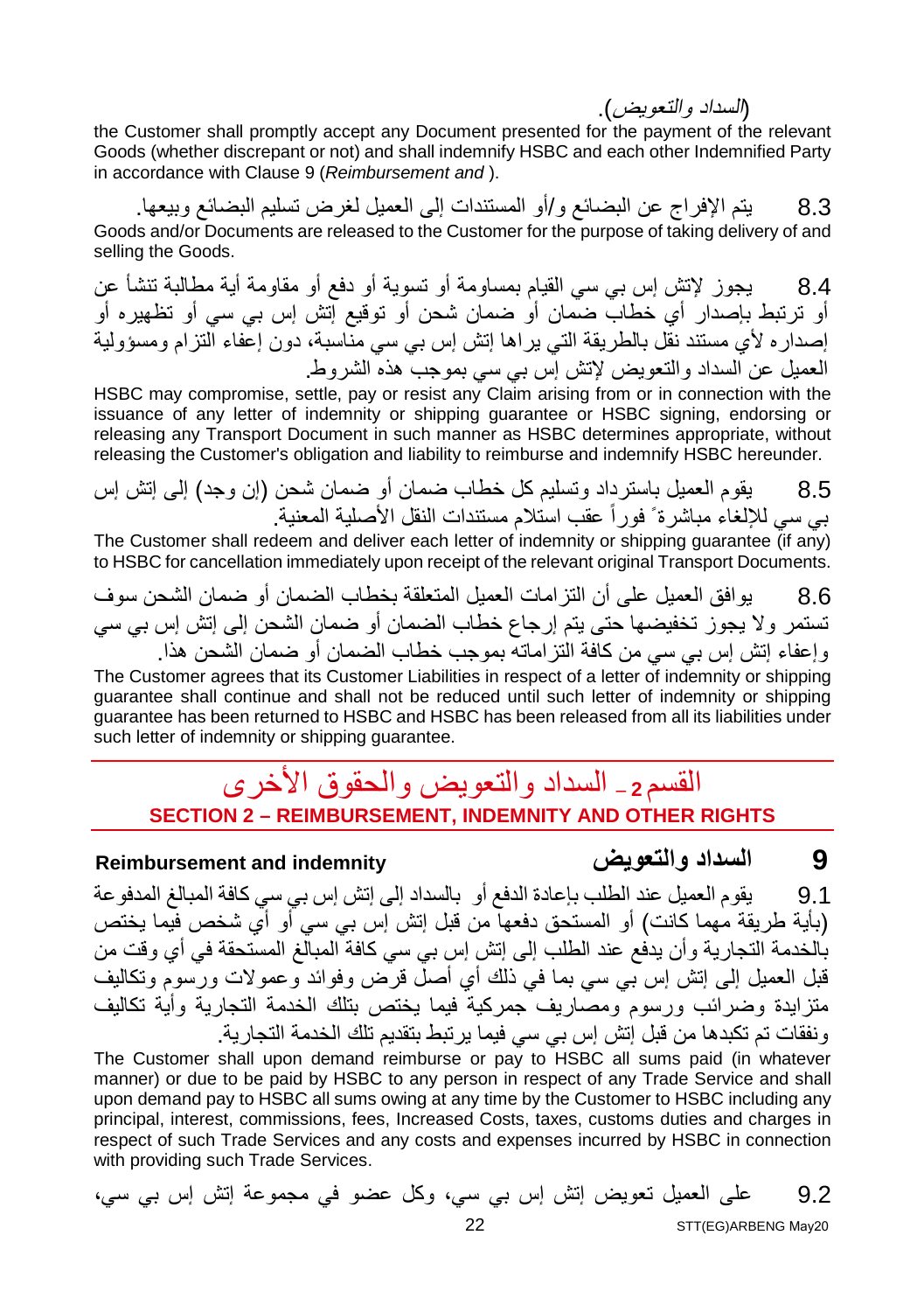(*السداد والتعويض*).

the Customer shall promptly accept any Document presented for the payment of the relevant Goods (whether discrepant or not) and shall indemnify HSBC and each other Indemnified Party in accordance with Clause 9 (*Reimbursement and* ).

8.3 يتم الإفراج عن البضائع و/أو المستندات إلى العميل لغرض تسليم البضائع وبيعها.

Goods and/or Documents are released to the Customer for the purpose of taking delivery of and selling the Goods.

8.4 يجوز لإتش إس بي سي القيام بمساومة أو تسوية أو دفع أو مقاومة أية مطالبة تنشأ عن أو ترتبط بإصدار أي خطاب ضمان أو ضمان شحن أو توقيع إتش إس بي سي أو تظهيره أو إصداره لأي مستند نقل بالطريقة التي يراها إتش إس بي سي مناسبة، دون إعفاء التزام ومسؤولية العميل عن السداد والتعويض لإتش إس بي سي بموجب هذه الشروط.

HSBC may compromise, settle, pay or resist any Claim arising from or in connection with the issuance of any letter of indemnity or shipping guarantee or HSBC signing, endorsing or releasing any Transport Document in such manner as HSBC determines appropriate, without releasing the Customer's obligation and liability to reimburse and indemnify HSBC hereunder.

8.5 يقوم العميل باسترداد وتسليم كل خطاب ضمان أو ضمان شحن (إن وجد) إلى إتش إس بي سي للإلغاء مباشرةً فوراً عقب استلام مستندات النقل الأصلية المعنية.

The Customer shall redeem and deliver each letter of indemnity or shipping guarantee (if any) to HSBC for cancellation immediately upon receipt of the relevant original Transport Documents.

8.6 يوافق العميل على أن التزامات العميل المتعلقة بخطاب الضمان أو ضمان الشحن سوف تستمر ولا يجوز تخفيضها حتى يتم إرجاع خطاب الضمان أو ضمان الشحن إلى إتش إس بي سي وإعفاء إتش إس بي سي من كافة التزاماته بموجب خطاب الضمان أو ضمان الشحن هذا.

The Customer agrees that its Customer Liabilities in respect of a letter of indemnity or shipping guarantee shall continue and shall not be reduced until such letter of indemnity or shipping guarantee has been returned to HSBC and HSBC has been released from all its liabilities under such letter of indemnity or shipping guarantee.

## القسم 2 – السداد والتعويض والحقوق الأخرى

## SECTION 2 – REIMBURSEMENT, INDEMNITY AND OTHER RIGHTS

### 9 السداد والتعويض — Reimbursement and indemnity

9.1 يقوم العميل عند الطلب بإعادة الدفع أو بالسداد إلى إتش إس بي سي كافة المبالغ المدفوعة (بأية طريقة مهما كانت) أو المستحق دفعها من قبل إتش إس بي سي أو أي شخص فيما يختص بالخدمة التجارية وأن يدفع عند الطلب إلى إتش إس بي سي كافة المبالغ المستحقة في أي وقت من قبل العميل إلى إتش إس بي سي بما في ذلك أي أصل قرض وفوائد وعمولات ورسوم وتكاليف متزايدة وضرائب ورسوم ومصاريف جمركية فيما يختص بتلك الخدمة التجارية وأية تكاليف ونفقات تم تكبدها من قبل إتش إس بي سي فيما يرتبط بتقديم تلك الخدمة التجارية.

The Customer shall upon demand reimburse or pay to HSBC all sums paid (in whatever manner) or due to be paid by HSBC to any person in respect of any Trade Service and shall upon demand pay to HSBC all sums owing at any time by the Customer to HSBC including any principal, interest, commissions, fees, Increased Costs, taxes, customs duties and charges in respect of such Trade Services and any costs and expenses incurred by HSBC in connection with providing such Trade Services.

9.2 على العميل تعويض إتش إس بي سي، وكل عضو في مجموعة إتش إس بي سي،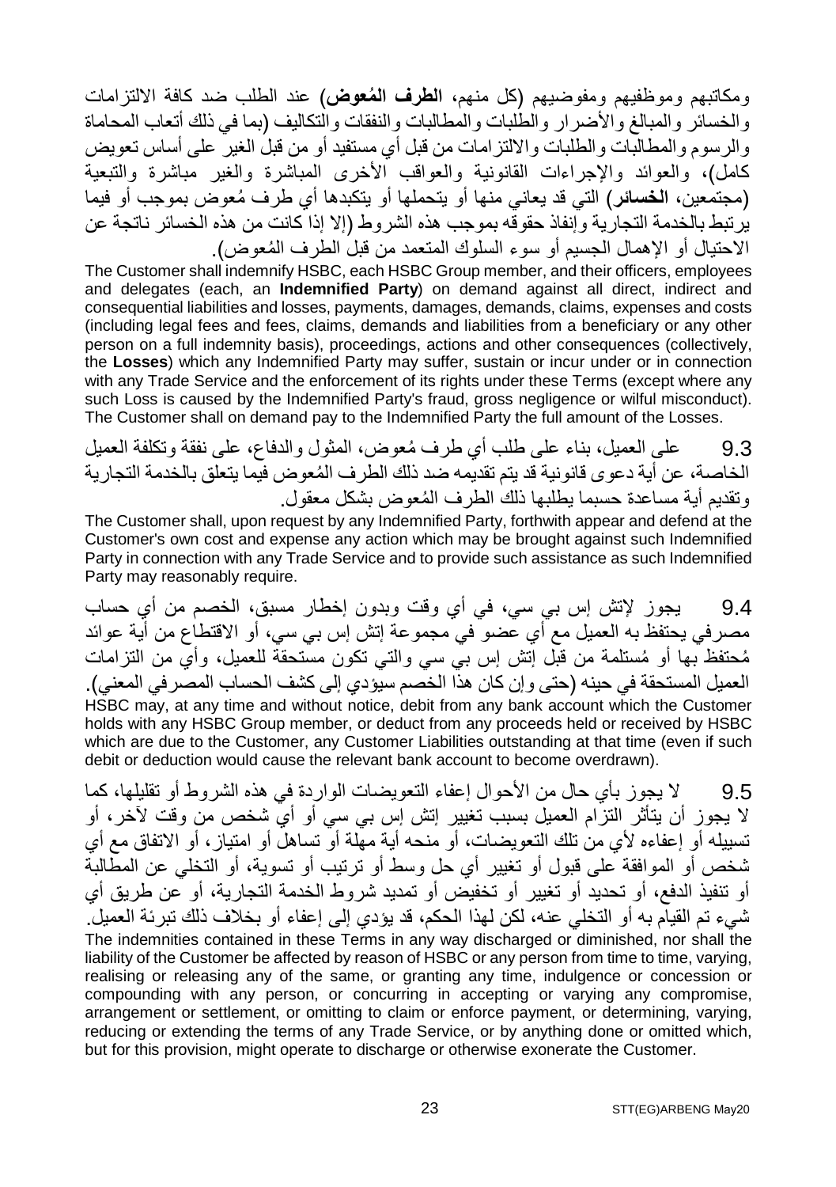ومكاتبهم وموظفيهم ومفوضيهم (كل منهم، **الطرف المُعوض**) عند الطلب ضد كافة الالتزامات والخسائر والمبالغ والأضرار والطلبات والمطالبات والنفقات والتكاليف (بما في ذلك أتعاب المحاماة والرسوم والمطالبات والطلبات والالتزامات من قبل أي مستفيد أو من قبل الغير على أساس تعويض كامل)، والعوائد والإجراءات القانونية والعواقب الأخرى المباشرة والغير مباشرة والتبعية (مجتمعين، **الخسائر**) التي قد يعاني منها أو يتحملها أو يتكبدها أي طرف مُعوض بموجب أو فيما يرتبط بالخدمة التجارية وإنفاذ حقوقه بموجب هذه الشروط (إلا إذا كانت من هذه الخسائر ناتجة عن الاحتيال أو الإهمال الجسيم أو سوء السلوك المتعمد من قبل الطرف المُعوض).

The Customer shall indemnify HSBC, each HSBC Group member, and their officers, employees and delegates (each, an **Indemnified Party**) on demand against all direct, indirect and consequential liabilities and losses, payments, damages, demands, claims, expenses and costs (including legal fees and fees, claims, demands and liabilities from a beneficiary or any other person on a full indemnity basis), proceedings, actions and other consequences (collectively, the **Losses**) which any Indemnified Party may suffer, sustain or incur under or in connection with any Trade Service and the enforcement of its rights under these Terms (except where any such Loss is caused by the Indemnified Party's fraud, gross negligence or wilful misconduct). The Customer shall on demand pay to the Indemnified Party the full amount of the Losses.

9.3 على العميل، بناء على طلب أي طرف مُعوض، المثول والدفاع، على نفقة وتكلفة العميل الخاصة، عن أية دعوى قانونية قد يتم تقديمه ضد ذلك الطرف المُعوض فيما يتعلق بالخدمة التجارية وتقديم أية مساعدة حسبما يطلبها ذلك الطرف المُعوض بشكل معقول.

The Customer shall, upon request by any Indemnified Party, forthwith appear and defend at the Customer's own cost and expense any action which may be brought against such Indemnified Party in connection with any Trade Service and to provide such assistance as such Indemnified Party may reasonably require.

9.4 يجوز لإتش إس بي سي، في أي وقت وبدون إخطار مسبق، الخصم من أي حساب مصرفي يحتفظ به العميل مع أي عضو في مجموعة إتش إس بي سي، أو الاقتطاع من أية عوائد مُحتفظ بها أو مُستلمة من قبل إتش إس بي سي والتي تكون مستحقة للعميل، وأي من التزامات العميل المستحقة في حينه (حتى وإن كان هذا الخصم سيؤدي إلى كشف الحساب المصرفي المعني).

HSBC may, at any time and without notice, debit from any bank account which the Customer holds with any HSBC Group member, or deduct from any proceeds held or received by HSBC which are due to the Customer, any Customer Liabilities outstanding at that time (even if such debit or deduction would cause the relevant bank account to become overdrawn).

9.5 لا يجوز بأي حال من الأحوال إعفاء التعويضات الواردة في هذه الشروط أو تقليلها، كما لا يجوز أن يتأثر التزام العميل بسبب تغيير إتش إس بي سي أو أي شخص من وقت لآخر، أو تسييله أو إعفاءه لأي من تلك التعويضات، أو منحه أية مهلة أو تساهل أو امتياز، أو الاتفاق مع أي شخص أو الموافقة على قبول أو تغيير أي حل وسط أو ترتيب أو تسوية، أو التخلي عن المطالبة أو تنفيذ الدفع، أو تحديد أو تغيير أو تخفيض أو تمديد شروط الخدمة التجارية، أو عن طريق أي شيء تم القيام به أو التخلي عنه، لكن لهذا الحكم، قد يؤدي إلى إعفاء أو بخلاف ذلك تبرئة العميل.

The indemnities contained in these Terms in any way discharged or diminished, nor shall the liability of the Customer be affected by reason of HSBC or any person from time to time, varying, realising or releasing any of the same, or granting any time, indulgence or concession or compounding with any person, or concurring in accepting or varying any compromise, arrangement or settlement, or omitting to claim or enforce payment, or determining, varying, reducing or extending the terms of any Trade Service, or by anything done or omitted which, but for this provision, might operate to discharge or otherwise exonerate the Customer.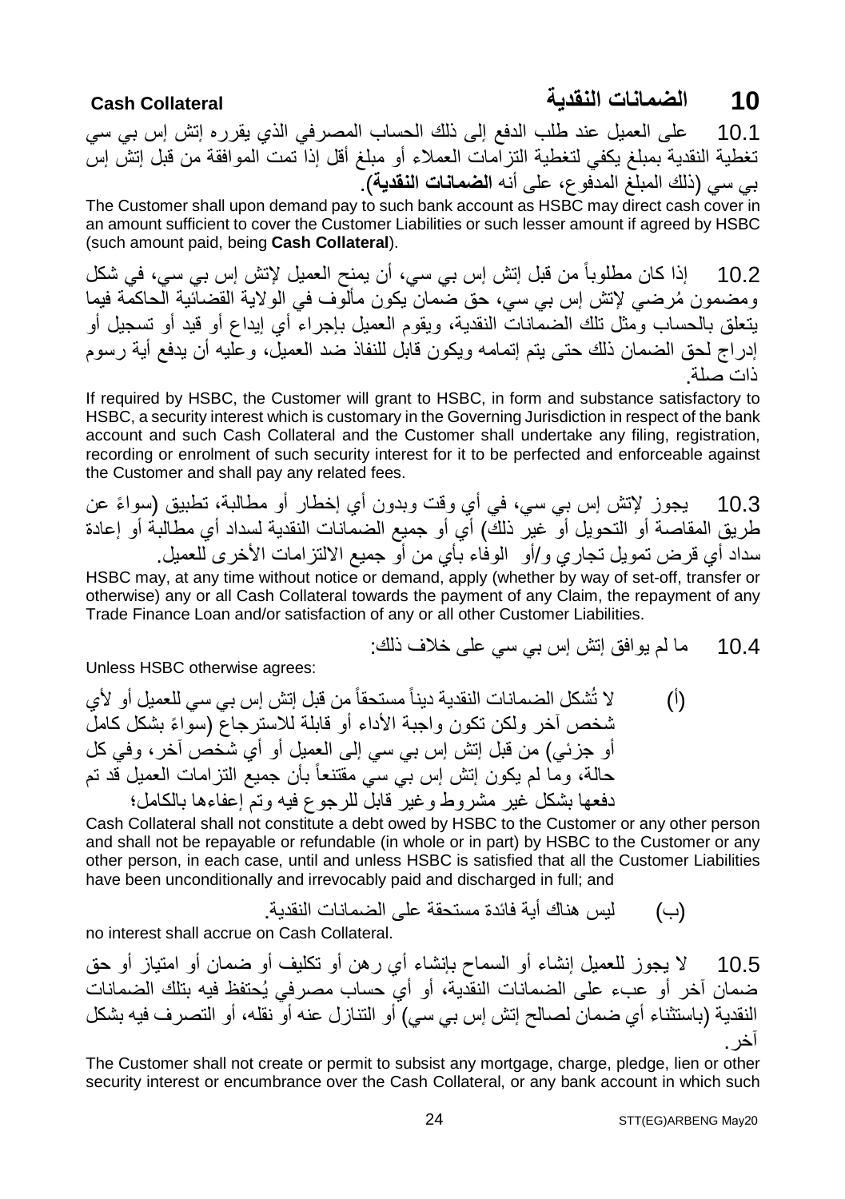## 10 الضمانات النقدية Cash Collateral

10.1 على العميل عند طلب الدفع إلى ذلك الحساب المصرفي الذي يقرره إتش إس بي سي تغطية النقدية بمبلغ يكفي لتغطية التزامات العملاء أو مبلغ أقل إذا تمت الموافقة من قبل إتش إس بي سي (ذلك المبلغ المدفوع، على أنه **الضمانات النقدية**).

The Customer shall upon demand pay to such bank account as HSBC may direct cash cover in an amount sufficient to cover the Customer Liabilities or such lesser amount if agreed by HSBC (such amount paid, being **Cash Collateral**).

10.2 إذا كان مطلوباً من قبل إتش إس بي سي، أن يمنح العميل لإتش إس بي سي، في شكل ومضمون مُرضي لإتش إس بي سي، حق ضمان يكون مألوف في الولاية القضائية الحاكمة فيما يتعلق بالحساب ومثل تلك الضمانات النقدية، ويقوم العميل بإجراء أي إيداع أو قيد أو تسجيل أو إدراج لحق الضمان ذلك حتى يتم إتمامه ويكون قابل للنفاذ ضد العميل، وعليه أن يدفع أية رسوم ذات صلة.

If required by HSBC, the Customer will grant to HSBC, in form and substance satisfactory to HSBC, a security interest which is customary in the Governing Jurisdiction in respect of the bank account and such Cash Collateral and the Customer shall undertake any filing, registration, recording or enrolment of such security interest for it to be perfected and enforceable against the Customer and shall pay any related fees.

10.3 يجوز لإتش إس بي سي، في أي وقت وبدون أي إخطار أو مطالبة، تطبيق (سواءً عن طريق المقاصة أو التحويل أو غير ذلك) أي أو جميع الضمانات النقدية لسداد أي مطالبة أو إعادة سداد أي قرض تمويل تجاري و/أو الوفاء بأي من أو جميع الالتزامات الأخرى للعميل.

HSBC may, at any time without notice or demand, apply (whether by way of set-off, transfer or otherwise) any or all Cash Collateral towards the payment of any Claim, the repayment of any Trade Finance Loan and/or satisfaction of any or all other Customer Liabilities.

10.4 ما لم يوافق إتش إس بي سي على خلاف ذلك:

Unless HSBC otherwise agrees:

(أ) لا تُشكل الضمانات النقدية ديناً مستحقاً من قبل إتش إس بي سي للعميل أو لأي شخص آخر ولكن تكون واجبة الأداء أو قابلة للاسترجاع (سواءً بشكل كامل أو جزئي) من قبل إتش إس بي سي إلى العميل أو أي شخص آخر، وفي كل حالة، وما لم يكون إتش إس بي سي مقتنعاً بأن جميع التزامات العميل قد تم دفعها بشكل غير مشروط وغير قابل للرجوع فيه وتم إعفاءها بالكامل؛

Cash Collateral shall not constitute a debt owed by HSBC to the Customer or any other person and shall not be repayable or refundable (in whole or in part) by HSBC to the Customer or any other person, in each case, until and unless HSBC is satisfied that all the Customer Liabilities have been unconditionally and irrevocably paid and discharged in full; and

(ب) ليس هناك أية فائدة مستحقة على الضمانات النقدية.

no interest shall accrue on Cash Collateral.

10.5 لا يجوز للعميل إنشاء أو السماح بإنشاء أي رهن أو تكليف أو ضمان أو امتياز أو حق ضمان آخر أو عبء على الضمانات النقدية، أو أي حساب مصرفي يُحتفظ فيه بتلك الضمانات النقدية (باستثناء أي ضمان لصالح إتش إس بي سي) أو التنازل عنه أو نقله، أو التصرف فيه بشكل آخر.

The Customer shall not create or permit to subsist any mortgage, charge, pledge, lien or other security interest or encumbrance over the Cash Collateral, or any bank account in which such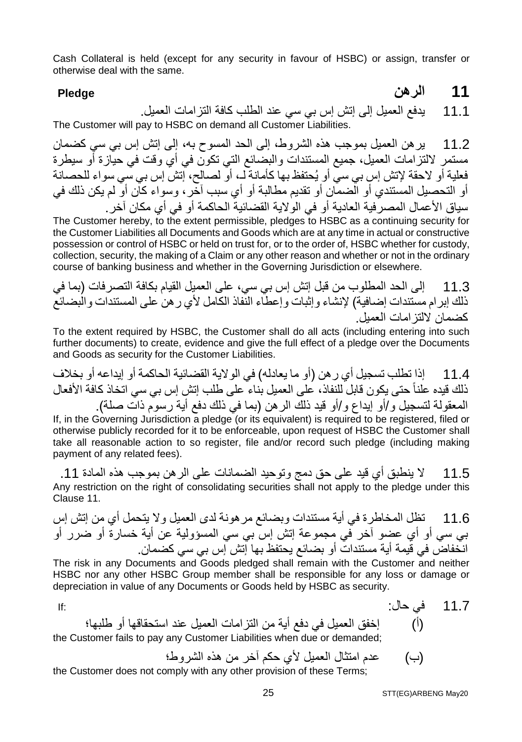Cash Collateral is held (except for any security in favour of HSBC) or assign, transfer or otherwise deal with the same.

## 11 الرهن Pledge

11.1 يدفع العميل إلى إتش إس بي سي عند الطلب كافة التزامات العميل.

The Customer will pay to HSBC on demand all Customer Liabilities.

11.2 يرهن العميل بموجب هذه الشروط، إلى الحد المسموح به، إلى إتش إس بي سي كضمان مستمر لالتزامات العميل، جميع المستندات والبضائع التي تكون في أي وقت في حيازة أو سيطرة فعلية أو لاحقة لإتش إس بي سي أو يُحتفظ بها كأمانة لـ، أو لصالح، إتش إس بي سي سواء للحصانة أو التحصيل المستندي أو الضمان أو تقديم مطالبة أو أي سبب آخر، وسواء كان أو لم يكن ذلك في سياق الأعمال المصرفية العادية أو في الولاية القضائية الحاكمة أو في أي مكان آخر.

The Customer hereby, to the extent permissible, pledges to HSBC as a continuing security for the Customer Liabilities all Documents and Goods which are at any time in actual or constructive possession or control of HSBC or held on trust for, or to the order of, HSBC whether for custody, collection, security, the making of a Claim or any other reason and whether or not in the ordinary course of banking business and whether in the Governing Jurisdiction or elsewhere.

11.3 إلى الحد المطلوب من قبل إتش إس بي سي، على العميل القيام بكافة التصرفات (بما في ذلك إبرام مستندات إضافية) لإنشاء وإثبات وإعطاء النفاذ الكامل لأي رهن على المستندات والبضائع كضمان لالتزامات العميل.

To the extent required by HSBC, the Customer shall do all acts (including entering into such further documents) to create, evidence and give the full effect of a pledge over the Documents and Goods as security for the Customer Liabilities.

11.4 إذا تطلب تسجيل أي رهن (أو ما يعادله) في الولاية القضائية الحاكمة أو إيداعه أو بخلاف ذلك قيده علناً حتى يكون قابل للنفاذ، على العميل بناء على طلب إتش إس بي سي اتخاذ كافة الأفعال المعقولة لتسجيل و/أو إيداع و/أو قيد ذلك الرهن (بما في ذلك دفع أية رسوم ذات صلة).

If, in the Governing Jurisdiction a pledge (or its equivalent) is required to be registered, filed or otherwise publicly recorded for it to be enforceable, upon request of HSBC the Customer shall take all reasonable action to so register, file and/or record such pledge (including making payment of any related fees).

11.5 لا ينطبق أي قيد على حق دمج وتوحيد الضمانات على الرهن بموجب هذه المادة 11.

Any restriction on the right of consolidating securities shall not apply to the pledge under this Clause 11.

11.6 تظل المخاطرة في أية مستندات وبضائع مرهونة لدى العميل ولا يتحمل أي من إتش إس بي سي أو أي عضو آخر في مجموعة إتش إس بي سي المسؤولية عن أية خسارة أو ضرر أو انخفاض في قيمة أية مستندات أو بضائع يحتفظ بها إتش إس بي سي كضمان.

The risk in any Documents and Goods pledged shall remain with the Customer and neither HSBC nor any other HSBC Group member shall be responsible for any loss or damage or depreciation in value of any Documents or Goods held by HSBC as security.

11.7 في حال: If:

(أ) إخفق العميل في دفع أية من التزامات العميل عند استحقاقها أو طلبها؛

the Customer fails to pay any Customer Liabilities when due or demanded;

(ب) عدم امتثال العميل لأي حكم آخر من هذه الشروط؛

the Customer does not comply with any other provision of these Terms;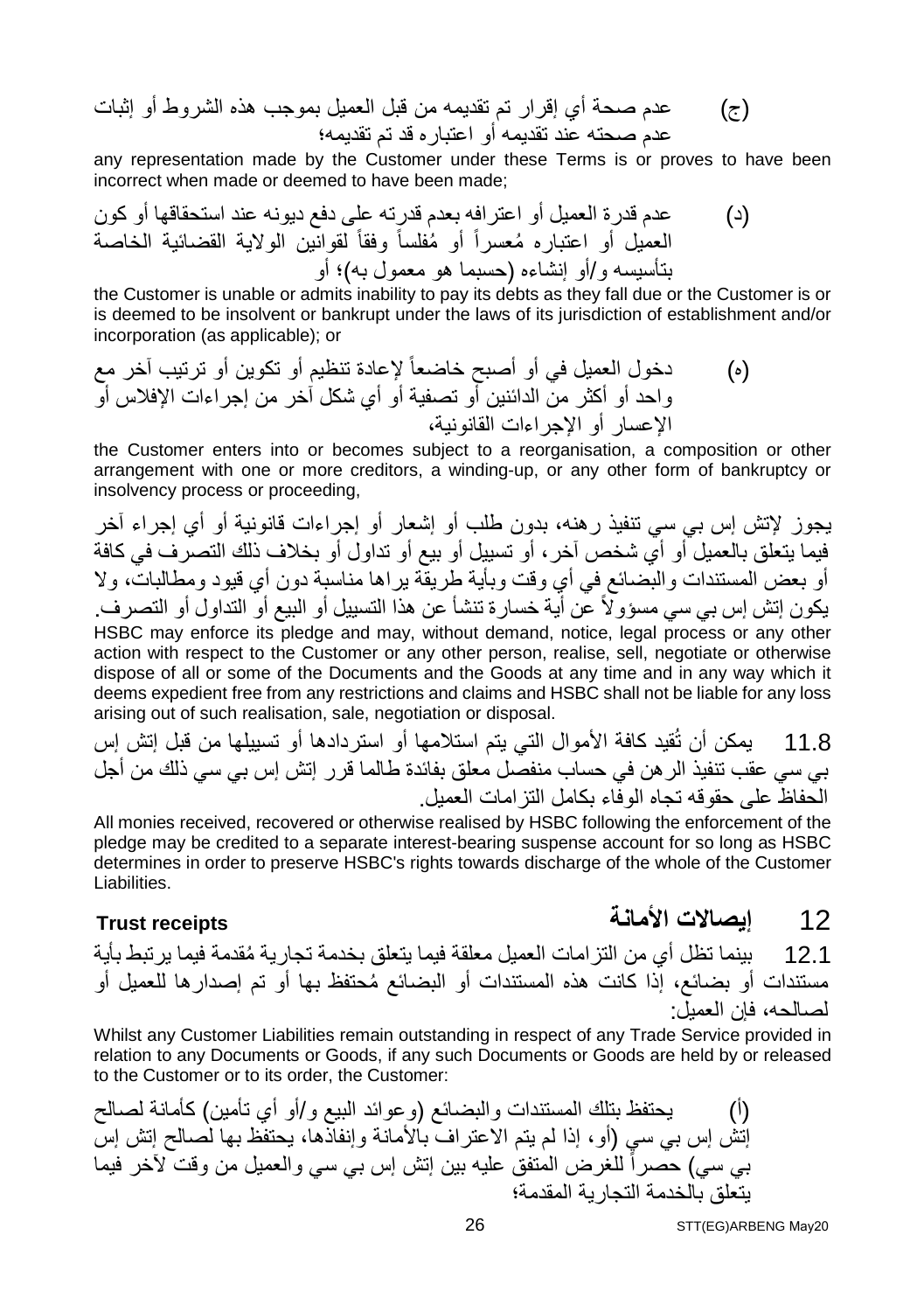(ج) عدم صحة أي إقرار تم تقديمه من قبل العميل بموجب هذه الشروط أو إثبات عدم صحته عند تقديمه أو اعتباره قد تم تقديمه؛

any representation made by the Customer under these Terms is or proves to have been incorrect when made or deemed to have been made;

(د) عدم قدرة العميل أو اعترافه بعدم قدرته على دفع ديونه عند استحقاقها أو كون العميل أو اعتباره مُعسراً أو مُفلساً وفقاً لقوانين الولاية القضائية الخاصة بتأسيسه و/أو إنشاءه (حسبما هو معمول به)؛ أو

the Customer is unable or admits inability to pay its debts as they fall due or the Customer is or is deemed to be insolvent or bankrupt under the laws of its jurisdiction of establishment and/or incorporation (as applicable); or

(ه) دخول العميل في أو أصبح خاضعاً لإعادة تنظيم أو تكوين أو ترتيب آخر مع واحد أو أكثر من الدائنين أو تصفية أو أي شكل آخر من إجراءات الإفلاس أو الإعسار أو الإجراءات القانونية،

the Customer enters into or becomes subject to a reorganisation, a composition or other arrangement with one or more creditors, a winding-up, or any other form of bankruptcy or insolvency process or proceeding,

يجوز لإتش إس بي سي تنفيذ رهنه، بدون طلب أو إشعار أو إجراءات قانونية أو أي إجراء آخر فيما يتعلق بالعميل أو أي شخص آخر، أو تسييل أو بيع أو تداول أو بخلاف ذلك التصرف في كافة أو بعض المستندات والبضائع في أي وقت وبأية طريقة يراها مناسبة دون أي قيود ومطالبات، ولا يكون إتش إس بي سي مسؤولاً عن أية خسارة تنشأ عن هذا التسييل أو البيع أو التداول أو التصرف.

HSBC may enforce its pledge and may, without demand, notice, legal process or any other action with respect to the Customer or any other person, realise, sell, negotiate or otherwise dispose of all or some of the Documents and the Goods at any time and in any way which it deems expedient free from any restrictions and claims and HSBC shall not be liable for any loss arising out of such realisation, sale, negotiation or disposal.

11.8 يمكن أن تُقيد كافة الأموال التي يتم استلامها أو استردادها أو تسييلها من قبل إتش إس بي سي عقب تنفيذ الرهن في حساب منفصل معلق بفائدة طالما قرر إتش إس بي سي ذلك من أجل الحفاظ على حقوقه تجاه الوفاء بكامل التزامات العميل.

All monies received, recovered or otherwise realised by HSBC following the enforcement of the pledge may be credited to a separate interest-bearing suspense account for so long as HSBC determines in order to preserve HSBC's rights towards discharge of the whole of the Customer Liabilities.

## 12 إيصالات الأمانة Trust receipts

12.1 بينما تظل أي من التزامات العميل معلقة فيما يتعلق بخدمة تجارية مُقدمة فيما يرتبط بأية مستندات أو بضائع، إذا كانت هذه المستندات أو البضائع مُحتفظ بها أو تم إصدارها للعميل أو لصالحه، فإن العميل:

Whilst any Customer Liabilities remain outstanding in respect of any Trade Service provided in relation to any Documents or Goods, if any such Documents or Goods are held by or released to the Customer or to its order, the Customer:

(أ) يحتفظ بتلك المستندات والبضائع (وعوائد البيع و/أو أي تأمين) كأمانة لصالح إتش إس بي سي (أو، إذا لم يتم الاعتراف بالأمانة وإنفاذها، يحتفظ بها لصالح إتش إس بي سي) حصراً للغرض المتفق عليه بين إتش إس بي سي والعميل من وقت لآخر فيما يتعلق بالخدمة التجارية المقدمة؛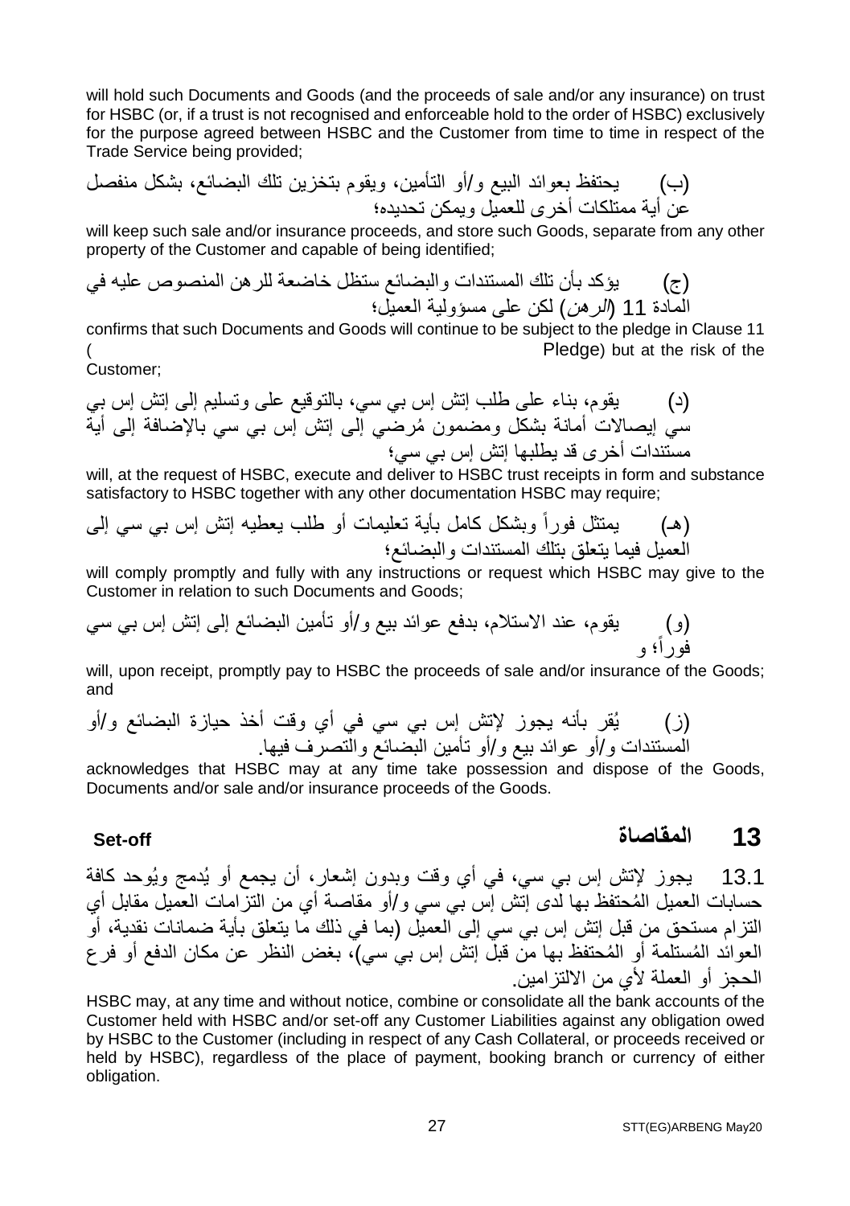will hold such Documents and Goods (and the proceeds of sale and/or any insurance) on trust for HSBC (or, if a trust is not recognised and enforceable hold to the order of HSBC) exclusively for the purpose agreed between HSBC and the Customer from time to time in respect of the Trade Service being provided;

(ب) يحتفظ بعوائد البيع و/أو التأمين، ويقوم بتخزين تلك البضائع، بشكل منفصل عن أية ممتلكات أخرى للعميل ويمكن تحديده؛

will keep such sale and/or insurance proceeds, and store such Goods, separate from any other property of the Customer and capable of being identified;

(ج) يؤكد بأن تلك المستندات والبضائع ستظل خاضعة للرهن المنصوص عليه في المادة 11 (*الرهن*) لكن على مسؤولية العميل؛

confirms that such Documents and Goods will continue to be subject to the pledge in Clause 11 (Pledge) but at the risk of the Customer;

(د) يقوم، بناء على طلب إتش إس بي سي، بالتوقيع على وتسليم إلى إتش إس بي سي إيصالات أمانة بشكل ومضمون مُرضي إلى إتش إس بي سي بالإضافة إلى أية مستندات أخرى قد يطلبها إتش إس بي سي؛

will, at the request of HSBC, execute and deliver to HSBC trust receipts in form and substance satisfactory to HSBC together with any other documentation HSBC may require;

(هـ) يمتثل فوراً وبشكل كامل بأية تعليمات أو طلب يعطيه إتش إس بي سي إلى العميل فيما يتعلق بتلك المستندات والبضائع؛

will comply promptly and fully with any instructions or request which HSBC may give to the Customer in relation to such Documents and Goods;

(و) يقوم، عند الاستلام، بدفع عوائد بيع و/أو تأمين البضائع إلى إتش إس بي سي فوراً؛ و

will, upon receipt, promptly pay to HSBC the proceeds of sale and/or insurance of the Goods; and

(ز) يُقر بأنه يجوز لإتش إس بي سي في أي وقت أخذ حيازة البضائع و/أو المستندات و/أو عوائد بيع و/أو تأمين البضائع والتصرف فيها.

acknowledges that HSBC may at any time take possession and dispose of the Goods, Documents and/or sale and/or insurance proceeds of the Goods.

## 13 المقاصة Set-off

13.1 يجوز لإتش إس بي سي، في أي وقت وبدون إشعار، أن يجمع أو يُدمج ويُوحد كافة حسابات العميل المُحتفظ بها لدى إتش إس بي سي و/أو مقاصة أي من التزامات العميل مقابل أي التزام مستحق من قبل إتش إس بي سي إلى العميل (بما في ذلك ما يتعلق بأية ضمانات نقدية، أو العوائد المُستلمة أو المُحتفظ بها من قبل إتش إس بي سي)، بغض النظر عن مكان الدفع أو فرع الحجز أو العملة لأي من الالتزامين.

HSBC may, at any time and without notice, combine or consolidate all the bank accounts of the Customer held with HSBC and/or set-off any Customer Liabilities against any obligation owed by HSBC to the Customer (including in respect of any Cash Collateral, or proceeds received or held by HSBC), regardless of the place of payment, booking branch or currency of either obligation.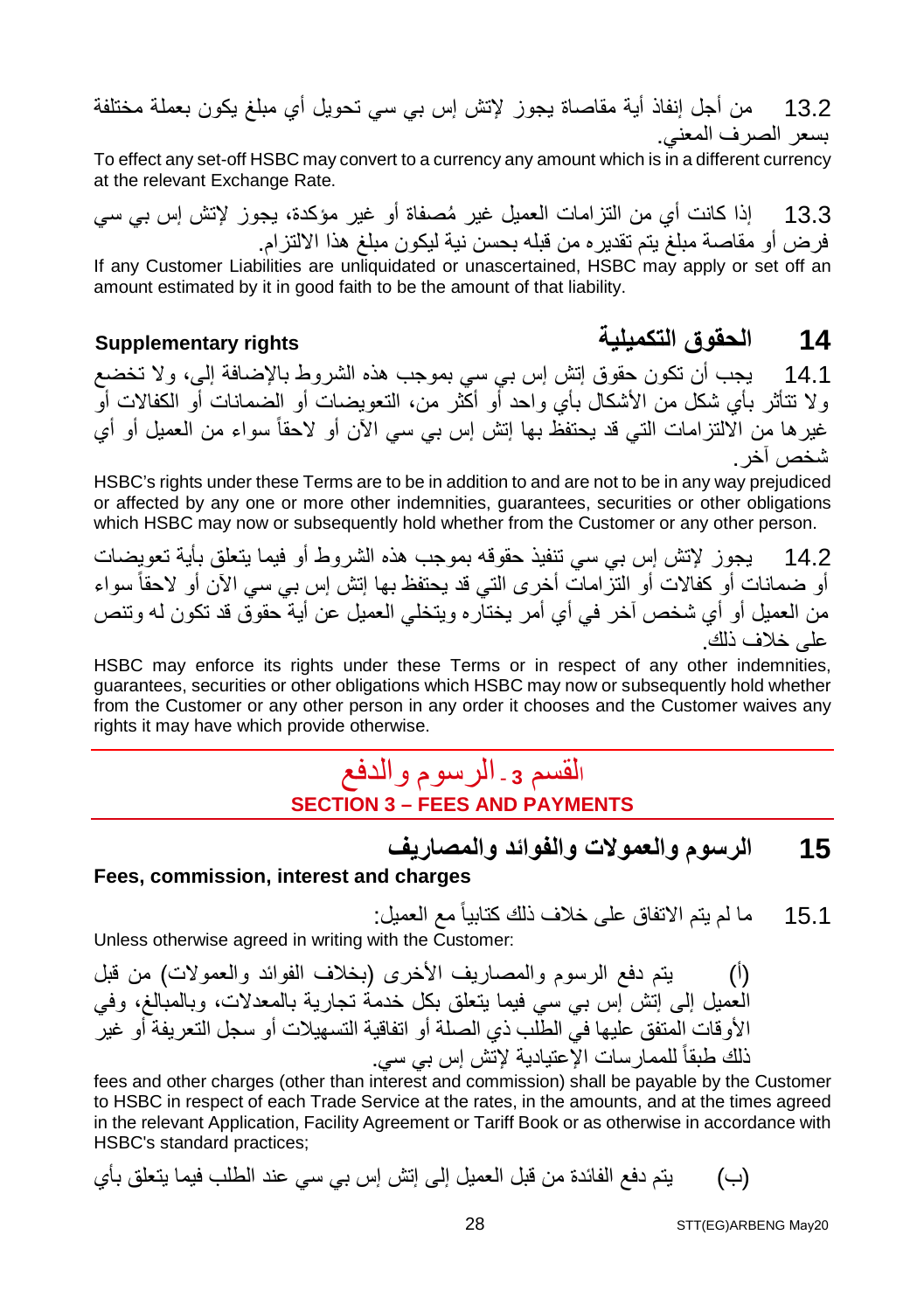13.2 من أجل إنفاذ أية مقاصاة يجوز لإتش إس بي سي تحويل أي مبلغ يكون بعملة مختلفة بسعر الصرف المعني.

To effect any set-off HSBC may convert to a currency any amount which is in a different currency at the relevant Exchange Rate.

13.3 إذا كانت أي من التزامات العميل غير مُصفاة أو غير مؤكدة، يجوز لإتش إس بي سي فرض أو مقاصة مبلغ يتم تقديره من قبله بحسن نية ليكون مبلغ هذا الالتزام.

If any Customer Liabilities are unliquidated or unascertained, HSBC may apply or set off an amount estimated by it in good faith to be the amount of that liability.

## 14 الحقوق التكميلية Supplementary rights

14.1 يجب أن تكون حقوق إتش إس بي سي بموجب هذه الشروط بالإضافة إلى، ولا تخضع ولا تتأثر بأي شكل من الأشكال بأي واحد أو أكثر من، التعويضات أو الضمانات أو الكفالات أو غيرها من الالتزامات التي قد يحتفظ بها إتش إس بي سي الآن أو لاحقاً سواء من العميل أو أي شخص آخر.

HSBC's rights under these Terms are to be in addition to and are not to be in any way prejudiced or affected by any one or more other indemnities, guarantees, securities or other obligations which HSBC may now or subsequently hold whether from the Customer or any other person.

14.2 يجوز لإتش إس بي سي تنفيذ حقوقه بموجب هذه الشروط أو فيما يتعلق بأية تعويضات أو ضمانات أو كفالات أو التزامات أخرى التي قد يحتفظ بها إتش إس بي سي الآن أو لاحقاً سواء من العميل أو أي شخص آخر في أي أمر يختاره ويتخلي العميل عن أية حقوق قد تكون له وتنص على خلاف ذلك.

HSBC may enforce its rights under these Terms or in respect of any other indemnities, guarantees, securities or other obligations which HSBC may now or subsequently hold whether from the Customer or any other person in any order it chooses and the Customer waives any rights it may have which provide otherwise.

# القسم 3 - الرسوم والدفع
# SECTION 3 – FEES AND PAYMENTS

## 15 الرسوم والعمولات والفوائد والمصاريف
## Fees, commission, interest and charges

15.1 ما لم يتم الاتفاق على خلاف ذلك كتابياً مع العميل:

Unless otherwise agreed in writing with the Customer:

(أ) يتم دفع الرسوم والمصاريف الأخرى (بخلاف الفوائد والعمولات) من قبل العميل إلى إتش إس بي سي فيما يتعلق بكل خدمة تجارية بالمعدلات، وبالمبالغ، وفي الأوقات المتفق عليها في الطلب ذي الصلة أو اتفاقية التسهيلات أو سجل التعريفة أو غير ذلك طبقاً للممارسات الإعتيادية لإتش إس بي سي.

fees and other charges (other than interest and commission) shall be payable by the Customer to HSBC in respect of each Trade Service at the rates, in the amounts, and at the times agreed in the relevant Application, Facility Agreement or Tariff Book or as otherwise in accordance with HSBC's standard practices;

(ب) يتم دفع الفائدة من قبل العميل إلى إتش إس بي سي عند الطلب فيما يتعلق بأي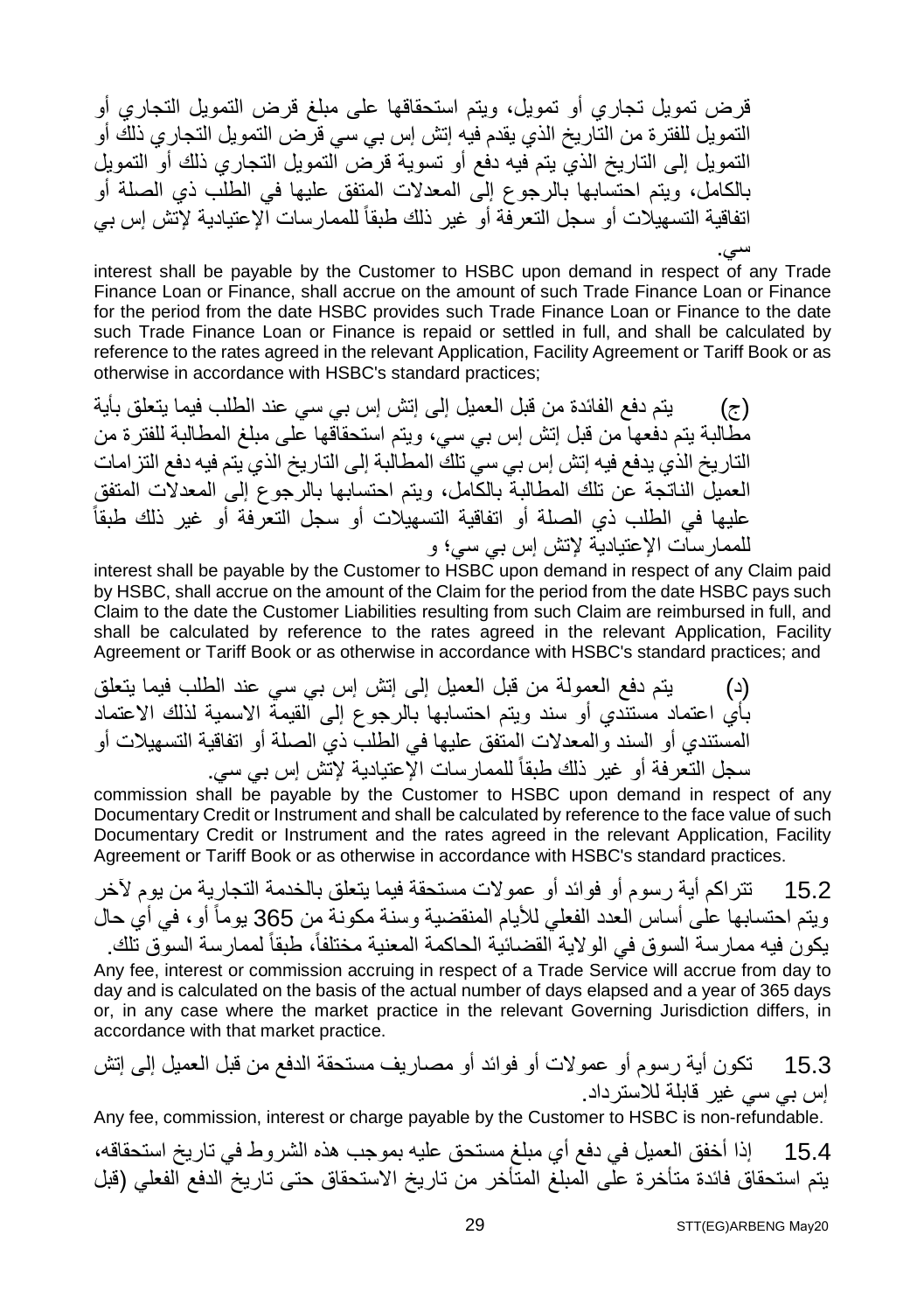قرض تمويل تجاري أو تمويل، ويتم استحقاقها على مبلغ قرض التمويل التجاري أو التمويل للفترة من التاريخ الذي يقدم فيه إتش إس بي سي قرض التمويل التجاري ذلك أو التمويل إلى التاريخ الذي يتم فيه دفع أو تسوية قرض التمويل التجاري ذلك أو التمويل بالكامل، ويتم احتسابها بالرجوع إلى المعدلات المتفق عليها في الطلب ذي الصلة أو اتفاقية التسهيلات أو سجل التعرفة أو غير ذلك طبقاً للممارسات الإعتيادية لإتش إس بي سي.

interest shall be payable by the Customer to HSBC upon demand in respect of any Trade Finance Loan or Finance, shall accrue on the amount of such Trade Finance Loan or Finance for the period from the date HSBC provides such Trade Finance Loan or Finance to the date such Trade Finance Loan or Finance is repaid or settled in full, and shall be calculated by reference to the rates agreed in the relevant Application, Facility Agreement or Tariff Book or as otherwise in accordance with HSBC's standard practices;

(ج) يتم دفع الفائدة من قبل العميل إلى إتش إس بي سي عند الطلب فيما يتعلق بأية مطالبة يتم دفعها من قبل إتش إس بي سي، ويتم استحقاقها على مبلغ المطالبة للفترة من التاريخ الذي يدفع فيه إتش إس بي سي تلك المطالبة إلى التاريخ الذي يتم فيه دفع التزامات العميل الناتجة عن تلك المطالبة بالكامل، ويتم احتسابها بالرجوع إلى المعدلات المتفق عليها في الطلب ذي الصلة أو اتفاقية التسهيلات أو سجل التعرفة أو غير ذلك طبقاً للممارسات الإعتيادية لإتش إس بي سي؛ و

interest shall be payable by the Customer to HSBC upon demand in respect of any Claim paid by HSBC, shall accrue on the amount of the Claim for the period from the date HSBC pays such Claim to the date the Customer Liabilities resulting from such Claim are reimbursed in full, and shall be calculated by reference to the rates agreed in the relevant Application, Facility Agreement or Tariff Book or as otherwise in accordance with HSBC's standard practices; and

(د) يتم دفع العمولة من قبل العميل إلى إتش إس بي سي عند الطلب فيما يتعلق بأي اعتماد مستندي أو سند ويتم احتسابها بالرجوع إلى القيمة الاسمية لذلك الاعتماد المستندي أو السند والمعدلات المتفق عليها في الطلب ذي الصلة أو اتفاقية التسهيلات أو سجل التعرفة أو غير ذلك طبقاً للممارسات الإعتيادية لإتش إس بي سي.

commission shall be payable by the Customer to HSBC upon demand in respect of any Documentary Credit or Instrument and shall be calculated by reference to the face value of such Documentary Credit or Instrument and the rates agreed in the relevant Application, Facility Agreement or Tariff Book or as otherwise in accordance with HSBC's standard practices.

15.2 تتراكم أية رسوم أو فوائد أو عمولات مستحقة فيما يتعلق بالخدمة التجارية من يوم لآخر ويتم احتسابها على أساس العدد الفعلي للأيام المنقضية وسنة مكونة من 365 يوماً أو، في أي حال يكون فيه ممارسة السوق في الولاية القضائية الحاكمة المعنية مختلفاً، طبقاً لممارسة السوق تلك.

Any fee, interest or commission accruing in respect of a Trade Service will accrue from day to day and is calculated on the basis of the actual number of days elapsed and a year of 365 days or, in any case where the market practice in the relevant Governing Jurisdiction differs, in accordance with that market practice.

15.3 تكون أية رسوم أو عمولات أو فوائد أو مصاريف مستحقة الدفع من قبل العميل إلى إتش إس بي سي غير قابلة للاسترداد.

Any fee, commission, interest or charge payable by the Customer to HSBC is non-refundable.

15.4 إذا أخفق العميل في دفع أي مبلغ مستحق عليه بموجب هذه الشروط في تاريخ استحقاقه، يتم استحقاق فائدة متأخرة على المبلغ المتأخر من تاريخ الاستحقاق حتى تاريخ الدفع الفعلي (قبل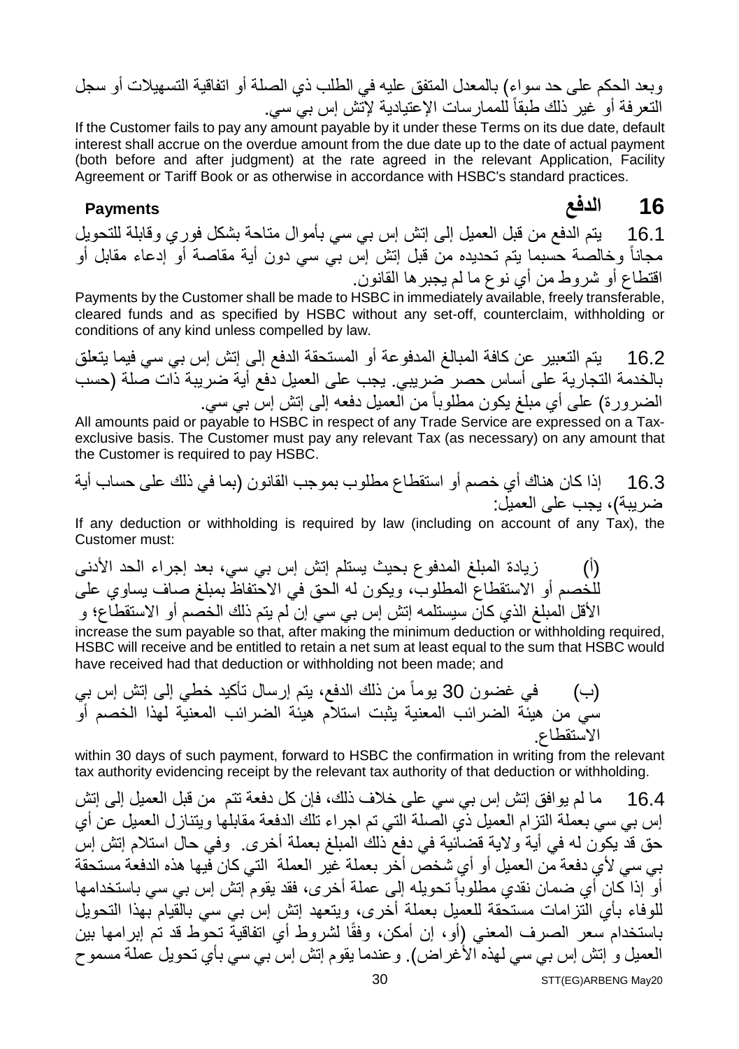وبعد الحكم على حد سواء) بالمعدل المتفق عليه في الطلب ذي الصلة أو اتفاقية التسهيلات أو سجل التعرفة أو غير ذلك طبقاً للممارسات الإعتيادية لإتش إس بي سي.

If the Customer fails to pay any amount payable by it under these Terms on its due date, default interest shall accrue on the overdue amount from the due date up to the date of actual payment (both before and after judgment) at the rate agreed in the relevant Application, Facility Agreement or Tariff Book or as otherwise in accordance with HSBC's standard practices.

## 16 الدفع Payments

16.1 يتم الدفع من قبل العميل إلى إتش إس بي سي بأموال متاحة بشكل فوري وقابلة للتحويل مجاناً وخالصة حسبما يتم تحديده من قبل إتش إس بي سي دون أية مقاصة أو إدعاء مقابل أو اقتطاع أو شروط من أي نوع ما لم يجبرها القانون.

Payments by the Customer shall be made to HSBC in immediately available, freely transferable, cleared funds and as specified by HSBC without any set-off, counterclaim, withholding or conditions of any kind unless compelled by law.

16.2 يتم التعبير عن كافة المبالغ المدفوعة أو المستحقة الدفع إلى إتش إس بي سي فيما يتعلق بالخدمة التجارية على أساس حصر ضريبي. يجب على العميل دفع أية ضريبة ذات صلة (حسب الضرورة) على أي مبلغ يكون مطلوباً من العميل دفعه إلى إتش إس بي سي.

All amounts paid or payable to HSBC in respect of any Trade Service are expressed on a Tax-exclusive basis. The Customer must pay any relevant Tax (as necessary) on any amount that the Customer is required to pay HSBC.

16.3 إذا كان هناك أي خصم أو استقطاع مطلوب بموجب القانون (بما في ذلك على حساب أية ضريبة)، يجب على العميل:

If any deduction or withholding is required by law (including on account of any Tax), the Customer must:

(أ) زيادة المبلغ المدفوع بحيث يستلم إتش إس بي سي، بعد إجراء الحد الأدنى للخصم أو الاستقطاع المطلوب، ويكون له الحق في الاحتفاظ بمبلغ صاف يساوي على الأقل المبلغ الذي كان سيستلمه إتش إس بي سي إن لم يتم ذلك الخصم أو الاستقطاع؛ و

increase the sum payable so that, after making the minimum deduction or withholding required, HSBC will receive and be entitled to retain a net sum at least equal to the sum that HSBC would have received had that deduction or withholding not been made; and

(ب) في غضون 30 يوماً من ذلك الدفع، يتم إرسال تأكيد خطي إلى إتش إس بي سي من هيئة الضرائب المعنية يثبت استلام هيئة الضرائب المعنية لهذا الخصم أو الاستقطاع.

within 30 days of such payment, forward to HSBC the confirmation in writing from the relevant tax authority evidencing receipt by the relevant tax authority of that deduction or withholding.

16.4 ما لم يوافق إتش إس بي سي على خلاف ذلك، فإن كل دفعة تتم من قبل العميل إلى إتش إس بي سي بعملة التزام العميل ذي الصلة التي تم اجراء تلك الدفعة مقابلها ويتنازل العميل عن أي حق قد يكون له في أية ولاية قضائية في دفع ذلك المبلغ بعملة أخرى. وفي حال استلام إتش إس بي سي لأي دفعة من العميل أو أي شخص آخر بعملة غير العملة التي كان فيها هذه الدفعة مستحقة أو إذا كان أي ضمان نقدي مطلوباً تحويله إلى عملة أخرى، فقد يقوم إتش إس بي سي باستخدامها للوفاء بأي التزامات مستحقة للعميل بعملة أخرى، ويتعهد إتش إس بي سي بالقيام بهذا التحويل باستخدام سعر الصرف المعني (أو، إن أمكن، وفقًا لشروط أي اتفاقية تحوط قد تم إبرامها بين العميل و إتش إس بي سي لهذه الأغراض). وعندما يقوم إتش إس بي سي بأي تحويل عملة مسموح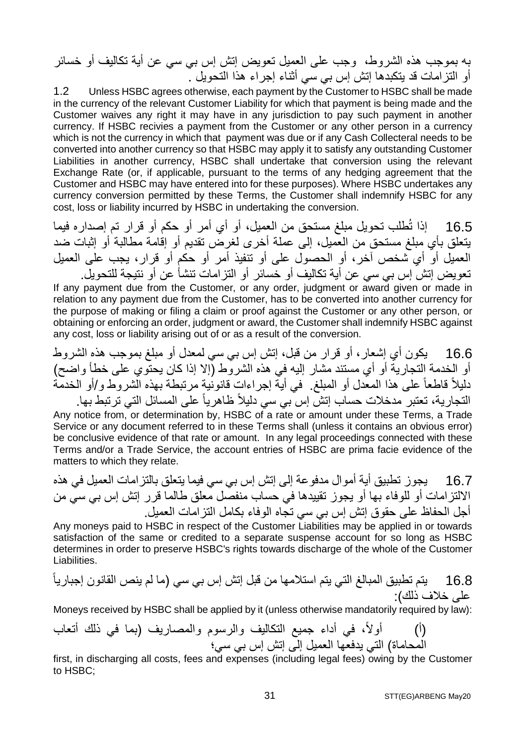به بموجب هذه الشروط، وجب على العميل تعويض إتش إس بي سي عن أية تكاليف أو خسائر أو التزامات قد يتكبدها إتش إس بي سي أثناء إجراء هذا التحويل .

1.2 Unless HSBC agrees otherwise, each payment by the Customer to HSBC shall be made in the currency of the relevant Customer Liability for which that payment is being made and the Customer waives any right it may have in any jurisdiction to pay such payment in another currency. If HSBC recivies a payment from the Customer or any other person in a currency which is not the currency in which that payment was due or if any Cash Collecteral needs to be converted into another currency so that HSBC may apply it to satisfy any outstanding Customer Liabilities in another currency, HSBC shall undertake that conversion using the relevant Exchange Rate (or, if applicable, pursuant to the terms of any hedging agreement that the Customer and HSBC may have entered into for these purposes). Where HSBC undertakes any currency conversion permitted by these Terms, the Customer shall indemnify HSBC for any cost, loss or liability incurred by HSBC in undertaking the conversion.

16.5 إذا تُطلب تحويل مبلغ مستحق من العميل، أو أي أمر أو حكم أو قرار تم إصداره فيما يتعلق بأي مبلغ مستحق من العميل، إلى عملة أخرى لغرض تقديم أو إقامة مطالبة أو إثبات ضد العميل أو أي شخص آخر، أو الحصول على أو تنفيذ أمر أو حكم أو قرار، يجب على العميل تعويض إتش إس بي سي عن أية تكاليف أو خسائر أو التزامات تنشأ عن أو نتيجة للتحويل.

If any payment due from the Customer, or any order, judgment or award given or made in relation to any payment due from the Customer, has to be converted into another currency for the purpose of making or filing a claim or proof against the Customer or any other person, or obtaining or enforcing an order, judgment or award, the Customer shall indemnify HSBC against any cost, loss or liability arising out of or as a result of the conversion.

16.6 يكون أي إشعار، أو قرار من قبل، إتش إس بي سي لمعدل أو مبلغ بموجب هذه الشروط أو الخدمة التجارية أو أي مستند مشار إليه في هذه الشروط (إلا إذا كان يحتوي على خطأ واضح) دليلاً قاطعاً على هذا المعدل أو المبلغ. في أية إجراءات قانونية مرتبطة بهذه الشروط و/أو الخدمة التجارية، تعتبر مدخلات حساب إتش إس بي سي دليلاً ظاهرياً على المسائل التي ترتبط بها.

Any notice from, or determination by, HSBC of a rate or amount under these Terms, a Trade Service or any document referred to in these Terms shall (unless it contains an obvious error) be conclusive evidence of that rate or amount. In any legal proceedings connected with these Terms and/or a Trade Service, the account entries of HSBC are prima facie evidence of the matters to which they relate.

16.7 يجوز تطبيق أية أموال مدفوعة إلى إتش إس بي سي فيما يتعلق بالتزامات العميل في هذه الالتزامات أو للوفاء بها أو يجوز تقييدها في حساب منفصل معلق طالما قرر إتش إس بي سي من أجل الحفاظ على حقوق إتش إس بي سي تجاه الوفاء بكامل التزامات العميل.

Any moneys paid to HSBC in respect of the Customer Liabilities may be applied in or towards satisfaction of the same or credited to a separate suspense account for so long as HSBC determines in order to preserve HSBC's rights towards discharge of the whole of the Customer Liabilities.

16.8 يتم تطبيق المبالغ التي يتم استلامها من قبل إتش إس بي سي (ما لم ينص القانون إجبارياً على خلاف ذلك):

Moneys received by HSBC shall be applied by it (unless otherwise mandatorily required by law):

(أ) أولاً، في أداء جميع التكاليف والرسوم والمصاريف (بما في ذلك أتعاب المحاماة) التي يدفعها العميل إلى إتش إس بي سي؛

first, in discharging all costs, fees and expenses (including legal fees) owing by the Customer to HSBC;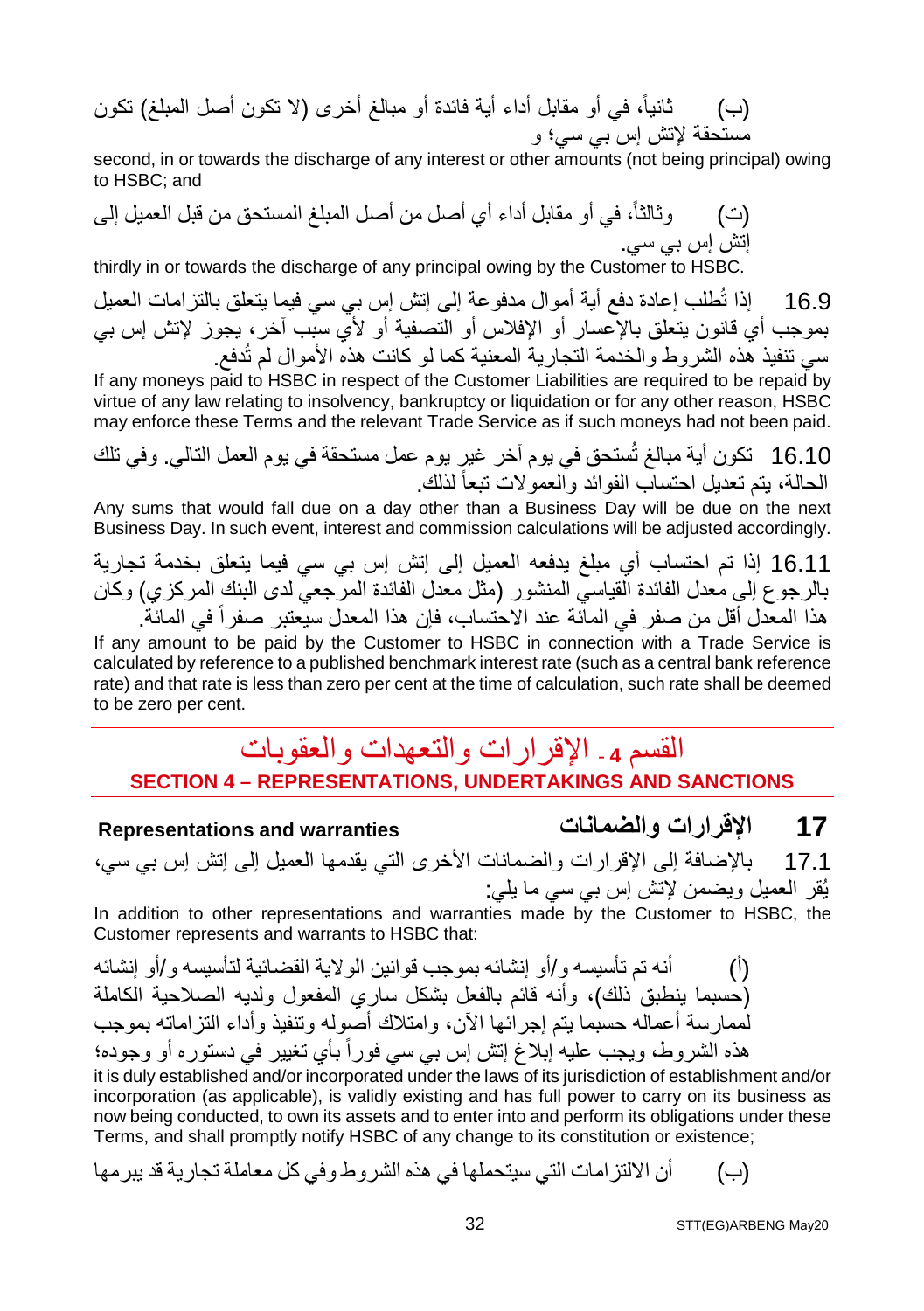(ب) ثانياً، في أو مقابل أداء أية فائدة أو مبالغ أخرى (لا تكون أصل المبلغ) تكون مستحقة لإتش إس بي سي؛ و

second, in or towards the discharge of any interest or other amounts (not being principal) owing to HSBC; and

(ت) وثالثاً، في أو مقابل أداء أي أصل من أصل المبلغ المستحق من قبل العميل إلى إتش إس بي سي.

thirdly in or towards the discharge of any principal owing by the Customer to HSBC.

16.9 إذا تُطلب إعادة دفع أية أموال مدفوعة إلى إتش إس بي سي فيما يتعلق بالتزامات العميل بموجب أي قانون يتعلق بالإعسار أو الإفلاس أو التصفية أو لأي سبب آخر، يجوز لإتش إس بي سي تنفيذ هذه الشروط والخدمة التجارية المعنية كما لو كانت هذه الأموال لم تُدفع.

If any moneys paid to HSBC in respect of the Customer Liabilities are required to be repaid by virtue of any law relating to insolvency, bankruptcy or liquidation or for any other reason, HSBC may enforce these Terms and the relevant Trade Service as if such moneys had not been paid.

16.10 تكون أية مبالغ تُستحق في يوم آخر غير يوم عمل مستحقة في يوم العمل التالي. وفي تلك الحالة، يتم تعديل احتساب الفوائد والعمولات تبعاً لذلك.

Any sums that would fall due on a day other than a Business Day will be due on the next Business Day. In such event, interest and commission calculations will be adjusted accordingly.

16.11 إذا تم احتساب أي مبلغ يدفعه العميل إلى إتش إس بي سي فيما يتعلق بخدمة تجارية بالرجوع إلى معدل الفائدة القياسي المنشور (مثل معدل الفائدة المرجعي لدى البنك المركزي) وكان هذا المعدل أقل من صفر في المائة عند الاحتساب، فإن هذا المعدل سيعتبر صفراً في المائة.

If any amount to be paid by the Customer to HSBC in connection with a Trade Service is calculated by reference to a published benchmark interest rate (such as a central bank reference rate) and that rate is less than zero per cent at the time of calculation, such rate shall be deemed to be zero per cent.

## القسم 4 - الإقرارات والتعهدات والعقوبات
## SECTION 4 – REPRESENTATIONS, UNDERTAKINGS AND SANCTIONS

### 17 الإقرارات والضمانات — Representations and warranties

17.1 بالإضافة إلى الإقرارات والضمانات الأخرى التي يقدمها العميل إلى إتش إس بي سي، يُقر العميل ويضمن لإتش إس بي سي ما يلي:

In addition to other representations and warranties made by the Customer to HSBC, the Customer represents and warrants to HSBC that:

(أ) أنه تم تأسيسه و/أو إنشائه بموجب قوانين الولاية القضائية لتأسيسه و/أو إنشائه (حسبما ينطبق ذلك)، وأنه قائم بالفعل بشكل ساري المفعول ولديه الصلاحية الكاملة لممارسة أعماله حسبما يتم إجرائها الآن، وامتلاك أصوله وتنفيذ وأداء التزاماته بموجب هذه الشروط، ويجب عليه إبلاغ إتش إس بي سي فوراً بأي تغيير في دستوره أو وجوده؛

it is duly established and/or incorporated under the laws of its jurisdiction of establishment and/or incorporation (as applicable), is validly existing and has full power to carry on its business as now being conducted, to own its assets and to enter into and perform its obligations under these Terms, and shall promptly notify HSBC of any change to its constitution or existence;

(ب) أن الالتزامات التي سيتحملها في هذه الشروط وفي كل معاملة تجارية قد يبرمها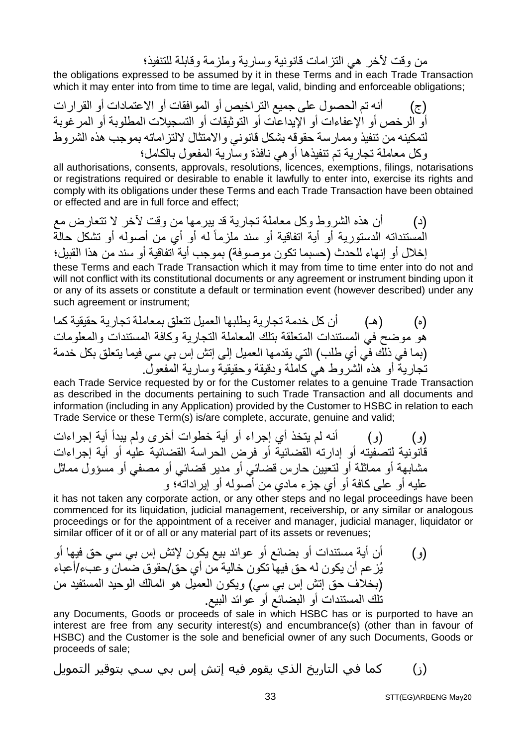من وقت لآخر هي التزامات قانونية وسارية وملزمة وقابلة للتنفيذ؛

the obligations expressed to be assumed by it in these Terms and in each Trade Transaction which it may enter into from time to time are legal, valid, binding and enforceable obligations;

(ج) أنه تم الحصول على جميع التراخيص أو الموافقات أو الاعتمادات أو القرارات أو الرخص أو الإعفاءات أو الإيداعات أو التوثيقات أو التسجيلات المطلوبة أو المرغوبة لتمكينه من تنفيذ وممارسة حقوقه بشكل قانوني والامتثال لالتزاماته بموجب هذه الشروط وكل معاملة تجارية تم تنفيذها أو هي نافذة وسارية المفعول بالكامل؛

all authorisations, consents, approvals, resolutions, licences, exemptions, filings, notarisations or registrations required or desirable to enable it lawfully to enter into, exercise its rights and comply with its obligations under these Terms and each Trade Transaction have been obtained or effected and are in full force and effect;

(د) أن هذه الشروط وكل معاملة تجارية قد يبرمها من وقت لآخر لا تتعارض مع المستنداته الدستورية أو أية اتفاقية أو سند ملزماً له أو أي من أصوله أو تشكل حالة إخلال أو إنهاء للحدث (حسبما تكون موصوفة) بموجب أية اتفاقية أو سند من هذا القبيل؛

these Terms and each Trade Transaction which it may from time to time enter into do not and will not conflict with its constitutional documents or any agreement or instrument binding upon it or any of its assets or constitute a default or termination event (however described) under any such agreement or instrument;

(ه) (هـ) أن كل خدمة تجارية يطلبها العميل تتعلق بمعاملة تجارية حقيقية كما هو موضح في المستندات المتعلقة بتلك المعاملة التجارية وكافة المستندات والمعلومات (بما في ذلك في أي طلب) التي يقدمها العميل إلى إتش إس بي سي فيما يتعلق بكل خدمة تجارية أو هذه الشروط هي كاملة ودقيقة وحقيقية وسارية المفعول.

each Trade Service requested by or for the Customer relates to a genuine Trade Transaction as described in the documents pertaining to such Trade Transaction and all documents and information (including in any Application) provided by the Customer to HSBC in relation to each Trade Service or these Term(s) is/are complete, accurate, genuine and valid;

(و) (و) أنه لم يتخذ أي إجراء أو أية خطوات أخرى ولم يبدأ أية إجراءات قانونية لتصفيته أو إدارته القضائية أو فرض الحراسة القضائية عليه أو أية إجراءات مشابهة أو مماثلة أو لتعيين حارس قضائي أو مدير قضائي أو مصفي أو مسؤول مماثل عليه أو على كافة أو أي جزء مادي من أصوله أو إيراداته؛ و

it has not taken any corporate action, or any other steps and no legal proceedings have been commenced for its liquidation, judicial management, receivership, or any similar or analogous proceedings or for the appointment of a receiver and manager, judicial manager, liquidator or similar officer of it or of all or any material part of its assets or revenues;

(و) أن أية مستندات أو بضائع أو عوائد بيع يكون لإتش إس بي سي حق فيها أو يُزعم أن يكون له حق فيها تكون خالية من أي حق/حقوق ضمان وعبء/أعباء (بخلاف حق إتش إس بي سي) ويكون العميل هو المالك الوحيد المستفيد من تلك المستندات أو البضائع أو عوائد البيع.

any Documents, Goods or proceeds of sale in which HSBC has or is purported to have an interest are free from any security interest(s) and encumbrance(s) (other than in favour of HSBC) and the Customer is the sole and beneficial owner of any such Documents, Goods or proceeds of sale;

(ز) كما في التاريخ الذي يقوم فيه إتش إس بي سي بتوقير التمويل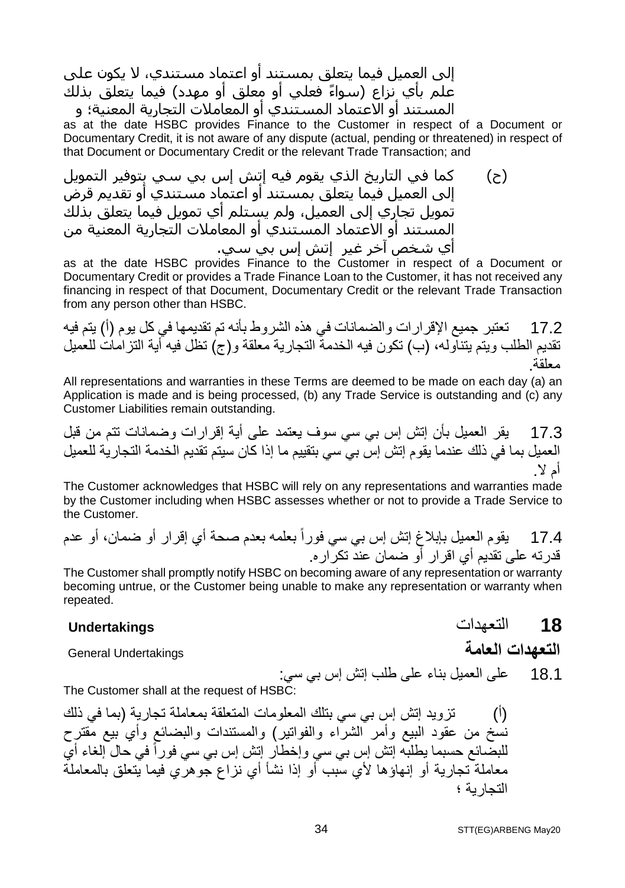إلى العميل فيما يتعلق بمستند أو اعتماد مستندي، لا يكون على علم بأي نزاع (سواءً فعلي أو معلق أو مهدد) فيما يتعلق بذلك المستند أو الاعتماد المستندي أو المعاملات التجارية المعنية؛ و

as at the date HSBC provides Finance to the Customer in respect of a Document or Documentary Credit, it is not aware of any dispute (actual, pending or threatened) in respect of that Document or Documentary Credit or the relevant Trade Transaction; and

(ح) كما في التاريخ الذي يقوم فيه إتش إس بي سي بتوفير التمويل إلى العميل فيما يتعلق بمستند أو اعتماد مستندي أو تقديم قرض تمويل تجاري إلى العميل، ولم يستلم أي تمويل فيما يتعلق بذلك المستند أو الاعتماد المستندي أو المعاملات التجارية المعنية من أي شخص آخر غير إتش إس بي سي.

as at the date HSBC provides Finance to the Customer in respect of a Document or Documentary Credit or provides a Trade Finance Loan to the Customer, it has not received any financing in respect of that Document, Documentary Credit or the relevant Trade Transaction from any person other than HSBC.

17.2 تعتبر جميع الإقرارات والضمانات في هذه الشروط بأنه تم تقديمها في كل يوم (أ) يتم فيه تقديم الطلب ويتم يتناوله، (ب) تكون فيه الخدمة التجارية معلقة و(ج) تظل فيه أية التزامات للعميل معلقة.

All representations and warranties in these Terms are deemed to be made on each day (a) an Application is made and is being processed, (b) any Trade Service is outstanding and (c) any Customer Liabilities remain outstanding.

17.3 يقر العميل بأن إتش إس بي سي سوف يعتمد على أية إقرارات وضمانات تتم من قبل العميل بما في ذلك عندما يقوم إتش إس بي سي بتقييم ما إذا كان سيتم تقديم الخدمة التجارية للعميل أم لا.

The Customer acknowledges that HSBC will rely on any representations and warranties made by the Customer including when HSBC assesses whether or not to provide a Trade Service to the Customer.

17.4 يقوم العميل بإبلاغ إتش إس بي سي فوراً بعلمه بعدم صحة أي إقرار أو ضمان، أو عدم قدرته على تقديم أي اقرار أو ضمان عند تكراره.

The Customer shall promptly notify HSBC on becoming aware of any representation or warranty becoming untrue, or the Customer being unable to make any representation or warranty when repeated.

## 18 التعهدات Undertakings

### التعهدات العامة General Undertakings

18.1 على العميل بناء على طلب إتش إس بي سي:

The Customer shall at the request of HSBC:

(أ) تزويد إتش إس بي سي بتلك المعلومات المتعلقة بمعاملة تجارية (بما في ذلك نسخ من عقود البيع وأمر الشراء والفواتير) والمستندات والبضائع وأي بيع مقترح للبضائع حسبما يطلبه إتش إس بي سي وإخطار إتش إس بي سي فوراً في حال إلغاء أي معاملة تجارية أو إنهاؤها لأي سبب أو إذا نشأ أي نزاع جوهري فيما يتعلق بالمعاملة التجارية ؛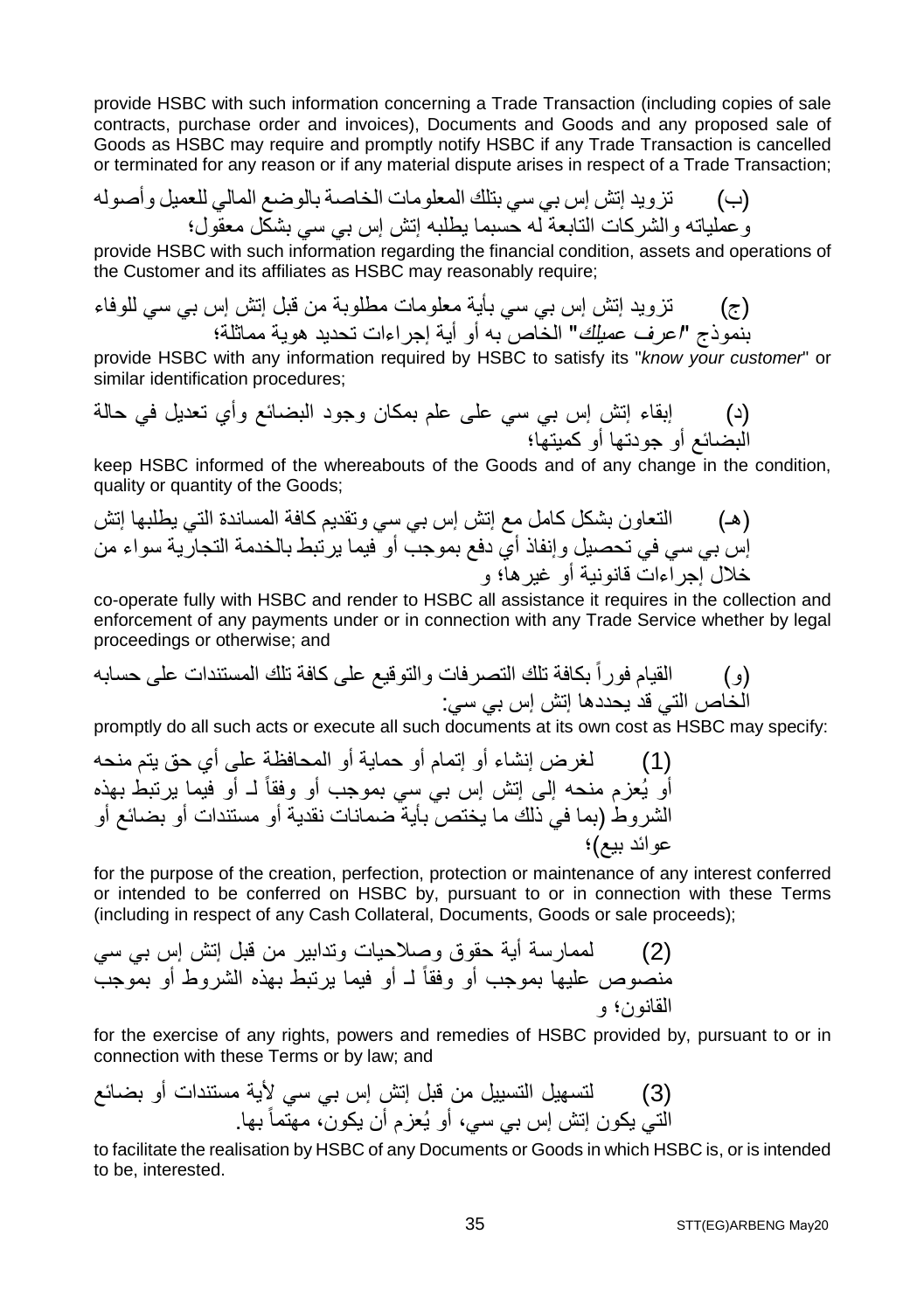provide HSBC with such information concerning a Trade Transaction (including copies of sale contracts, purchase order and invoices), Documents and Goods and any proposed sale of Goods as HSBC may require and promptly notify HSBC if any Trade Transaction is cancelled or terminated for any reason or if any material dispute arises in respect of a Trade Transaction;

(ب) تزويد إتش إس بي سي بتلك المعلومات الخاصة بالوضع المالي للعميل وأصوله وعملياته والشركات التابعة له حسبما يطلبه إتش إس بي سي بشكل معقول؛

provide HSBC with such information regarding the financial condition, assets and operations of the Customer and its affiliates as HSBC may reasonably require;

(ج) تزويد إتش إس بي سي بأية معلومات مطلوبة من قبل إتش إس بي سي للوفاء بنموذج "*اعرف عميلك*" الخاص به أو أية إجراءات تحديد هوية مماثلة؛

provide HSBC with any information required by HSBC to satisfy its "*know your customer*" or similar identification procedures;

(د) إبقاء إتش إس بي سي على علم بمكان وجود البضائع وأي تعديل في حالة البضائع أو جودتها أو كميتها؛

keep HSBC informed of the whereabouts of the Goods and of any change in the condition, quality or quantity of the Goods;

(هـ) التعاون بشكل كامل مع إتش إس بي سي وتقديم كافة المساندة التي يطلبها إتش إس بي سي في تحصيل وإنفاذ أي دفع بموجب أو فيما يرتبط بالخدمة التجارية سواء من خلال إجراءات قانونية أو غيرها؛ و

co-operate fully with HSBC and render to HSBC all assistance it requires in the collection and enforcement of any payments under or in connection with any Trade Service whether by legal proceedings or otherwise; and

(و) القيام فوراً بكافة تلك التصرفات والتوقيع على كافة تلك المستندات على حسابه الخاص التي قد يحددها إتش إس بي سي:

promptly do all such acts or execute all such documents at its own cost as HSBC may specify:

(1) لغرض إنشاء أو إتمام أو حماية أو المحافظة على أي حق يتم منحه أو يُعزم منحه إلى إتش إس بي سي بموجب أو وفقاً لـ أو فيما يرتبط بهذه الشروط (بما في ذلك ما يختص بأية ضمانات نقدية أو مستندات أو بضائع أو عوائد بيع)؛

for the purpose of the creation, perfection, protection or maintenance of any interest conferred or intended to be conferred on HSBC by, pursuant to or in connection with these Terms (including in respect of any Cash Collateral, Documents, Goods or sale proceeds);

(2) لممارسة أية حقوق وصلاحيات وتدابير من قبل إتش إس بي سي منصوص عليها بموجب أو وفقاً لـ أو فيما يرتبط بهذه الشروط أو بموجب القانون؛ و

for the exercise of any rights, powers and remedies of HSBC provided by, pursuant to or in connection with these Terms or by law; and

(3) لتسهيل التسييل من قبل إتش إس بي سي لأية مستندات أو بضائع التي يكون إتش إس بي سي، أو يُعزم أن يكون، مهتماً بها.

to facilitate the realisation by HSBC of any Documents or Goods in which HSBC is, or is intended to be, interested.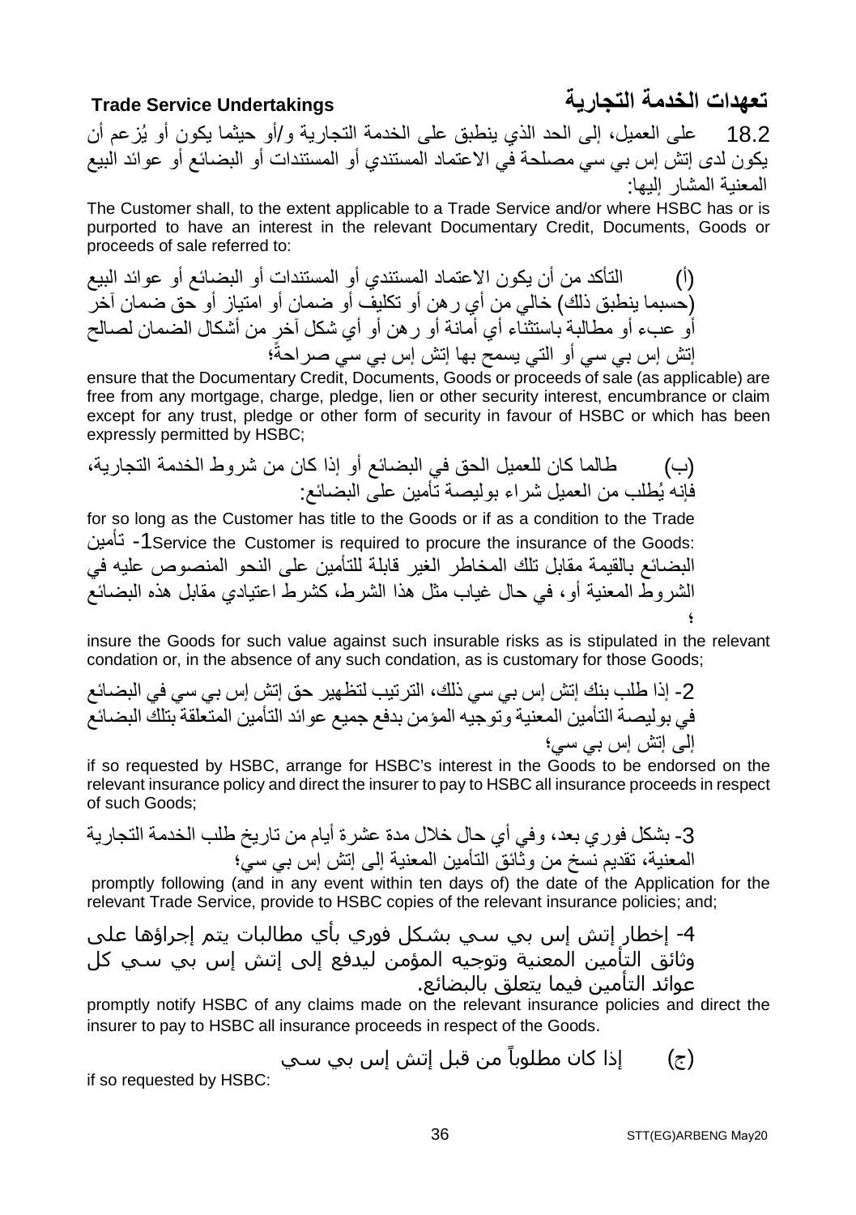## تعهدات الخدمة التجارية Trade Service Undertakings

18.2 على العميل، إلى الحد الذي ينطبق على الخدمة التجارية و/أو حيثما يكون أو يُزعم أن يكون لدى إتش إس بي سي مصلحة في الاعتماد المستندي أو المستندات أو البضائع أو عوائد البيع المعنية المشار إليها:

The Customer shall, to the extent applicable to a Trade Service and/or where HSBC has or is purported to have an interest in the relevant Documentary Credit, Documents, Goods or proceeds of sale referred to:

(أ) التأكد من أن يكون الاعتماد المستندي أو المستندات أو البضائع أو عوائد البيع (حسبما ينطبق ذلك) خالي من أي رهن أو تكليف أو ضمان أو امتياز أو حق ضمان آخر أو عبء أو مطالبة باستثناء أي أمانة أو رهن أو أي شكل آخر من أشكال الضمان لصالح إتش إس بي سي أو التي يسمح بها إتش إس بي سي صراحةً؛

ensure that the Documentary Credit, Documents, Goods or proceeds of sale (as applicable) are free from any mortgage, charge, pledge, lien or other security interest, encumbrance or claim except for any trust, pledge or other form of security in favour of HSBC or which has been expressly permitted by HSBC;

(ب) طالما كان للعميل الحق في البضائع أو إذا كان من شروط الخدمة التجارية، فإنه يُطلب من العميل شراء بوليصة تأمين على البضائع:

for so long as the Customer has title to the Goods or if as a condition to the Trade Service the Customer is required to procure the insurance of the Goods:

1- تأمين البضائع بالقيمة مقابل تلك المخاطر الغير قابلة للتأمين على النحو المنصوص عليه في الشروط المعنية أو، في حال غياب مثل هذا الشرط، كشرط اعتيادي مقابل هذه البضائع ؛

insure the Goods for such value against such insurable risks as is stipulated in the relevant condation or, in the absence of any such condation, as is customary for those Goods;

2- إذا طلب بنك إتش إس بي سي ذلك، الترتيب لتظهير حق إتش إس بي سي في البضائع في بوليصة التأمين المعنية وتوجيه المؤمن بدفع جميع عوائد التأمين المتعلقة بتلك البضائع إلى إتش إس بي سي؛

if so requested by HSBC, arrange for HSBC's interest in the Goods to be endorsed on the relevant insurance policy and direct the insurer to pay to HSBC all insurance proceeds in respect of such Goods;

3- بشكل فوري بعد، وفي أي حال خلال مدة عشرة أيام من تاريخ طلب الخدمة التجارية المعنية، تقديم نسخ من وثائق التأمين المعنية إلى إتش إس بي سي؛

promptly following (and in any event within ten days of) the date of the Application for the relevant Trade Service, provide to HSBC copies of the relevant insurance policies; and;

4- إخطار إتش إس بي سي بشكل فوري بأي مطالبات يتم إجراؤها على وثائق التأمين المعنية وتوجيه المؤمن ليدفع إلى إتش إس بي سي كل عوائد التأمين فيما يتعلق بالبضائع.

promptly notify HSBC of any claims made on the relevant insurance policies and direct the insurer to pay to HSBC all insurance proceeds in respect of the Goods.

(ج) إذا كان مطلوباً من قبل إتش إس بي سي

if so requested by HSBC: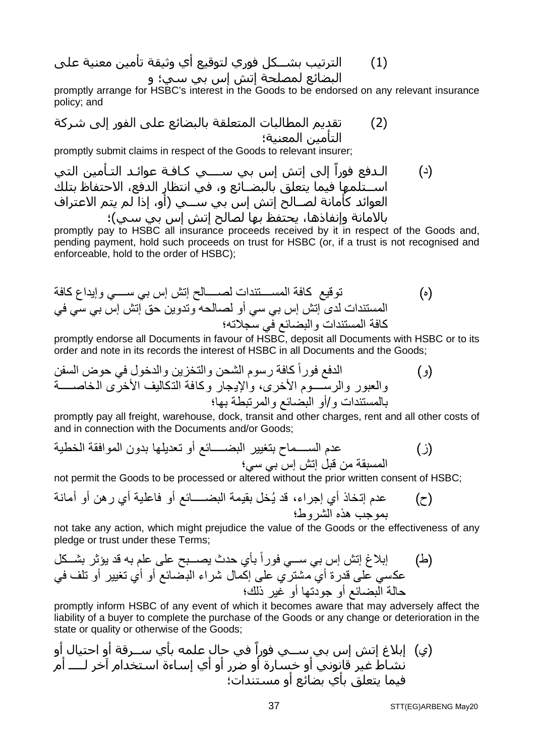(1) الترتيب بشـكل فوري لتوقيع أي وثيقة تأمين معنية على البضائع لمصلحة إتش إس بي سي؛ و

promptly arrange for HSBC's interest in the Goods to be endorsed on any relevant insurance policy; and

(2) تقديم المطالبات المتعلقة بالبضائع على الفور إلى شركة التأمين المعنية؛

promptly submit claims in respect of the Goods to relevant insurer;

(د) الدفع فوراً إلى إتش إس بي سـي كافة عوائد التأمين التي اسـتلمها فيما يتعلق بالبضـائع و، في انتظار الدفع، الاحتفاظ بتلك العوائد كأمانة لصـالح إتش إس بي سـي (أو، إذا لم يتم الاعتراف بالامانة وإنفاذها، يحتفظ بها لصالح إتش إس بي سي)؛

promptly pay to HSBC all insurance proceeds received by it in respect of the Goods and, pending payment, hold such proceeds on trust for HSBC (or, if a trust is not recognised and enforceable, hold to the order of HSBC);

(ه) توقيع كافة المستندات لصـالح إتش إس بي سـي وإيداع كافة المستندات لدى إتش إس بي سي أو لصالحه وتدوين حق إتش إس بي سي في كافة المستندات والبضائع في سجلاته؛

promptly endorse all Documents in favour of HSBC, deposit all Documents with HSBC or to its order and note in its records the interest of HSBC in all Documents and the Goods;

(و) الدفع فوراً كافة رسوم الشحن والتخزين والدخول في حوض السفن والعبور والرسـوم الأخرى، والإيجار وكافة التكاليف الأخرى الخاصـة بالمستندات و/أو البضائع والمرتبطة بها؛

promptly pay all freight, warehouse, dock, transit and other charges, rent and all other costs of and in connection with the Documents and/or Goods;

(ز) عدم السـماح بتغيير البضـائع أو تعديلها بدون الموافقة الخطية المسبقة من قبل إتش إس بي سي؛

not permit the Goods to be processed or altered without the prior written consent of HSBC;

(ح) عدم إتخاذ أي إجراء، قد يُخل بقيمة البضـائع أو فاعلية أي رهن أو أمانة بموجب هذه الشروط؛

not take any action, which might prejudice the value of the Goods or the effectiveness of any pledge or trust under these Terms;

(ط) إبلاغ إتش إس بي سـي فوراً بأي حدث يصـبح على علم به قد يؤثر بشـكل عكسي على قدرة أي مشتري على إكمال شراء البضائع أو أي تغيير أو تلف في حالة البضائع أو جودتها أو غير ذلك؛

promptly inform HSBC of any event of which it becomes aware that may adversely affect the liability of a buyer to complete the purchase of the Goods or any change or deterioration in the state or quality or otherwise of the Goods;

(ي) إبلاغ إتش إس بي سـي فوراً في حال علمه بأي سـرقة أو احتيال أو نشاط غير قانوني أو خسارة أو ضرر أو أي إساءة استخدام آخر لـ أم فيما يتعلق بأي بضائع أو مستندات؛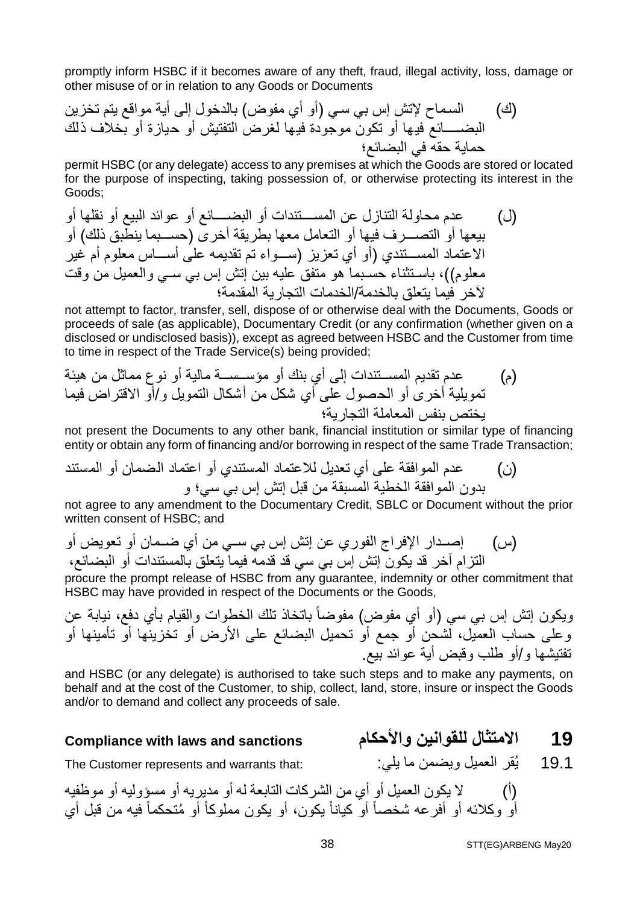promptly inform HSBC if it becomes aware of any theft, fraud, illegal activity, loss, damage or other misuse of or in relation to any Goods or Documents

(ك) السماح لإتش إس بي سي (أو أي مفوض) بالدخول إلى أية مواقع يتم تخزين البضـــائع فيها أو تكون موجودة فيها لغرض التفتيش أو حيازة أو بخلاف ذلك حماية حقه في البضائع؛

permit HSBC (or any delegate) access to any premises at which the Goods are stored or located for the purpose of inspecting, taking possession of, or otherwise protecting its interest in the Goods;

(ل) عدم محاولة التنازل عن المســتندات أو البضــائع أو عوائد البيع أو نقلها أو بيعها أو التصــرف فيها أو التعامل معها بطريقة أخرى (حســبما ينطبق ذلك) أو الاعتماد المســتندي (أو أي تعزيز (ســواء تم تقديمه على أســاس معلوم أم غير معلوم))، باستثناء حسبما هو متفق عليه بين إتش إس بي سـي والعميل من وقت لآخر فيما يتعلق بالخدمة/الخدمات التجارية المقدمة؛

not attempt to factor, transfer, sell, dispose of or otherwise deal with the Documents, Goods or proceeds of sale (as applicable), Documentary Credit (or any confirmation (whether given on a disclosed or undisclosed basis)), except as agreed between HSBC and the Customer from time to time in respect of the Trade Service(s) being provided;

(م) عدم تقديم المســتندات إلى أي بنك أو مؤســســة مالية أو نوع مماثل من هيئة تمويلية أخرى أو الحصول على أي شكل من أشكال التمويل و/أو الاقتراض فيما يختص بنفس المعاملة التجارية؛

not present the Documents to any other bank, financial institution or similar type of financing entity or obtain any form of financing and/or borrowing in respect of the same Trade Transaction;

(ن) عدم الموافقة على أي تعديل للاعتماد المستندي أو اعتماد الضمان أو المستند بدون الموافقة الخطية المسبقة من قبل إتش إس بي سي؛ و

not agree to any amendment to the Documentary Credit, SBLC or Document without the prior written consent of HSBC; and

(س) إصـدار الإفراج الفوري عن إتش إس بي سـي من أي ضـمان أو تعويض أو التزام آخر قد يكون إتش إس بي سي قد قدمه فيما يتعلق بالمستندات أو البضائع،

procure the prompt release of HSBC from any guarantee, indemnity or other commitment that HSBC may have provided in respect of the Documents or the Goods,

ويكون إتش إس بي سي (أو أي مفوض) مفوضاً باتخاذ تلك الخطوات والقيام بأي دفع، نيابة عن وعلى حساب العميل، لشحن أو جمع أو تحميل البضائع على الأرض أو تخزينها أو تأمينها أو تفتيشها و/أو طلب وقبض أية عوائد بيع.

and HSBC (or any delegate) is authorised to take such steps and to make any payments, on behalf and at the cost of the Customer, to ship, collect, land, store, insure or inspect the Goods and/or to demand and collect any proceeds of sale.

## 19 Compliance with laws and sanctions — الامتثال للقوانين والأحكام

19.1 The Customer represents and warrants that: — يُقر العميل ويضمن ما يلي:

(أ) لا يكون العميل أو أي من الشركات التابعة له أو مديريه أو مسؤوليه أو موظفيه أو وكلائه أو أفرعه شخصاً أو كياناً يكون، أو يكون مملوكاً أو مُتحكماً فيه من قبل أي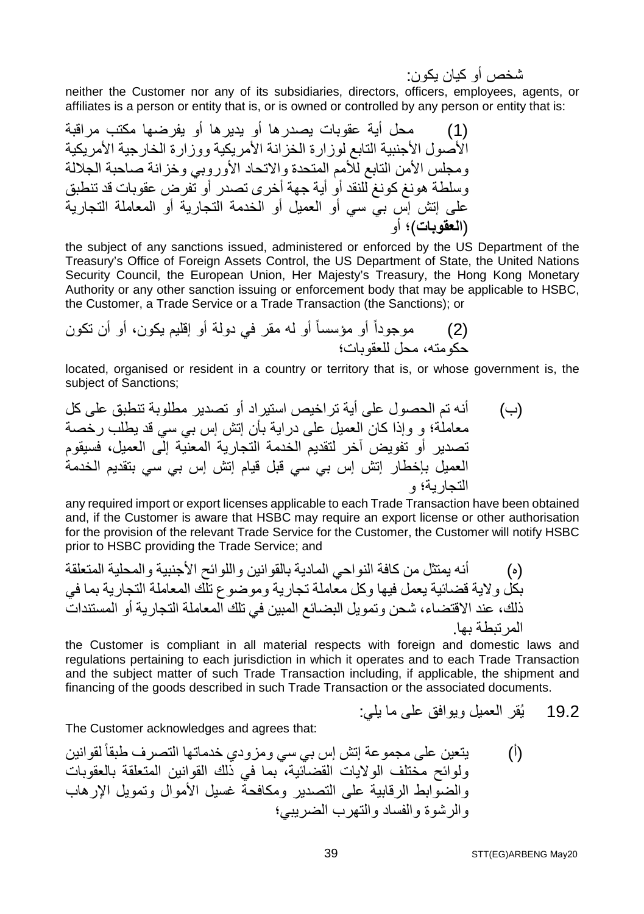شخص أو كيان يكون:

neither the Customer nor any of its subsidiaries, directors, officers, employees, agents, or affiliates is a person or entity that is, or is owned or controlled by any person or entity that is:

(1) محل أية عقوبات يصدرها أو يديرها أو يفرضها مكتب مراقبة الأصول الأجنبية التابع لوزارة الخزانة الأمريكية ووزارة الخارجية الأمريكية ومجلس الأمن التابع للأمم المتحدة والاتحاد الأوروبي وخزانة صاحبة الجلالة وسلطة هونغ كونغ للنقد أو أية جهة أخرى تصدر أو تفرض عقوبات قد تنطبق على إتش إس بي سي أو العميل أو الخدمة التجارية أو المعاملة التجارية (**العقوبات**)؛ أو

the subject of any sanctions issued, administered or enforced by the US Department of the Treasury's Office of Foreign Assets Control, the US Department of State, the United Nations Security Council, the European Union, Her Majesty's Treasury, the Hong Kong Monetary Authority or any other sanction issuing or enforcement body that may be applicable to HSBC, the Customer, a Trade Service or a Trade Transaction (the Sanctions); or

(2) موجوداً أو مؤسساً أو له مقر في دولة أو إقليم يكون، أو أن تكون حكومته، محل للعقوبات؛

located, organised or resident in a country or territory that is, or whose government is, the subject of Sanctions;

(ب) أنه تم الحصول على أية تراخيص استيراد أو تصدير مطلوبة تنطبق على كل معاملة؛ و وإذا كان العميل على دراية بأن إتش إس بي سي قد يطلب رخصة تصدير أو تفويض آخر لتقديم الخدمة التجارية المعنية إلى العميل، فسيقوم العميل بإخطار إتش إس بي سي قبل قيام إتش إس بي سي بتقديم الخدمة التجارية؛ و

any required import or export licenses applicable to each Trade Transaction have been obtained and, if the Customer is aware that HSBC may require an export license or other authorisation for the provision of the relevant Trade Service for the Customer, the Customer will notify HSBC prior to HSBC providing the Trade Service; and

(ه) أنه يمتثل من كافة النواحي المادية بالقوانين واللوائح الأجنبية والمحلية المتعلقة بكل ولاية قضائية يعمل فيها وكل معاملة تجارية وموضوع تلك المعاملة التجارية بما في ذلك، عند الاقتضاء، شحن وتمويل البضائع المبين في تلك المعاملة التجارية أو المستندات المرتبطة بها.

the Customer is compliant in all material respects with foreign and domestic laws and regulations pertaining to each jurisdiction in which it operates and to each Trade Transaction and the subject matter of such Trade Transaction including, if applicable, the shipment and financing of the goods described in such Trade Transaction or the associated documents.

19.2 يُقر العميل ويوافق على ما يلي:

The Customer acknowledges and agrees that:

(أ) يتعين على مجموعة إتش إس بي سي ومزودي خدماتها التصرف طبقاً لقوانين ولوائح مختلف الولايات القضائية، بما في ذلك القوانين المتعلقة بالعقوبات والضوابط الرقابية على التصدير ومكافحة غسيل الأموال وتمويل الإرهاب والرشوة والفساد والتهرب الضريبي؛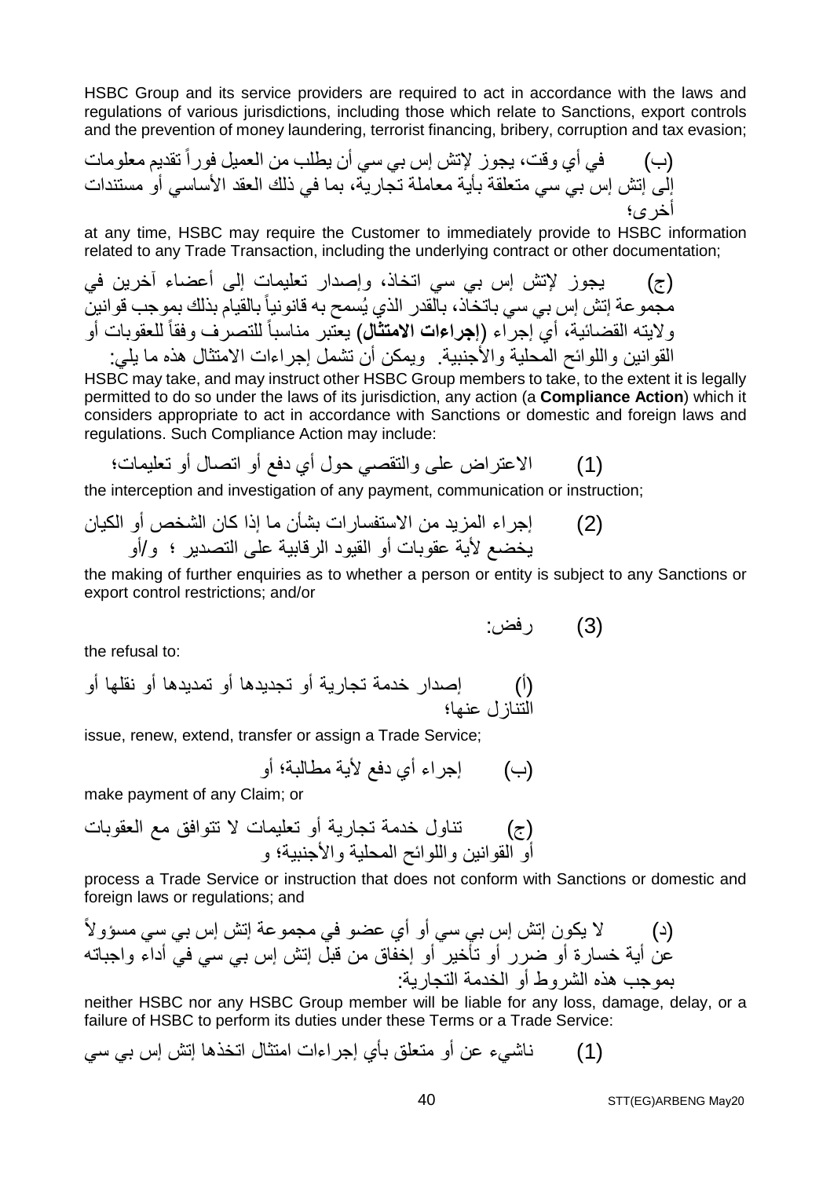HSBC Group and its service providers are required to act in accordance with the laws and regulations of various jurisdictions, including those which relate to Sanctions, export controls and the prevention of money laundering, terrorist financing, bribery, corruption and tax evasion;

(ب) في أي وقت، يجوز لإتش إس بي سي أن يطلب من العميل فوراً تقديم معلومات إلى إتش إس بي سي متعلقة بأية معاملة تجارية، بما في ذلك العقد الأساسي أو مستندات أخرى؛

at any time, HSBC may require the Customer to immediately provide to HSBC information related to any Trade Transaction, including the underlying contract or other documentation;

(ج) يجوز لإتش إس بي سي اتخاذ، وإصدار تعليمات إلى أعضاء آخرين في مجموعة إتش إس بي سي باتخاذ، بالقدر الذي يُسمح به قانونياً بالقيام بذلك بموجب قوانين ولايته القضائية، أي إجراء (**إجراءات الامتثال**) يعتبر مناسباً للتصرف وفقاً للعقوبات أو القوانين واللوائح المحلية والأجنبية. ويمكن أن تشمل إجراءات الامتثال هذه ما يلي:

HSBC may take, and may instruct other HSBC Group members to take, to the extent it is legally permitted to do so under the laws of its jurisdiction, any action (a **Compliance Action**) which it considers appropriate to act in accordance with Sanctions or domestic and foreign laws and regulations. Such Compliance Action may include:

(1) الاعتراض على والتقصي حول أي دفع أو اتصال أو تعليمات؛

the interception and investigation of any payment, communication or instruction;

(2) إجراء المزيد من الاستفسارات بشأن ما إذا كان الشخص أو الكيان يخضع لأية عقوبات أو القيود الرقابية على التصدير ؛ و/أو

the making of further enquiries as to whether a person or entity is subject to any Sanctions or export control restrictions; and/or

(3) رفض:

the refusal to:

(أ) إصدار خدمة تجارية أو تجديدها أو تمديدها أو نقلها أو التنازل عنها؛

issue, renew, extend, transfer or assign a Trade Service;

(ب) إجراء أي دفع لأية مطالبة؛ أو

make payment of any Claim; or

(ج) تناول خدمة تجارية أو تعليمات لا تتوافق مع العقوبات أو القوانين واللوائح المحلية والأجنبية؛ و

process a Trade Service or instruction that does not conform with Sanctions or domestic and foreign laws or regulations; and

(د) لا يكون إتش إس بي سي أو أي عضو في مجموعة إتش إس بي سي مسؤولاً عن أية خسارة أو ضرر أو تأخير أو إخفاق من قبل إتش إس بي سي في أداء واجباته بموجب هذه الشروط أو الخدمة التجارية:

neither HSBC nor any HSBC Group member will be liable for any loss, damage, delay, or a failure of HSBC to perform its duties under these Terms or a Trade Service:

(1) ناشيء عن أو متعلق بأي إجراءات امتثال اتخذها إتش إس بي سي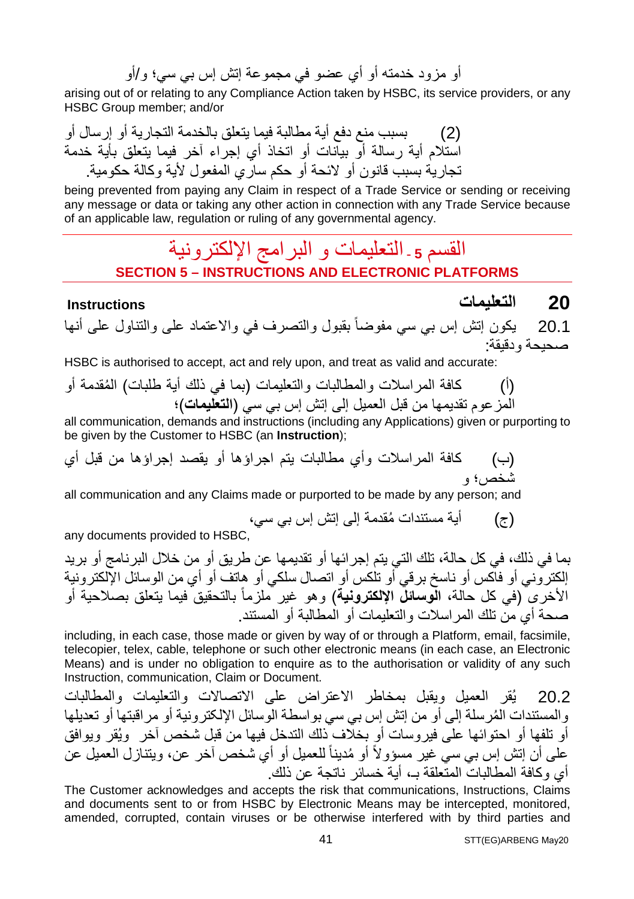أو مزود خدمته أو أي عضو في مجموعة إتش إس بي سي؛ و/أو

arising out of or relating to any Compliance Action taken by HSBC, its service providers, or any HSBC Group member; and/or

(2) بسبب منع دفع أية مطالبة فيما يتعلق بالخدمة التجارية أو إرسال أو استلام أية رسالة أو بيانات أو اتخاذ أي إجراء آخر فيما يتعلق بأية خدمة تجارية بسبب قانون أو لائحة أو حكم ساري المفعول لأية وكالة حكومية.

being prevented from paying any Claim in respect of a Trade Service or sending or receiving any message or data or taking any other action in connection with any Trade Service because of an applicable law, regulation or ruling of any governmental agency.

## القسم 5 - التعليمات و البرامج الإلكترونية
## SECTION 5 – INSTRUCTIONS AND ELECTRONIC PLATFORMS

### 20 التعليمات Instructions

20.1 يكون إتش إس بي سي مفوضاً بقبول والتصرف في والاعتماد على والتناول على أنها صحيحة ودقيقة:

HSBC is authorised to accept, act and rely upon, and treat as valid and accurate:

(أ) كافة المراسلات والمطالبات والتعليمات (بما في ذلك أية طلبات) المُقدمة أو المزعوم تقديمها من قبل العميل إلى إتش إس بي سي (**التعليمات**)؛

all communication, demands and instructions (including any Applications) given or purporting to be given by the Customer to HSBC (an **Instruction**);

(ب) كافة المراسلات وأي مطالبات يتم اجراؤها أو يقصد إجراؤها من قبل أي شخص؛ و

all communication and any Claims made or purported to be made by any person; and

(ج) أية مستندات مُقدمة إلى إتش إس بي سي،

any documents provided to HSBC,

بما في ذلك، في كل حالة، تلك التي يتم إجرائها أو تقديمها عن طريق أو من خلال البرنامج أو بريد إلكتروني أو فاكس أو ناسخ برقي أو تلكس أو اتصال سلكي أو هاتف أو أي من الوسائل الإلكترونية الأخرى (في كل حالة، **الوسائل الإلكترونية**) وهو غير ملزماً بالتحقيق فيما يتعلق بصلاحية أو صحة أي من تلك المراسلات والتعليمات أو المطالبة أو المستند.

including, in each case, those made or given by way of or through a Platform, email, facsimile, telecopier, telex, cable, telephone or such other electronic means (in each case, an Electronic Means) and is under no obligation to enquire as to the authorisation or validity of any such Instruction, communication, Claim or Document.

20.2 يُقر العميل ويقبل بمخاطر الاعتراض على الاتصالات والتعليمات والمطالبات والمستندات المُرسلة إلى أو من إتش إس بي سي بواسطة الوسائل الإلكترونية أو مراقبتها أو تعديلها أو تلفها أو احتوائها على فيروسات أو بخلاف ذلك التدخل فيها من قبل شخص آخر ويُقر ويوافق على أن إتش إس بي سي غير مسؤولاً أو مُديناً للعميل أو أي شخص آخر عن، ويتنازل العميل عن أي وكافة المطالبات المتعلقة بـ، أية خسائر ناتجة عن ذلك.

The Customer acknowledges and accepts the risk that communications, Instructions, Claims and documents sent to or from HSBC by Electronic Means may be intercepted, monitored, amended, corrupted, contain viruses or be otherwise interfered with by third parties and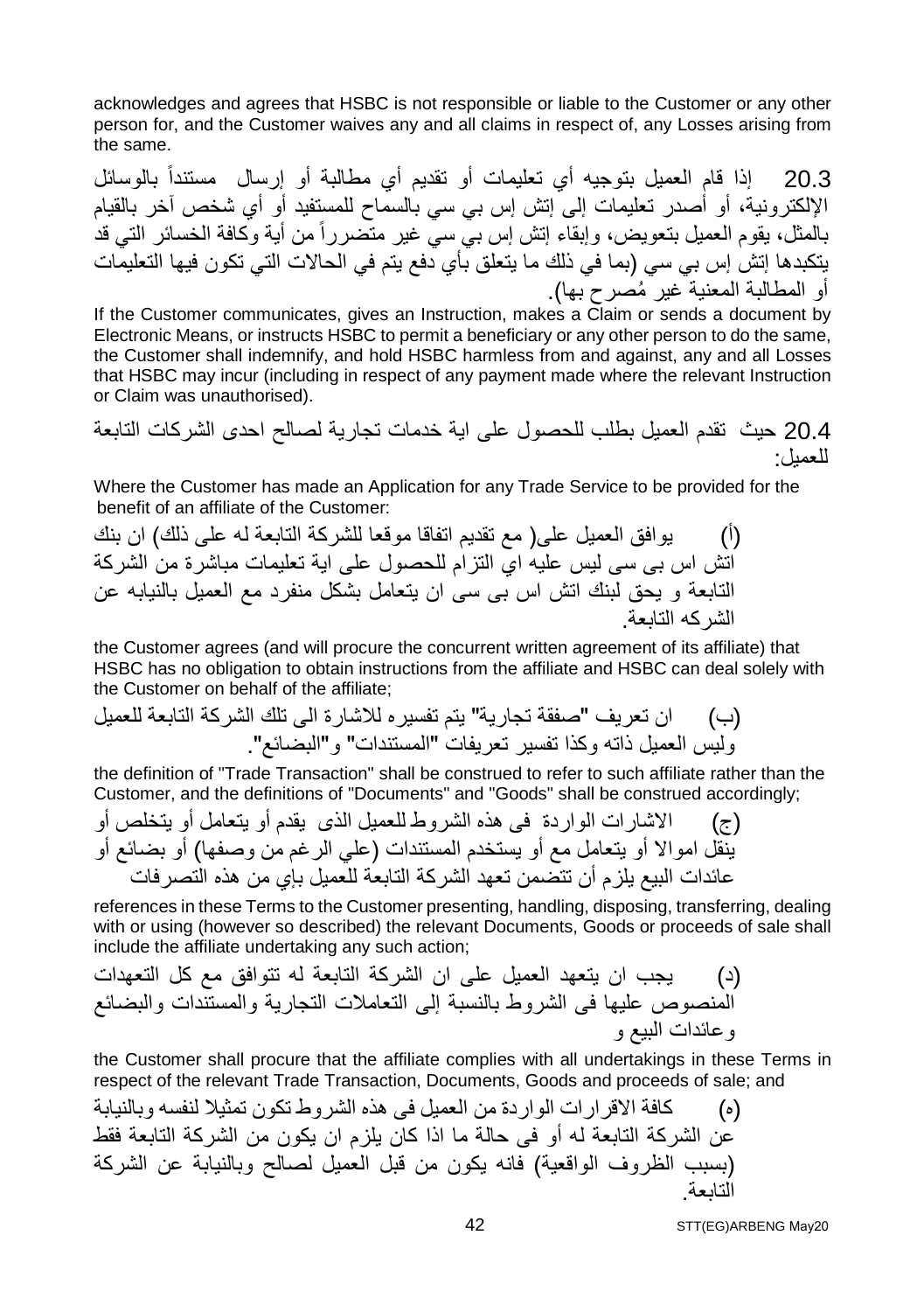acknowledges and agrees that HSBC is not responsible or liable to the Customer or any other person for, and the Customer waives any and all claims in respect of, any Losses arising from the same.

20.3 إذا قام العميل بتوجيه أي تعليمات أو تقديم أي مطالبة أو إرسال مستنداً بالوسائل الإلكترونية، أو أصدر تعليمات إلى إتش إس بي سي بالسماح للمستفيد أو أي شخص آخر بالقيام بالمثل، يقوم العميل بتعويض، وإبقاء إتش إس بي سي غير متضرراً من أية وكافة الخسائر التي قد يتكبدها إتش إس بي سي (بما في ذلك ما يتعلق بأي دفع يتم في الحالات التي تكون فيها التعليمات أو المطالبة المعنية غير مُصرح بها).

If the Customer communicates, gives an Instruction, makes a Claim or sends a document by Electronic Means, or instructs HSBC to permit a beneficiary or any other person to do the same, the Customer shall indemnify, and hold HSBC harmless from and against, any and all Losses that HSBC may incur (including in respect of any payment made where the relevant Instruction or Claim was unauthorised).

20.4 حيث تقدم العميل بطلب للحصول على اية خدمات تجارية لصالح احدى الشركات التابعة للعميل:

Where the Customer has made an Application for any Trade Service to be provided for the benefit of an affiliate of the Customer:

(أ) يوافق العميل على( مع تقديم اتفاقا موقعا للشركة التابعة له على ذلك) ان بنك اتش اس بى سى ليس عليه اي التزام للحصول على اية تعليمات مباشرة من الشركة التابعة و يحق لبنك اتش اس بى سى ان يتعامل بشكل منفرد مع العميل بالنيابه عن الشركه التابعة.

the Customer agrees (and will procure the concurrent written agreement of its affiliate) that HSBC has no obligation to obtain instructions from the affiliate and HSBC can deal solely with the Customer on behalf of the affiliate;

(ب) ان تعريف "صفقة تجارية" يتم تفسيره للاشارة الى تلك الشركة التابعة للعميل وليس العميل ذاته وكذا تفسير تعريفات "المستندات" و"البضائع".

the definition of "Trade Transaction" shall be construed to refer to such affiliate rather than the Customer, and the definitions of "Documents" and "Goods" shall be construed accordingly;

(ج) الاشارات الواردة فى هذه الشروط للعميل الذى يقدم أو يتعامل أو يتخلص أو ينقل اموالا أو يتعامل مع أو يستخدم المستندات (علي الرغم من وصفها) أو بضائع أو عائدات البيع يلزم أن تتضمن تعهد الشركة التابعة للعميل باي من هذه التصرفات

references in these Terms to the Customer presenting, handling, disposing, transferring, dealing with or using (however so described) the relevant Documents, Goods or proceeds of sale shall include the affiliate undertaking any such action;

(د) يجب ان يتعهد العميل على ان الشركة التابعة له تتوافق مع كل التعهدات المنصوص عليها فى الشروط بالنسبة إلى التعاملات التجارية والمستندات والبضائع وعائدات البيع و

the Customer shall procure that the affiliate complies with all undertakings in these Terms in respect of the relevant Trade Transaction, Documents, Goods and proceeds of sale; and

(ه) كافة الاقرارات الواردة من العميل فى هذه الشروط تكون تمثيلا لنفسه وبالنيابة عن الشركة التابعة له أو فى حالة ما اذا كان يلزم ان يكون من الشركة التابعة فقط (بسبب الظروف الواقعية) فانه يكون من قبل العميل لصالح وبالنيابة عن الشركة التابعة.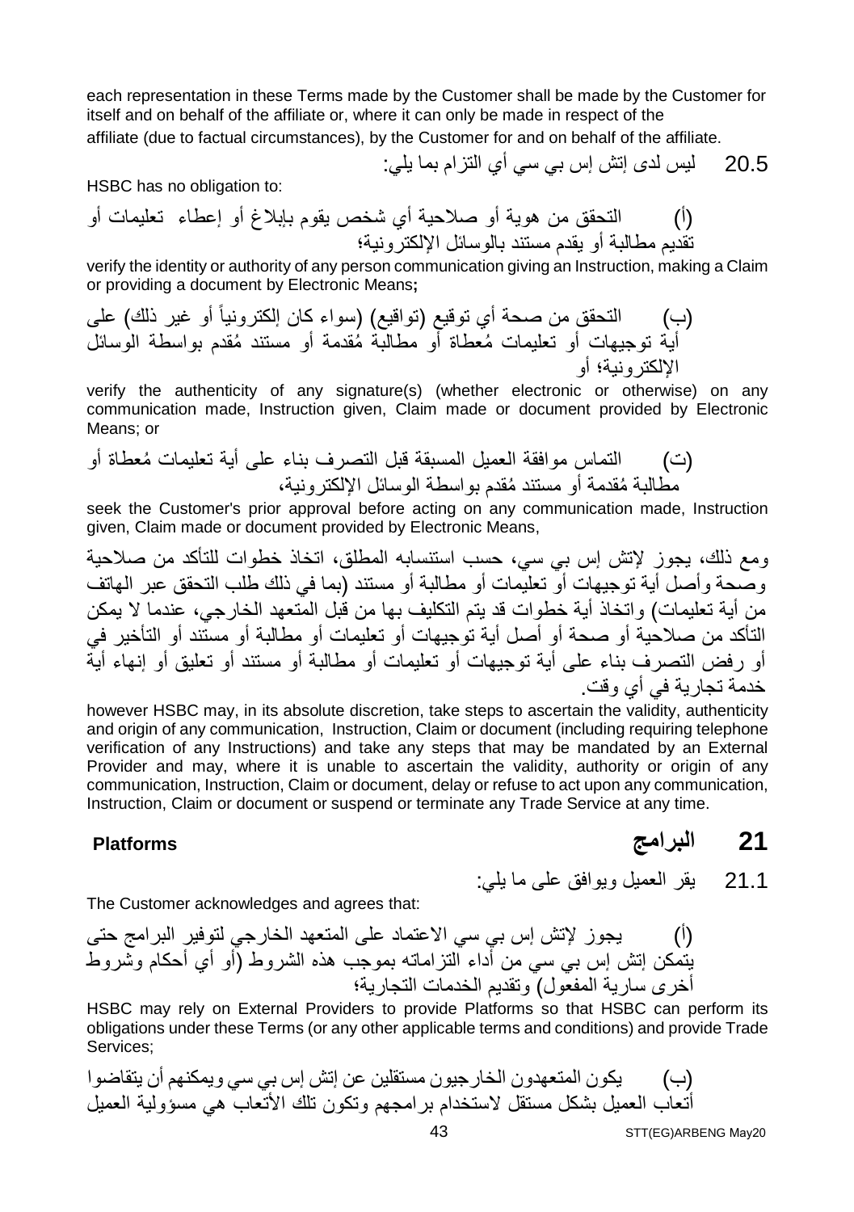each representation in these Terms made by the Customer shall be made by the Customer for itself and on behalf of the affiliate or, where it can only be made in respect of the affiliate (due to factual circumstances), by the Customer for and on behalf of the affiliate.

20.5 ليس لدى إتش إس بي سي أي التزام بما يلي:

HSBC has no obligation to:

(أ) التحقق من هوية أو صلاحية أي شخص يقوم بإبلاغ أو إعطاء تعليمات أو تقديم مطالبة أو يقدم مستند بالوسائل الإلكترونية؛

verify the identity or authority of any person communication giving an Instruction, making a Claim or providing a document by Electronic Means**;**

(ب) التحقق من صحة أي توقيع (تواقيع) (سواء كان إلكترونياً أو غير ذلك) على أية توجيهات أو تعليمات مُعطاة أو مطالبة مُقدمة أو مستند مُقدم بواسطة الوسائل الإلكترونية؛ أو

verify the authenticity of any signature(s) (whether electronic or otherwise) on any communication made, Instruction given, Claim made or document provided by Electronic Means; or

(ت) التماس موافقة العميل المسبقة قبل التصرف بناء على أية تعليمات مُعطاة أو مطالبة مُقدمة أو مستند مُقدم بواسطة الوسائل الإلكترونية،

seek the Customer's prior approval before acting on any communication made, Instruction given, Claim made or document provided by Electronic Means,

ومع ذلك، يجوز لإتش إس بي سي، حسب استنسابه المطلق، اتخاذ خطوات للتأكد من صلاحية وصحة وأصل أية توجيهات أو تعليمات أو مطالبة أو مستند (بما في ذلك طلب التحقق عبر الهاتف من أية تعليمات) واتخاذ أية خطوات قد يتم التكليف بها من قبل المتعهد الخارجي، عندما لا يمكن التأكد من صلاحية أو صحة أو أصل أية توجيهات أو تعليمات أو مطالبة أو مستند أو التأخير في أو رفض التصرف بناء على أية توجيهات أو تعليمات أو مطالبة أو مستند أو تعليق أو إنهاء أية خدمة تجارية في أي وقت.

however HSBC may, in its absolute discretion, take steps to ascertain the validity, authenticity and origin of any communication, Instruction, Claim or document (including requiring telephone verification of any Instructions) and take any steps that may be mandated by an External Provider and may, where it is unable to ascertain the validity, authority or origin of any communication, Instruction, Claim or document, delay or refuse to act upon any communication, Instruction, Claim or document or suspend or terminate any Trade Service at any time.

## 21 البرامج Platforms

21.1 يقر العميل ويوافق على ما يلي:

The Customer acknowledges and agrees that:

(أ) يجوز لإتش إس بي سي الاعتماد على المتعهد الخارجي لتوفير البرامج حتى يتمكن إتش إس بي سي من أداء التزاماته بموجب هذه الشروط (أو أي أحكام وشروط أخرى سارية المفعول) وتقديم الخدمات التجارية؛

HSBC may rely on External Providers to provide Platforms so that HSBC can perform its obligations under these Terms (or any other applicable terms and conditions) and provide Trade Services;

(ب) يكون المتعهدون الخارجيون مستقلين عن إتش إس بي سي ويمكنهم أن يتقاضوا أتعاب العميل بشكل مستقل لاستخدام برامجهم وتكون تلك الأتعاب هي مسؤولية العميل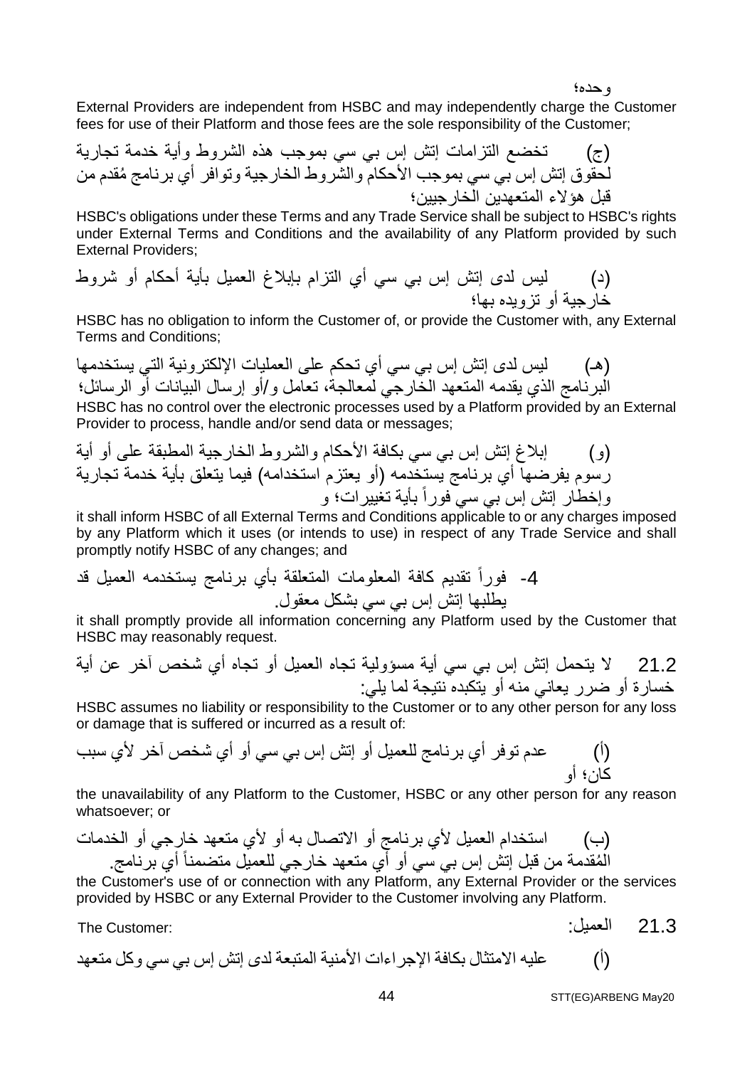وحده؛

External Providers are independent from HSBC and may independently charge the Customer fees for use of their Platform and those fees are the sole responsibility of the Customer;

(ج) تخضع التزامات إتش إس بي سي بموجب هذه الشروط وأية خدمة تجارية لحقوق إتش إس بي سي بموجب الأحكام والشروط الخارجية وتوافر أي برنامج مُقدم من قبل هؤلاء المتعهدين الخارجيين؛

HSBC's obligations under these Terms and any Trade Service shall be subject to HSBC's rights under External Terms and Conditions and the availability of any Platform provided by such External Providers;

(د) ليس لدى إتش إس بي سي أي التزام بإبلاغ العميل بأية أحكام أو شروط خارجية أو تزويده بها؛

HSBC has no obligation to inform the Customer of, or provide the Customer with, any External Terms and Conditions;

(هـ) ليس لدى إتش إس بي سي أي تحكم على العمليات الإلكترونية التي يستخدمها البرنامج الذي يقدمه المتعهد الخارجي لمعالجة، تعامل و/أو إرسال البيانات أو الرسائل؛

HSBC has no control over the electronic processes used by a Platform provided by an External Provider to process, handle and/or send data or messages;

(و) إبلاغ إتش إس بي سي بكافة الأحكام والشروط الخارجية المطبقة على أو أية رسوم يفرضها أي برنامج يستخدمه (أو يعتزم استخدامه) فيما يتعلق بأية خدمة تجارية وإخطار إتش إس بي سي فوراً بأية تغييرات؛ و

it shall inform HSBC of all External Terms and Conditions applicable to or any charges imposed by any Platform which it uses (or intends to use) in respect of any Trade Service and shall promptly notify HSBC of any changes; and

4- فوراً تقديم كافة المعلومات المتعلقة بأي برنامج يستخدمه العميل قد يطلبها إتش إس بي سي بشكل معقول.

it shall promptly provide all information concerning any Platform used by the Customer that HSBC may reasonably request.

21.2 لا يتحمل إتش إس بي سي أية مسؤولية تجاه العميل أو تجاه أي شخص آخر عن أية خسارة أو ضرر يعاني منه أو يتكبده نتيجة لما يلي:

HSBC assumes no liability or responsibility to the Customer or to any other person for any loss or damage that is suffered or incurred as a result of:

(أ) عدم توفر أي برنامج للعميل أو إتش إس بي سي أو أي شخص آخر لأي سبب كان؛ أو

the unavailability of any Platform to the Customer, HSBC or any other person for any reason whatsoever; or

(ب) استخدام العميل لأي برنامج أو الاتصال به أو لأي متعهد خارجي أو الخدمات المُقدمة من قبل إتش إس بي سي أو أي متعهد خارجي للعميل متضمناً أي برنامج.

the Customer's use of or connection with any Platform, any External Provider or the services provided by HSBC or any External Provider to the Customer involving any Platform.

21.3 العميل: The Customer:

(أ) عليه الامتثال بكافة الإجراءات الأمنية المتبعة لدى إتش إس بي سي وكل متعهد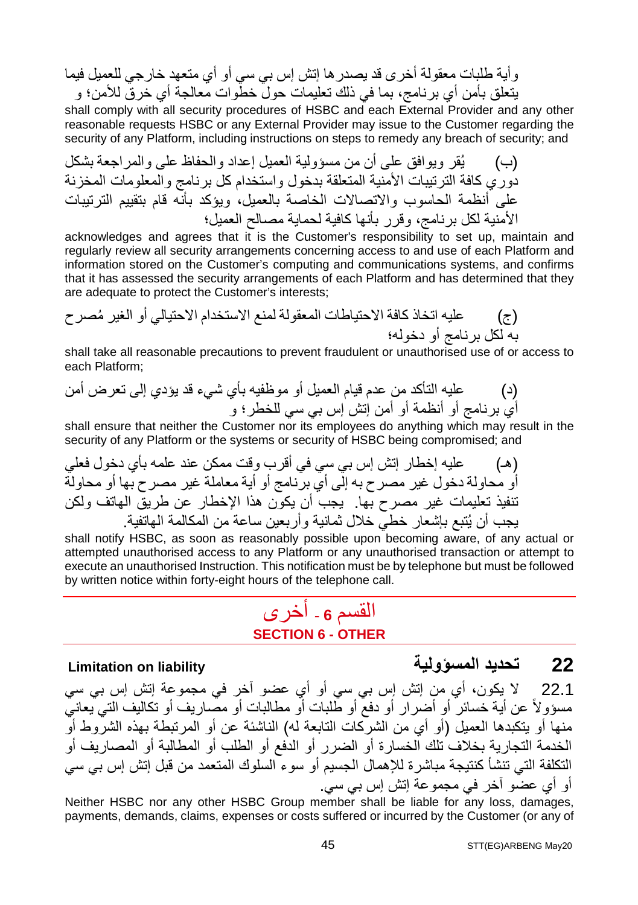وأية طلبات معقولة أخرى قد يصدرها إتش إس بي سي أو أي متعهد خارجي للعميل فيما يتعلق بأمن أي برنامج، بما في ذلك تعليمات حول خطوات معالجة أي خرق للأمن؛ و

shall comply with all security procedures of HSBC and each External Provider and any other reasonable requests HSBC or any External Provider may issue to the Customer regarding the security of any Platform, including instructions on steps to remedy any breach of security; and

(ب) يُقر ويوافق على أن من مسؤولية العميل إعداد والحفاظ على والمراجعة بشكل دوري كافة الترتيبات الأمنية المتعلقة بدخول واستخدام كل برنامج والمعلومات المخزنة على أنظمة الحاسوب والاتصالات الخاصة بالعميل، ويؤكد بأنه قام بتقييم الترتيبات الأمنية لكل برنامج، وقرر بأنها كافية لحماية مصالح العميل؛

acknowledges and agrees that it is the Customer's responsibility to set up, maintain and regularly review all security arrangements concerning access to and use of each Platform and information stored on the Customer's computing and communications systems, and confirms that it has assessed the security arrangements of each Platform and has determined that they are adequate to protect the Customer's interests;

(ج) عليه اتخاذ كافة الاحتياطات المعقولة لمنع الاستخدام الاحتيالي أو الغير مُصرح به لكل برنامج أو دخوله؛

shall take all reasonable precautions to prevent fraudulent or unauthorised use of or access to each Platform;

(د) عليه التأكد من عدم قيام العميل أو موظفيه بأي شيء قد يؤدي إلى تعرض أمن أي برنامج أو أنظمة أو أمن إتش إس بي سي للخطر؛ و

shall ensure that neither the Customer nor its employees do anything which may result in the security of any Platform or the systems or security of HSBC being compromised; and

(هـ) عليه إخطار إتش إس بي سي في أقرب وقت ممكن عند علمه بأي دخول فعلي أو محاولة دخول غير مصرح به إلى أي برنامج أو أية معاملة غير مصرح بها أو محاولة تنفيذ تعليمات غير مصرح بها. يجب أن يكون هذا الإخطار عن طريق الهاتف ولكن يجب أن يُتبع بإشعار خطي خلال ثمانية وأربعين ساعة من المكالمة الهاتفية.

shall notify HSBC, as soon as reasonably possible upon becoming aware, of any actual or attempted unauthorised access to any Platform or any unauthorised transaction or attempt to execute an unauthorised Instruction. This notification must be by telephone but must be followed by written notice within forty-eight hours of the telephone call.

## القسم 6 - أخرى
## SECTION 6 - OTHER

### 22 تحديد المسؤولية — Limitation on liability

22.1 لا يكون، أي من إتش إس بي سي أو أي عضو آخر في مجموعة إتش إس بي سي مسؤولاً عن أية خسائر أو أضرار أو دفع أو طلبات أو مطالبات أو مصاريف أو تكاليف التي يعاني منها أو يتكبدها العميل (أو أي من الشركات التابعة له) الناشئة عن أو المرتبطة بهذه الشروط أو الخدمة التجارية بخلاف تلك الخسارة أو الضرر أو الدفع أو الطلب أو المطالبة أو المصاريف أو التكلفة التي تنشأ كنتيجة مباشرة للإهمال الجسيم أو سوء السلوك المتعمد من قبل إتش إس بي سي أو أي عضو آخر في مجموعة إتش إس بي سي.

Neither HSBC nor any other HSBC Group member shall be liable for any loss, damages, payments, demands, claims, expenses or costs suffered or incurred by the Customer (or any of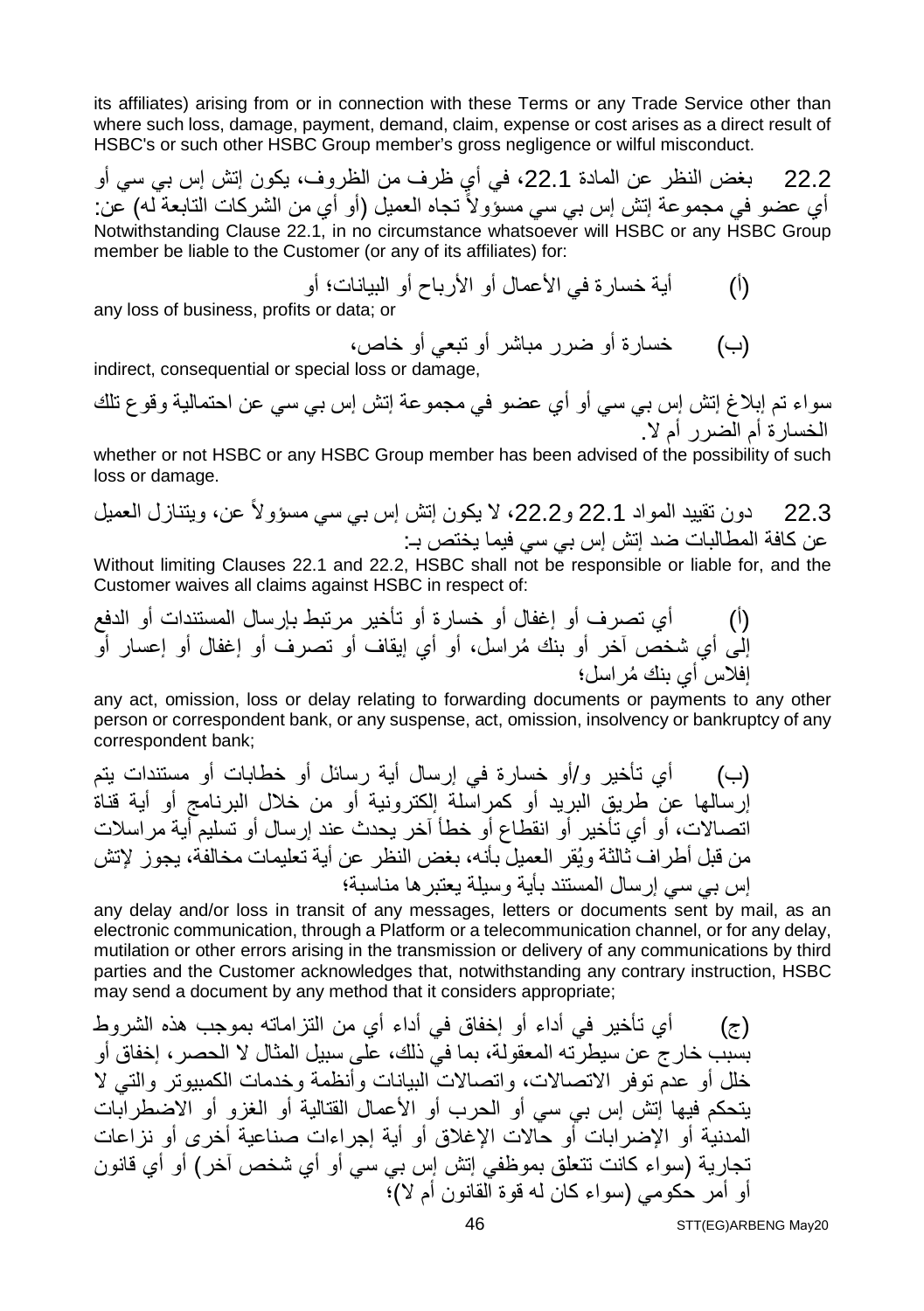its affiliates) arising from or in connection with these Terms or any Trade Service other than where such loss, damage, payment, demand, claim, expense or cost arises as a direct result of HSBC's or such other HSBC Group member's gross negligence or wilful misconduct.

22.2 بغض النظر عن المادة 22.1، في أي ظرف من الظروف، يكون إتش إس بي سي أو أي عضو في مجموعة إتش إس بي سي مسؤولاً تجاه العميل (أو أي من الشركات التابعة له) عن:
Notwithstanding Clause 22.1, in no circumstance whatsoever will HSBC or any HSBC Group member be liable to the Customer (or any of its affiliates) for:

(أ) أية خسارة في الأعمال أو الأرباح أو البيانات؛ أو
any loss of business, profits or data; or

(ب) خسارة أو ضرر مباشر أو تبعي أو خاص،
indirect, consequential or special loss or damage,

سواء تم إبلاغ إتش إس بي سي أو أي عضو في مجموعة إتش إس بي سي عن احتمالية وقوع تلك الخسارة أم الضرر أم لا.
whether or not HSBC or any HSBC Group member has been advised of the possibility of such loss or damage.

22.3 دون تقييد المواد 22.1 و22.2، لا يكون إتش إس بي سي مسؤولاً عن، ويتنازل العميل عن كافة المطالبات ضد إتش إس بي سي فيما يختص بـ:
Without limiting Clauses 22.1 and 22.2, HSBC shall not be responsible or liable for, and the Customer waives all claims against HSBC in respect of:

(أ) أي تصرف أو إغفال أو خسارة أو تأخير مرتبط بإرسال المستندات أو الدفع إلى أي شخص آخر أو بنك مُراسل، أو أي إيقاف أو تصرف أو إغفال أو إعسار أو إفلاس أي بنك مُراسل؛
any act, omission, loss or delay relating to forwarding documents or payments to any other person or correspondent bank, or any suspense, act, omission, insolvency or bankruptcy of any correspondent bank;

(ب) أي تأخير و/أو خسارة في إرسال أية رسائل أو خطابات أو مستندات يتم إرسالها عن طريق البريد أو كمراسلة إلكترونية أو من خلال البرنامج أو أية قناة اتصالات، أو أي تأخير أو انقطاع أو خطأ آخر يحدث عند إرسال أو تسليم أية مراسلات من قبل أطراف ثالثة ويُقر العميل بأنه، بغض النظر عن أية تعليمات مخالفة، يجوز لإتش إس بي سي إرسال المستند بأية وسيلة يعتبرها مناسبة؛
any delay and/or loss in transit of any messages, letters or documents sent by mail, as an electronic communication, through a Platform or a telecommunication channel, or for any delay, mutilation or other errors arising in the transmission or delivery of any communications by third parties and the Customer acknowledges that, notwithstanding any contrary instruction, HSBC may send a document by any method that it considers appropriate;

(ج) أي تأخير في أداء أو إخفاق في أداء أي من التزاماته بموجب هذه الشروط بسبب خارج عن سيطرته المعقولة، بما في ذلك، على سبيل المثال لا الحصر، إخفاق أو خلل أو عدم توفر الاتصالات، واتصالات البيانات وأنظمة وخدمات الكمبيوتر والتي لا يتحكم فيها إتش إس بي سي أو الحرب أو الأعمال القتالية أو الغزو أو الاضطرابات المدنية أو الإضرابات أو حالات الإغلاق أو أية إجراءات صناعية أخرى أو نزاعات تجارية (سواء كانت تتعلق بموظفي إتش إس بي سي أو أي شخص آخر) أو أي قانون أو أمر حكومي (سواء كان له قوة القانون أم لا)؛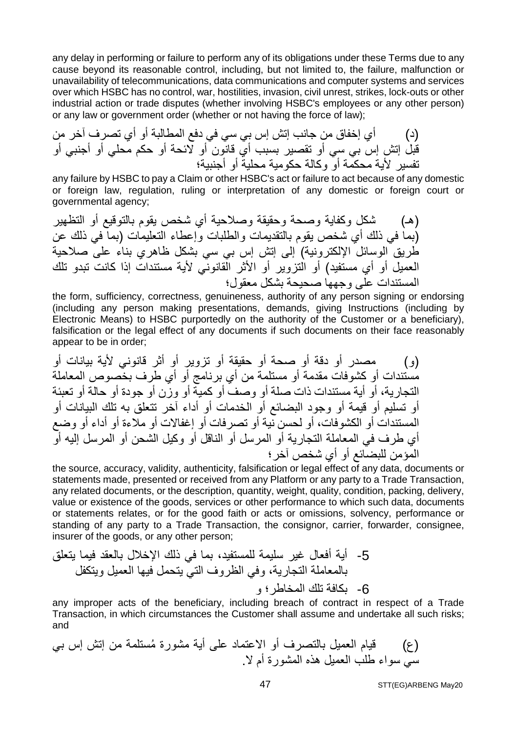any delay in performing or failure to perform any of its obligations under these Terms due to any cause beyond its reasonable control, including, but not limited to, the failure, malfunction or unavailability of telecommunications, data communications and computer systems and services over which HSBC has no control, war, hostilities, invasion, civil unrest, strikes, lock-outs or other industrial action or trade disputes (whether involving HSBC's employees or any other person) or any law or government order (whether or not having the force of law);

(د) أي إخفاق من جانب إتش إس بي سي في دفع المطالبة أو أي تصرف آخر من قبل إتش إس بي سي أو تقصير بسبب أي قانون أو لائحة أو حكم محلي أو أجنبي أو تفسير لأية محكمة أو وكالة حكومية محلية أو أجنبية؛

any failure by HSBC to pay a Claim or other HSBC's act or failure to act because of any domestic or foreign law, regulation, ruling or interpretation of any domestic or foreign court or governmental agency;

(هـ) شكل وكفاية وصحة وحقيقة وصلاحية أي شخص يقوم بالتوقيع أو التظهير (بما في ذلك أي شخص يقوم بالتقديمات والطلبات وإعطاء التعليمات (بما في ذلك عن طريق الوسائل الإلكترونية) إلى إتش إس بي سي بشكل ظاهري بناء على صلاحية العميل أو أي مستفيد) أو التزوير أو الأثر القانوني لأية مستندات إذا كانت تبدو تلك المستندات على وجهها صحيحة بشكل معقول؛

the form, sufficiency, correctness, genuineness, authority of any person signing or endorsing (including any person making presentations, demands, giving Instructions (including by Electronic Means) to HSBC purportedly on the authority of the Customer or a beneficiary), falsification or the legal effect of any documents if such documents on their face reasonably appear to be in order;

(و) مصدر أو دقة أو صحة أو حقيقة أو تزوير أو أثر قانوني لأية بيانات أو مستندات أو كشوفات مقدمة أو مستلمة من أي برنامج أو أي طرف بخصوص المعاملة التجارية، أو أية مستندات ذات صلة أو وصف أو كمية أو وزن أو جودة أو حالة أو تعبئة أو تسليم أو قيمة أو وجود البضائع أو الخدمات أو أداء آخر تتعلق به تلك البيانات أو المستندات أو الكشوفات، أو لحسن نية أو تصرفات أو إغفالات أو ملاءة أو أداء أو وضع أي طرف في المعاملة التجارية أو المرسل أو الناقل أو وكيل الشحن أو المرسل إليه أو المؤمن للبضائع أو أي شخص آخر؛

the source, accuracy, validity, authenticity, falsification or legal effect of any data, documents or statements made, presented or received from any Platform or any party to a Trade Transaction, any related documents, or the description, quantity, weight, quality, condition, packing, delivery, value or existence of the goods, services or other performance to which such data, documents or statements relates, or for the good faith or acts or omissions, solvency, performance or standing of any party to a Trade Transaction, the consignor, carrier, forwarder, consignee, insurer of the goods, or any other person;

5- أية أفعال غير سليمة للمستفيد، بما في ذلك الإخلال بالعقد فيما يتعلق بالمعاملة التجارية، وفي الظروف التي يتحمل فيها العميل ويتكفل

6- بكافة تلك المخاطر؛ و

any improper acts of the beneficiary, including breach of contract in respect of a Trade Transaction, in which circumstances the Customer shall assume and undertake all such risks; and

(ع) قيام العميل بالتصرف أو الاعتماد على أية مشورة مُستلمة من إتش إس بي سي سواء طلب العميل هذه المشورة أم لا.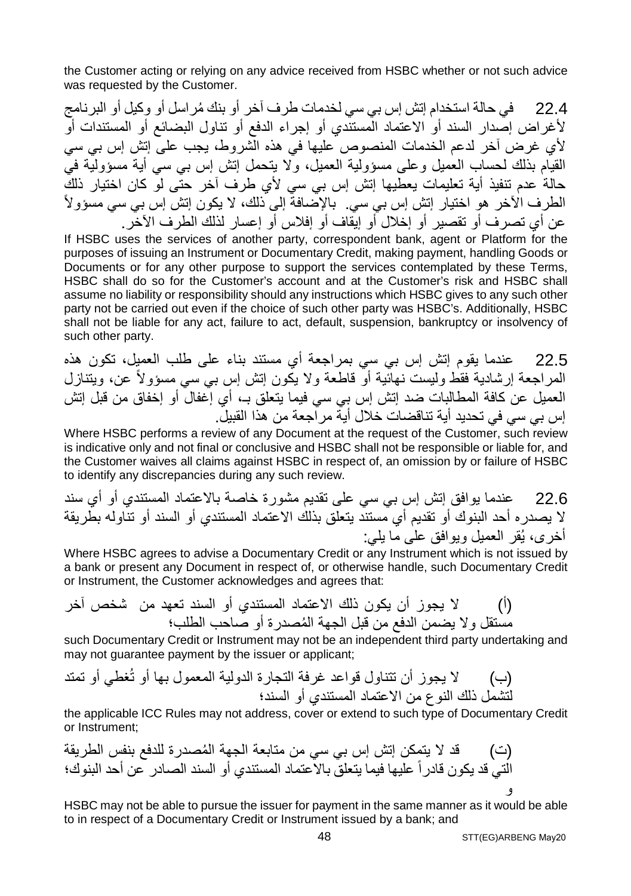the Customer acting or relying on any advice received from HSBC whether or not such advice was requested by the Customer.

22.4 في حالة استخدام إتش إس بي سي لخدمات طرف آخر أو بنك مُراسل أو وكيل أو البرنامج لأغراض إصدار السند أو الاعتماد المستندي أو إجراء الدفع أو تناول البضائع أو المستندات أو لأي غرض آخر لدعم الخدمات المنصوص عليها في هذه الشروط، يجب على إتش إس بي سي القيام بذلك لحساب العميل وعلى مسؤولية العميل، ولا يتحمل إتش إس بي سي أية مسؤولية في حالة عدم تنفيذ أية تعليمات يعطيها إتش إس بي سي لأي طرف آخر حتى لو كان اختيار ذلك الطرف الآخر هو اختيار إتش إس بي سي. بالإضافة إلى ذلك، لا يكون إتش إس بي سي مسؤولاً عن أي تصرف أو تقصير أو إخلال أو إيقاف أو إفلاس أو إعسار لذلك الطرف الآخر.

If HSBC uses the services of another party, correspondent bank, agent or Platform for the purposes of issuing an Instrument or Documentary Credit, making payment, handling Goods or Documents or for any other purpose to support the services contemplated by these Terms, HSBC shall do so for the Customer's account and at the Customer's risk and HSBC shall assume no liability or responsibility should any instructions which HSBC gives to any such other party not be carried out even if the choice of such other party was HSBC's. Additionally, HSBC shall not be liable for any act, failure to act, default, suspension, bankruptcy or insolvency of such other party.

22.5 عندما يقوم إتش إس بي سي بمراجعة أي مستند بناء على طلب العميل، تكون هذه المراجعة إرشادية فقط وليست نهائية أو قاطعة ولا يكون إتش إس بي سي مسؤولاً عن، ويتنازل العميل عن كافة المطالبات ضد إتش إس بي سي فيما يتعلق بـ، أي إغفال أو إخفاق من قبل إتش إس بي سي في تحديد أية تناقضات خلال أية مراجعة من هذا القبيل.

Where HSBC performs a review of any Document at the request of the Customer, such review is indicative only and not final or conclusive and HSBC shall not be responsible or liable for, and the Customer waives all claims against HSBC in respect of, an omission by or failure of HSBC to identify any discrepancies during any such review.

22.6 عندما يوافق إتش إس بي سي على تقديم مشورة خاصة بالاعتماد المستندي أو أي سند لا يصدره أحد البنوك أو تقديم أي مستند يتعلق بذلك الاعتماد المستندي أو السند أو تناوله بطريقة أخرى، يُقر العميل ويوافق على ما يلي:

Where HSBC agrees to advise a Documentary Credit or any Instrument which is not issued by a bank or present any Document in respect of, or otherwise handle, such Documentary Credit or Instrument, the Customer acknowledges and agrees that:

(أ) لا يجوز أن يكون ذلك الاعتماد المستندي أو السند تعهد من شخص آخر مستقل ولا يضمن الدفع من قبل الجهة المُصدرة أو صاحب الطلب؛

such Documentary Credit or Instrument may not be an independent third party undertaking and may not guarantee payment by the issuer or applicant;

(ب) لا يجوز أن تتناول قواعد غرفة التجارة الدولية المعمول بها أو تُغطي أو تمتد لتشمل ذلك النوع من الاعتماد المستندي أو السند؛

the applicable ICC Rules may not address, cover or extend to such type of Documentary Credit or Instrument;

(ت) قد لا يتمكن إتش إس بي سي من متابعة الجهة المُصدرة للدفع بنفس الطريقة التي قد يكون قادراً عليها فيما يتعلق بالاعتماد المستندي أو السند الصادر عن أحد البنوك؛ و

HSBC may not be able to pursue the issuer for payment in the same manner as it would be able to in respect of a Documentary Credit or Instrument issued by a bank; and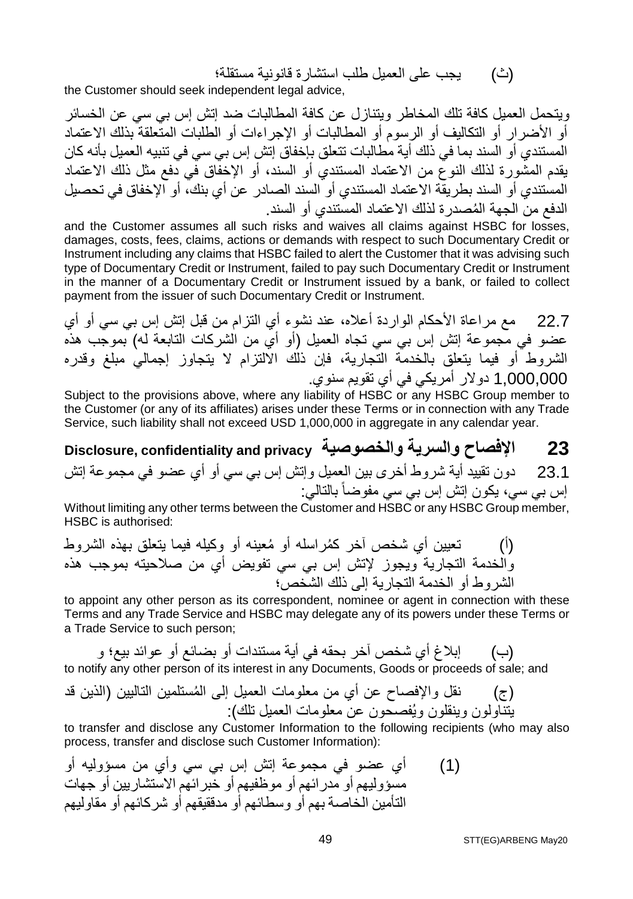(ث) يجب على العميل طلب استشارة قانونية مستقلة؛

the Customer should seek independent legal advice,

ويتحمل العميل كافة تلك المخاطر ويتنازل عن كافة المطالبات ضد إتش إس بي سي عن الخسائر أو الأضرار أو التكاليف أو الرسوم أو المطالبات أو الإجراءات أو الطلبات المتعلقة بذلك الاعتماد المستندي أو السند بما في ذلك أية مطالبات تتعلق بإخفاق إتش إس بي سي في تنبيه العميل بأنه كان يقدم المشورة لذلك النوع من الاعتماد المستندي أو السند، أو الإخفاق في دفع مثل ذلك الاعتماد المستندي أو السند بطريقة الاعتماد المستندي أو السند الصادر عن أي بنك، أو الإخفاق في تحصيل الدفع من الجهة المُصدرة لذلك الاعتماد المستندي أو السند.

and the Customer assumes all such risks and waives all claims against HSBC for losses, damages, costs, fees, claims, actions or demands with respect to such Documentary Credit or Instrument including any claims that HSBC failed to alert the Customer that it was advising such type of Documentary Credit or Instrument, failed to pay such Documentary Credit or Instrument in the manner of a Documentary Credit or Instrument issued by a bank, or failed to collect payment from the issuer of such Documentary Credit or Instrument.

22.7 مع مراعاة الأحكام الواردة أعلاه، عند نشوء أي التزام من قبل إتش إس بي سي أو أي عضو في مجموعة إتش إس بي سي تجاه العميل (أو أي من الشركات التابعة له) بموجب هذه الشروط أو فيما يتعلق بالخدمة التجارية، فإن ذلك الالتزام لا يتجاوز إجمالي مبلغ وقدره 1,000,000 دولار أمريكي في أي تقويم سنوي.

Subject to the provisions above, where any liability of HSBC or any HSBC Group member to the Customer (or any of its affiliates) arises under these Terms or in connection with any Trade Service, such liability shall not exceed USD 1,000,000 in aggregate in any calendar year.

## 23 الإفصاح والسرية والخصوصية Disclosure, confidentiality and privacy

23.1 دون تقييد أية شروط أخرى بين العميل وإتش إس بي سي أو أي عضو في مجموعة إتش إس بي سي، يكون إتش إس بي سي مفوضاً بالتالي:

Without limiting any other terms between the Customer and HSBC or any HSBC Group member, HSBC is authorised:

(أ) تعيين أي شخص آخر كمُراسله أو مُعينه أو وكيله فيما يتعلق بهذه الشروط والخدمة التجارية ويجوز لإتش إس بي سي تفويض أي من صلاحيته بموجب هذه الشروط أو الخدمة التجارية إلى ذلك الشخص؛

to appoint any other person as its correspondent, nominee or agent in connection with these Terms and any Trade Service and HSBC may delegate any of its powers under these Terms or a Trade Service to such person;

(ب) إبلاغ أي شخص آخر بحقه في أية مستندات أو بضائع أو عوائد بيع؛ و

to notify any other person of its interest in any Documents, Goods or proceeds of sale; and

(ج) نقل والإفصاح عن أي من معلومات العميل إلى المُستلمين التاليين (الذين قد يتناولون وينقلون ويُفصحون عن معلومات العميل تلك):

to transfer and disclose any Customer Information to the following recipients (who may also process, transfer and disclose such Customer Information):

(1) أي عضو في مجموعة إتش إس بي سي وأي من مسؤوليه أو مسؤوليهم أو مدرائهم أو موظفيهم أو خبرائهم الاستشاريين أو جهات التأمين الخاصة بهم أو وسطائهم أو مدققيهم أو شركائهم أو مقاوليهم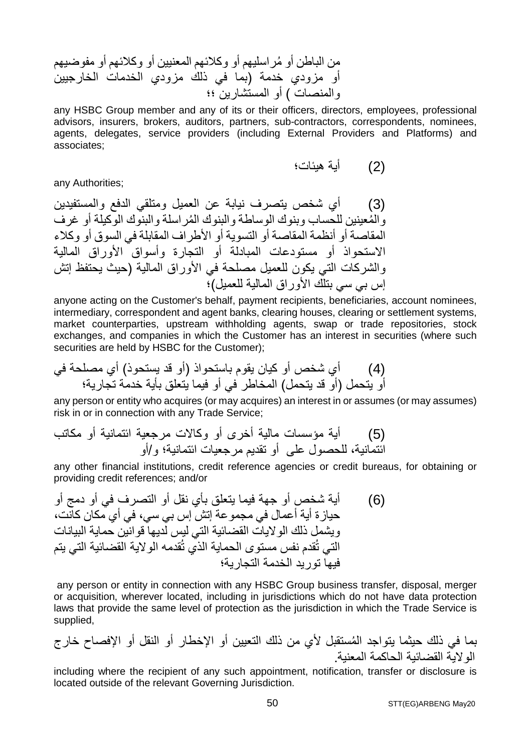من الباطن أو مُراسليهم أو وكلائهم المعنيين أو وكلائهم أو مفوضيهم أو مزودي خدمة (بما في ذلك مزودي الخدمات الخارجيين والمنصات ) أو المستشارين ؛؛

any HSBC Group member and any of its or their officers, directors, employees, professional advisors, insurers, brokers, auditors, partners, sub-contractors, correspondents, nominees, agents, delegates, service providers (including External Providers and Platforms) and associates;

(2) أية هيئات؛

any Authorities;

(3) أي شخص يتصرف نيابة عن العميل ومتلقي الدفع والمستفيدين والمُعينين للحساب وبنوك الوساطة والبنوك المُراسلة والبنوك الوكيلة أو غرف المقاصة أو أنظمة المقاصة أو التسوية أو الأطراف المقابلة في السوق أو وكلاء الاستحواذ أو مستودعات المبادلة أو التجارة وأسواق الأوراق المالية والشركات التي يكون للعميل مصلحة في الأوراق المالية (حيث يحتفظ إتش إس بي سي بتلك الأوراق المالية للعميل)؛

anyone acting on the Customer's behalf, payment recipients, beneficiaries, account nominees, intermediary, correspondent and agent banks, clearing houses, clearing or settlement systems, market counterparties, upstream withholding agents, swap or trade repositories, stock exchanges, and companies in which the Customer has an interest in securities (where such securities are held by HSBC for the Customer);

(4) أي شخص أو كيان يقوم باستحواذ (أو قد يستحوذ) أي مصلحة في أو يتحمل (أو قد يتحمل) المخاطر في أو فيما يتعلق بأية خدمة تجارية؛

any person or entity who acquires (or may acquires) an interest in or assumes (or may assumes) risk in or in connection with any Trade Service;

(5) أية مؤسسات مالية أخرى أو وكالات مرجعية ائتمانية أو مكاتب ائتمانية، للحصول على أو تقديم مرجعيات ائتمانية؛ و/أو

any other financial institutions, credit reference agencies or credit bureaus, for obtaining or providing credit references; and/or

(6) أية شخص أو جهة فيما يتعلق بأي نقل أو التصرف في أو دمج أو حيازة أية أعمال في مجموعة إتش إس بي سي، في أي مكان كانت، ويشمل ذلك الولايات القضائية التي ليس لديها قوانين حماية البيانات التي تُقدم نفس مستوى الحماية الذي تُقدمه الولاية القضائية التي يتم فيها توريد الخدمة التجارية؛

any person or entity in connection with any HSBC Group business transfer, disposal, merger or acquisition, wherever located, including in jurisdictions which do not have data protection laws that provide the same level of protection as the jurisdiction in which the Trade Service is supplied,

بما في ذلك حيثما يتواجد المُستقبل لأي من ذلك التعيين أو الإخطار أو النقل أو الإفصاح خارج الولاية القضائية الحاكمة المعنية.

including where the recipient of any such appointment, notification, transfer or disclosure is located outside of the relevant Governing Jurisdiction.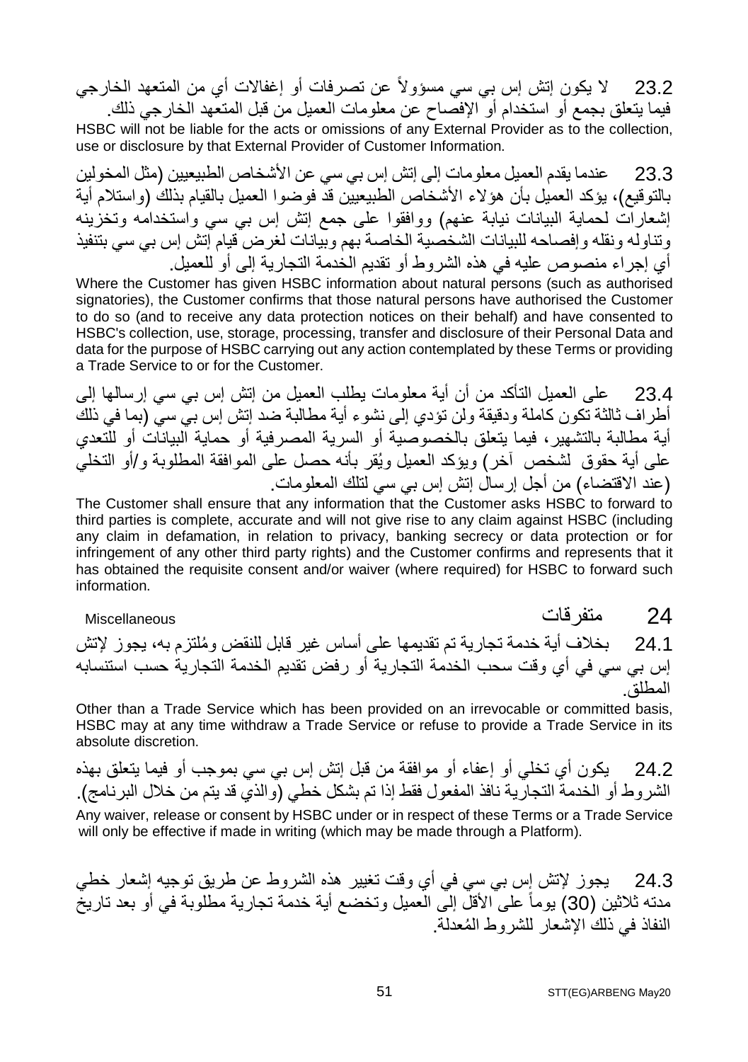23.2 لا يكون إتش إس بي سي مسؤولاً عن تصرفات أو إغفالات أي من المتعهد الخارجي فيما يتعلق بجمع أو استخدام أو الإفصاح عن معلومات العميل من قبل المتعهد الخارجي ذلك.

HSBC will not be liable for the acts or omissions of any External Provider as to the collection, use or disclosure by that External Provider of Customer Information.

23.3 عندما يقدم العميل معلومات إلى إتش إس بي سي عن الأشخاص الطبيعيين (مثل المخولين بالتوقيع)، يؤكد العميل بأن هؤلاء الأشخاص الطبيعيين قد فوضوا العميل بالقيام بذلك (واستلام أية إشعارات لحماية البيانات نيابة عنهم) ووافقوا على جمع إتش إس بي سي واستخدامه وتخزينه وتناوله ونقله وإفصاحه للبيانات الشخصية الخاصة بهم وبيانات لغرض قيام إتش إس بي سي بتنفيذ أي إجراء منصوص عليه في هذه الشروط أو تقديم الخدمة التجارية إلى أو للعميل.

Where the Customer has given HSBC information about natural persons (such as authorised signatories), the Customer confirms that those natural persons have authorised the Customer to do so (and to receive any data protection notices on their behalf) and have consented to HSBC's collection, use, storage, processing, transfer and disclosure of their Personal Data and data for the purpose of HSBC carrying out any action contemplated by these Terms or providing a Trade Service to or for the Customer.

23.4 على العميل التأكد من أن أية معلومات يطلب العميل من إتش إس بي سي إرسالها إلى أطراف ثالثة تكون كاملة ودقيقة ولن تؤدي إلى نشوء أية مطالبة ضد إتش إس بي سي (بما في ذلك أية مطالبة بالتشهير، فيما يتعلق بالخصوصية أو السرية المصرفية أو حماية البيانات أو للتعدي على أية حقوق لشخص آخر) ويؤكد العميل ويُقر بأنه حصل على الموافقة المطلوبة و/أو التخلي (عند الاقتضاء) من أجل إرسال إتش إس بي سي لتلك المعلومات.

The Customer shall ensure that any information that the Customer asks HSBC to forward to third parties is complete, accurate and will not give rise to any claim against HSBC (including any claim in defamation, in relation to privacy, banking secrecy or data protection or for infringement of any other third party rights) and the Customer confirms and represents that it has obtained the requisite consent and/or waiver (where required) for HSBC to forward such information.

## 24 متفرقات Miscellaneous

24.1 بخلاف أية خدمة تجارية تم تقديمها على أساس غير قابل للنقض ومُلتزم به، يجوز لإتش إس بي سي في أي وقت سحب الخدمة التجارية أو رفض تقديم الخدمة التجارية حسب استنسابه المطلق.

Other than a Trade Service which has been provided on an irrevocable or committed basis, HSBC may at any time withdraw a Trade Service or refuse to provide a Trade Service in its absolute discretion.

24.2 يكون أي تخلي أو إعفاء أو موافقة من قبل إتش إس بي سي بموجب أو فيما يتعلق بهذه الشروط أو الخدمة التجارية نافذ المفعول فقط إذا تم بشكل خطي (والذي قد يتم من خلال البرنامج).

Any waiver, release or consent by HSBC under or in respect of these Terms or a Trade Service will only be effective if made in writing (which may be made through a Platform).

24.3 يجوز لإتش إس بي سي في أي وقت تغيير هذه الشروط عن طريق توجيه إشعار خطي مدته ثلاثين (30) يوماً على الأقل إلى العميل وتخضع أية خدمة تجارية مطلوبة في أو بعد تاريخ النفاذ في ذلك الإشعار للشروط المُعدلة.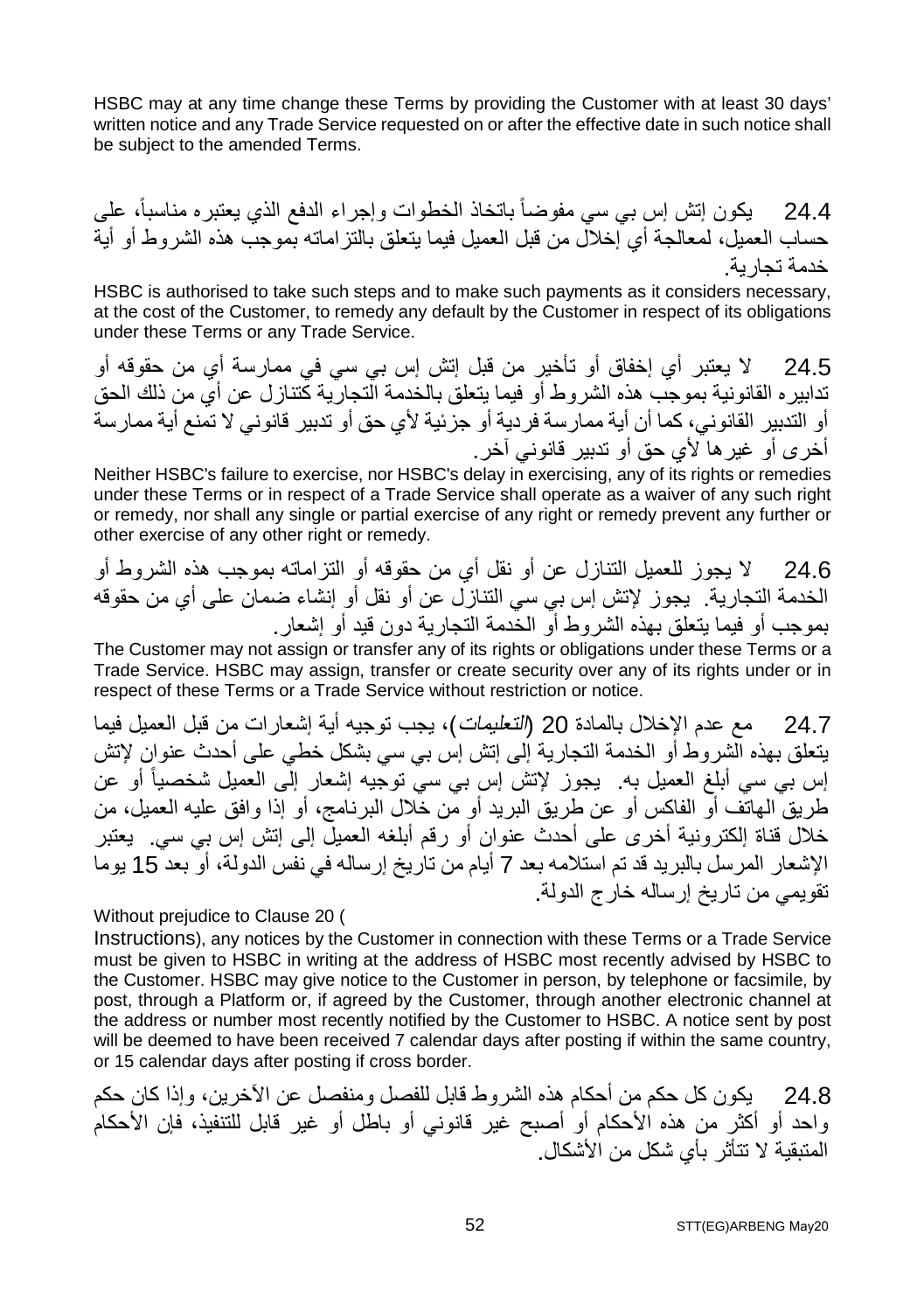HSBC may at any time change these Terms by providing the Customer with at least 30 days' written notice and any Trade Service requested on or after the effective date in such notice shall be subject to the amended Terms.

24.4 يكون إتش إس بي سي مفوضاً باتخاذ الخطوات وإجراء الدفع الذي يعتبره مناسباً، على حساب العميل، لمعالجة أي إخلال من قبل العميل فيما يتعلق بالتزاماته بموجب هذه الشروط أو أية خدمة تجارية.

HSBC is authorised to take such steps and to make such payments as it considers necessary, at the cost of the Customer, to remedy any default by the Customer in respect of its obligations under these Terms or any Trade Service.

24.5 لا يعتبر أي إخفاق أو تأخير من قبل إتش إس بي سي في ممارسة أي من حقوقه أو تدابيره القانونية بموجب هذه الشروط أو فيما يتعلق بالخدمة التجارية كتنازل عن أي من ذلك الحق أو التدبير القانوني، كما أن أية ممارسة فردية أو جزئية لأي حق أو تدبير قانوني لا تمنع أية ممارسة أخرى أو غيرها لأي حق أو تدبير قانوني آخر.

Neither HSBC's failure to exercise, nor HSBC's delay in exercising, any of its rights or remedies under these Terms or in respect of a Trade Service shall operate as a waiver of any such right or remedy, nor shall any single or partial exercise of any right or remedy prevent any further or other exercise of any other right or remedy.

24.6 لا يجوز للعميل التنازل عن أو نقل أي من حقوقه أو التزاماته بموجب هذه الشروط أو الخدمة التجارية. يجوز لإتش إس بي سي التنازل عن أو نقل أو إنشاء ضمان على أي من حقوقه بموجب أو فيما يتعلق بهذه الشروط أو الخدمة التجارية دون قيد أو إشعار.

The Customer may not assign or transfer any of its rights or obligations under these Terms or a Trade Service. HSBC may assign, transfer or create security over any of its rights under or in respect of these Terms or a Trade Service without restriction or notice.

24.7 مع عدم الإخلال بالمادة 20 (*التعليمات*)، يجب توجيه أية إشعارات من قبل العميل فيما يتعلق بهذه الشروط أو الخدمة التجارية إلى إتش إس بي سي بشكل خطي على أحدث عنوان لإتش إس بي سي أبلغ العميل به. يجوز لإتش إس بي سي توجيه إشعار إلى العميل شخصياً أو عن طريق الهاتف أو الفاكس أو عن طريق البريد أو من خلال البرنامج، أو إذا وافق عليه العميل، من خلال قناة إلكترونية أخرى على أحدث عنوان أو رقم أبلغه العميل إلى إتش إس بي سي. يعتبر الإشعار المرسل بالبريد قد تم استلامه بعد 7 أيام من تاريخ إرساله في نفس الدولة، أو بعد 15 يوما تقويمي من تاريخ إرساله خارج الدولة.

Without prejudice to Clause 20 (Instructions), any notices by the Customer in connection with these Terms or a Trade Service must be given to HSBC in writing at the address of HSBC most recently advised by HSBC to the Customer. HSBC may give notice to the Customer in person, by telephone or facsimile, by post, through a Platform or, if agreed by the Customer, through another electronic channel at the address or number most recently notified by the Customer to HSBC. A notice sent by post will be deemed to have been received 7 calendar days after posting if within the same country, or 15 calendar days after posting if cross border.

24.8 يكون كل حكم من أحكام هذه الشروط قابل للفصل ومنفصل عن الآخرين، وإذا كان حكم واحد أو أكثر من هذه الأحكام أو أصبح غير قانوني أو باطل أو غير قابل للتنفيذ، فإن الأحكام المتبقية لا تتأثر بأي شكل من الأشكال.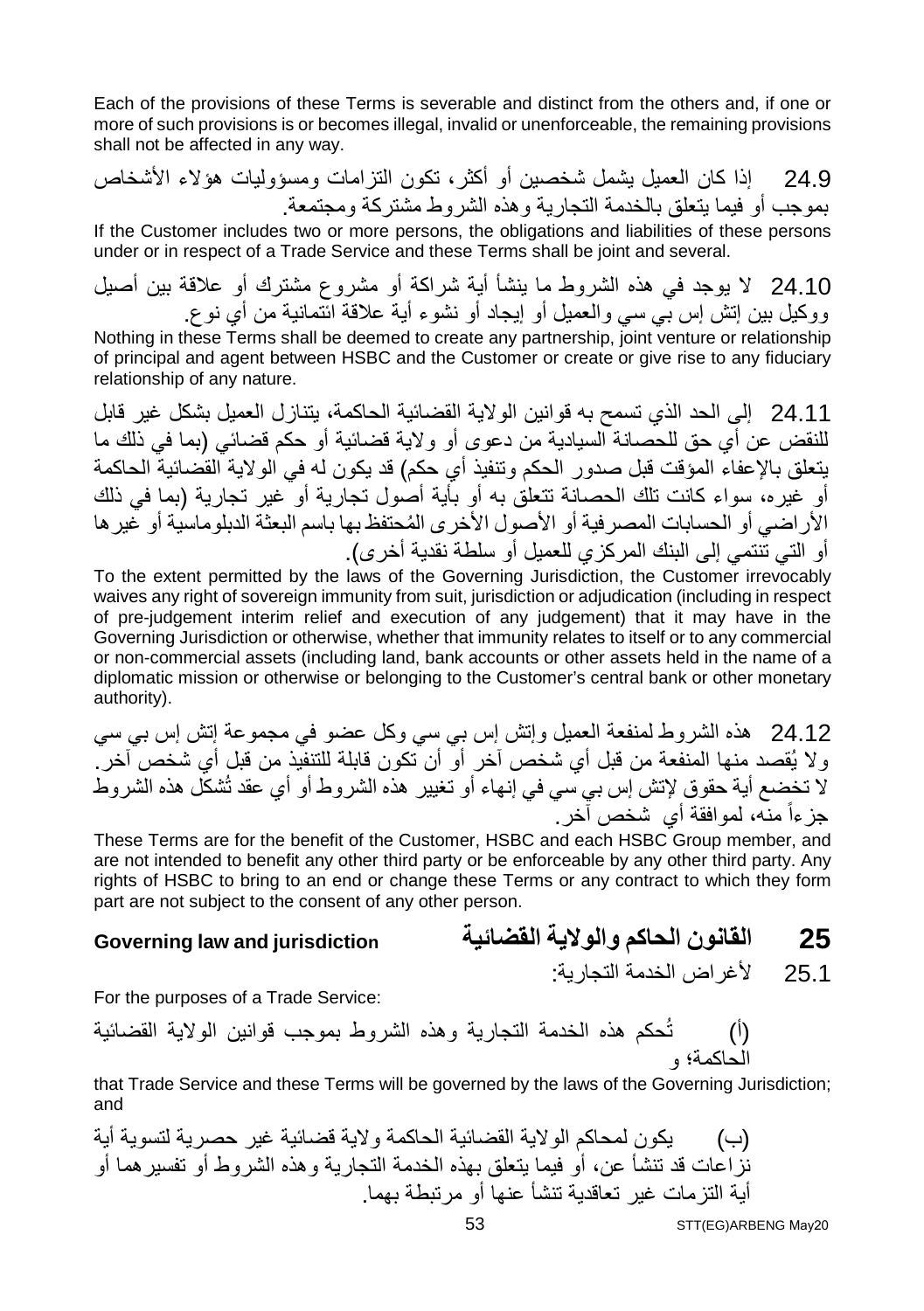Each of the provisions of these Terms is severable and distinct from the others and, if one or more of such provisions is or becomes illegal, invalid or unenforceable, the remaining provisions shall not be affected in any way.

24.9 إذا كان العميل يشمل شخصين أو أكثر، تكون التزامات ومسؤوليات هؤلاء الأشخاص بموجب أو فيما يتعلق بالخدمة التجارية وهذه الشروط مشتركة ومجتمعة.

If the Customer includes two or more persons, the obligations and liabilities of these persons under or in respect of a Trade Service and these Terms shall be joint and several.

24.10 لا يوجد في هذه الشروط ما ينشأ أية شراكة أو مشروع مشترك أو علاقة بين أصيل ووكيل بين إتش إس بي سي والعميل أو إيجاد أو نشوء أية علاقة ائتمانية من أي نوع.

Nothing in these Terms shall be deemed to create any partnership, joint venture or relationship of principal and agent between HSBC and the Customer or create or give rise to any fiduciary relationship of any nature.

24.11 إلى الحد الذي تسمح به قوانين الولاية القضائية الحاكمة، يتنازل العميل بشكل غير قابل للنقض عن أي حق للحصانة السيادية من دعوى أو ولاية قضائية أو حكم قضائي (بما في ذلك ما يتعلق بالإعفاء المؤقت قبل صدور الحكم وتنفيذ أي حكم) قد يكون له في الولاية القضائية الحاكمة أو غيره، سواء كانت تلك الحصانة تتعلق به أو بأية أصول تجارية أو غير تجارية (بما في ذلك الأراضي أو الحسابات المصرفية أو الأصول الأخرى المُحتفظ بها باسم البعثة الدبلوماسية أو غيرها أو التي تنتمي إلى البنك المركزي للعميل أو سلطة نقدية أخرى).

To the extent permitted by the laws of the Governing Jurisdiction, the Customer irrevocably waives any right of sovereign immunity from suit, jurisdiction or adjudication (including in respect of pre-judgement interim relief and execution of any judgement) that it may have in the Governing Jurisdiction or otherwise, whether that immunity relates to itself or to any commercial or non-commercial assets (including land, bank accounts or other assets held in the name of a diplomatic mission or otherwise or belonging to the Customer's central bank or other monetary authority).

24.12 هذه الشروط لمنفعة العميل وإتش إس بي سي وكل عضو في مجموعة إتش إس بي سي ولا يُقصد منها المنفعة من قبل أي شخص آخر أو أن تكون قابلة للتنفيذ من قبل أي شخص آخر. لا تخضع أية حقوق لإتش إس بي سي في إنهاء أو تغيير هذه الشروط أو أي عقد تُشكل هذه الشروط جزءاً منه، لموافقة أي شخص آخر.

These Terms are for the benefit of the Customer, HSBC and each HSBC Group member, and are not intended to benefit any other third party or be enforceable by any other third party. Any rights of HSBC to bring to an end or change these Terms or any contract to which they form part are not subject to the consent of any other person.

## 25 القانون الحاكم والولاية القضائية — Governing law and jurisdiction

25.1 لأغراض الخدمة التجارية:

For the purposes of a Trade Service:

(أ) تُحكم هذه الخدمة التجارية وهذه الشروط بموجب قوانين الولاية القضائية الحاكمة؛ و

that Trade Service and these Terms will be governed by the laws of the Governing Jurisdiction; and

(ب) يكون لمحاكم الولاية القضائية الحاكمة ولاية قضائية غير حصرية لتسوية أية نزاعات قد تنشأ عن، أو فيما يتعلق بهذه الخدمة التجارية وهذه الشروط أو تفسيرهما أو أية التزمات غير تعاقدية تنشأ عنها أو مرتبطة بهما.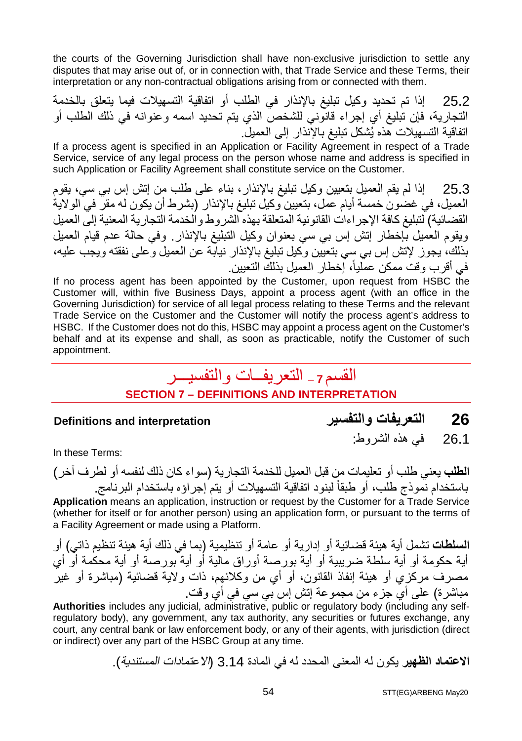the courts of the Governing Jurisdiction shall have non-exclusive jurisdiction to settle any disputes that may arise out of, or in connection with, that Trade Service and these Terms, their interpretation or any non-contractual obligations arising from or connected with them.

25.2 إذا تم تحديد وكيل تبليغ بالإنذار في الطلب أو اتفاقية التسهيلات فيما يتعلق بالخدمة التجارية، فإن تبليغ أي إجراء قانوني للشخص الذي يتم تحديد اسمه وعنوانه في ذلك الطلب أو اتفاقية التسهيلات هذه يُشكل تبليغ بالإنذار إلى العميل.

If a process agent is specified in an Application or Facility Agreement in respect of a Trade Service, service of any legal process on the person whose name and address is specified in such Application or Facility Agreement shall constitute service on the Customer.

25.3 إذا لم يقم العميل بتعيين وكيل تبليغ بالإنذار، بناء على طلب من إتش إس بي سي، يقوم العميل، في غضون خمسة أيام عمل، بتعيين وكيل تبليغ بالإنذار (بشرط أن يكون له مقر في الولاية القضائية) لتبليغ كافة الإجراءات القانونية المتعلقة بهذه الشروط والخدمة التجارية المعنية إلى العميل ويقوم العميل بإخطار إتش إس بي سي بعنوان وكيل التبليغ بالإنذار. وفي حالة عدم قيام العميل بذلك، يجوز لإتش إس بي سي بتعيين وكيل تبليغ بالإنذار نيابة عن العميل وعلى نفقته ويجب عليه، في أقرب وقت ممكن عملياً، إخطار العميل بذلك التعيين.

If no process agent has been appointed by the Customer, upon request from HSBC the Customer will, within five Business Days, appoint a process agent (with an office in the Governing Jurisdiction) for service of all legal process relating to these Terms and the relevant Trade Service on the Customer and the Customer will notify the process agent's address to HSBC. If the Customer does not do this, HSBC may appoint a process agent on the Customer's behalf and at its expense and shall, as soon as practicable, notify the Customer of such appointment.

## القسم 7 - التعريفـات والتفسيـر

## SECTION 7 – DEFINITIONS AND INTERPRETATION

### 26 التعريفات والتفسير — Definitions and interpretation

26.1 في هذه الشروط:

In these Terms:

**الطلب** يعني طلب أو تعليمات من قبل العميل للخدمة التجارية (سواء كان ذلك لنفسه أو لطرف آخر) باستخدام نموذج طلب، أو طبقاً لبنود اتفاقية التسهيلات أو يتم إجراؤه باستخدام البرنامج.

**Application** means an application, instruction or request by the Customer for a Trade Service (whether for itself or for another person) using an application form, or pursuant to the terms of a Facility Agreement or made using a Platform.

**السلطات** تشمل أية هيئة قضائية أو إدارية أو عامة أو تنظيمية (بما في ذلك أية هيئة تنظيم ذاتي) أو أية حكومة أو أية سلطة ضريبية أو أية بورصة أوراق مالية أو أية بورصة أو أية محكمة أو أي مصرف مركزي أو هيئة إنفاذ القانون، أو أي من وكلائهم، ذات ولاية قضائية (مباشرة أو غير مباشرة) على أي جزء من مجموعة إتش إس بي سي في أي وقت.

**Authorities** includes any judicial, administrative, public or regulatory body (including any self-regulatory body), any government, any tax authority, any securities or futures exchange, any court, any central bank or law enforcement body, or any of their agents, with jurisdiction (direct or indirect) over any part of the HSBC Group at any time.

**الاعتماد الظهير** يكون له المعنى المحدد له في المادة 3.14 (*الاعتمادات المستندية*).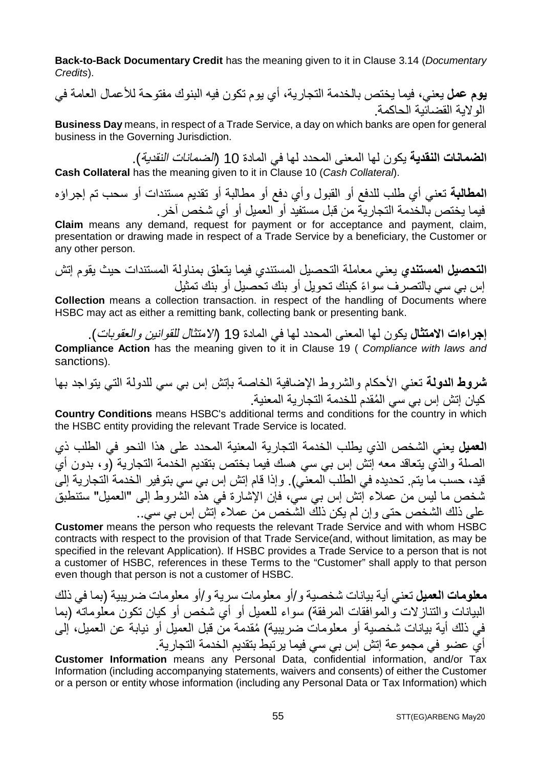**Back-to-Back Documentary Credit** has the meaning given to it in Clause 3.14 (*Documentary Credits*).

**يوم عمل** يعني، فيما يختص بالخدمة التجارية، أي يوم تكون فيه البنوك مفتوحة للأعمال العامة في الولاية القضائية الحاكمة.

**Business Day** means, in respect of a Trade Service, a day on which banks are open for general business in the Governing Jurisdiction.

**الضمانات النقدية** يكون لها المعنى المحدد لها في المادة 10 (*الضمانات النقدية*).

**Cash Collateral** has the meaning given to it in Clause 10 (*Cash Collateral*).

**المطالبة** تعني أي طلب للدفع أو القبول وأي دفع أو مطالبة أو تقديم مستندات أو سحب تم إجراؤه فيما يختص بالخدمة التجارية من قبل مستفيد أو العميل أو أي شخص آخر.

**Claim** means any demand, request for payment or for acceptance and payment, claim, presentation or drawing made in respect of a Trade Service by a beneficiary, the Customer or any other person.

**التحصيل المستندي** يعني معاملة التحصيل المستندي فيما يتعلق بمناولة المستندات حيث يقوم إتش إس بي سي بالتصرف سواءً كبنك تحويل أو بنك تحصيل أو بنك تمثيل

**Collection** means a collection transaction. in respect of the handling of Documents where HSBC may act as either a remitting bank, collecting bank or presenting bank.

**إجراءات الامتثال** يكون لها المعنى المحدد لها في المادة 19 (*الامتثال للقوانين والعقوبات*).

**Compliance Action** has the meaning given to it in Clause 19 ( *Compliance with laws and* sanctions).

**شروط الدولة** تعني الأحكام والشروط الإضافية الخاصة بإتش إس بي سي للدولة التي يتواجد بها كيان إتش إس بي سي المُقدم للخدمة التجارية المعنية.

**Country Conditions** means HSBC's additional terms and conditions for the country in which the HSBC entity providing the relevant Trade Service is located.

**العميل** يعني الشخص الذي يطلب الخدمة التجارية المعنية المحدد على هذا النحو في الطلب ذي الصلة والذي يتعاقد معه إتش إس بي سي هسك فيما بختص بتقديم الخدمة التجارية (و، بدون أي قيد، حسب ما يتم تحديده في الطلب المعني). وإذا قام إتش إس بي سي بتوفير الخدمة التجارية إلى شخص ما ليس من عملاء إتش إس بي سي، فإن الإشارة في هذه الشروط إلى "العميل" ستنطبق على ذلك الشخص حتى وإن لم يكن ذلك الشخص من عملاء إتش إس بي سي..

**Customer** means the person who requests the relevant Trade Service and with whom HSBC contracts with respect to the provision of that Trade Service(and, without limitation, as may be specified in the relevant Application). If HSBC provides a Trade Service to a person that is not a customer of HSBC, references in these Terms to the "Customer" shall apply to that person even though that person is not a customer of HSBC.

**معلومات العميل** تعني أية بيانات شخصية و/أو معلومات سرية و/أو معلومات ضريبية (بما في ذلك البيانات والتنازلات والموافقات المرفقة) سواء للعميل أو أي شخص أو كيان تكون معلوماته (بما في ذلك أية بيانات شخصية أو معلومات ضريبية) مُقدمة من قبل العميل أو نيابة عن العميل، إلى أي عضو في مجموعة إتش إس بي سي فيما يرتبط بتقديم الخدمة التجارية.

**Customer Information** means any Personal Data, confidential information, and/or Tax Information (including accompanying statements, waivers and consents) of either the Customer or a person or entity whose information (including any Personal Data or Tax Information) which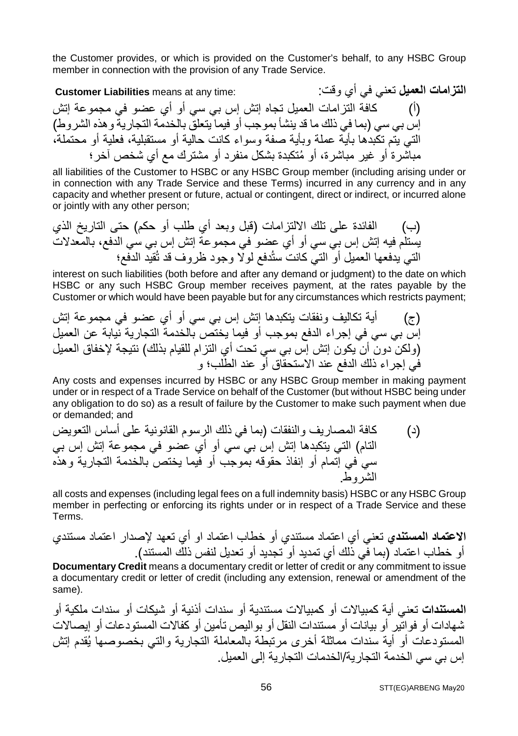the Customer provides, or which is provided on the Customer's behalf, to any HSBC Group member in connection with the provision of any Trade Service.

**التزامات العميل** تعني في أي وقت:

**Customer Liabilities** means at any time:

(أ) كافة التزامات العميل تجاه إتش إس بي سي أو أي عضو في مجموعة إتش إس بي سي (بما في ذلك ما قد ينشأ بموجب أو فيما يتعلق بالخدمة التجارية وهذه الشروط) التي يتم تكبدها بأية عملة وبأية صفة وسواء كانت حالية أو مستقبلية، فعلية أو محتملة، مباشرة أو غير مباشرة، أو مُتكبدة بشكل منفرد أو مشترك مع أي شخص آخر؛

all liabilities of the Customer to HSBC or any HSBC Group member (including arising under or in connection with any Trade Service and these Terms) incurred in any currency and in any capacity and whether present or future, actual or contingent, direct or indirect, or incurred alone or jointly with any other person;

(ب) الفائدة على تلك الالتزامات (قبل وبعد أي طلب أو حكم) حتى التاريخ الذي يستلم فيه إتش إس بي سي أو أي عضو في مجموعة إتش إس بي سي الدفع، بالمعدلات التي يدفعها العميل أو التي كانت ستُدفع لولا وجود ظروف قد تُقيد الدفع؛

interest on such liabilities (both before and after any demand or judgment) to the date on which HSBC or any such HSBC Group member receives payment, at the rates payable by the Customer or which would have been payable but for any circumstances which restricts payment;

(ج) أية تكاليف ونفقات يتكبدها إتش إس بي سي أو أي عضو في مجموعة إتش إس بي سي في إجراء الدفع بموجب أو فيما يختص بالخدمة التجارية نيابة عن العميل (ولكن دون أن يكون إتش إس بي سي تحت أي التزام للقيام بذلك) نتيجة لإخفاق العميل في إجراء ذلك الدفع عند الاستحقاق أو عند الطلب؛ و

Any costs and expenses incurred by HSBC or any HSBC Group member in making payment under or in respect of a Trade Service on behalf of the Customer (but without HSBC being under any obligation to do so) as a result of failure by the Customer to make such payment when due or demanded; and

(د) كافة المصاريف والنفقات (بما في ذلك الرسوم القانونية على أساس التعويض التام) التي يتكبدها إتش إس بي سي أو أي عضو في مجموعة إتش إس بي سي في إتمام أو إنفاذ حقوقه بموجب أو فيما يختص بالخدمة التجارية وهذه الشروط.

all costs and expenses (including legal fees on a full indemnity basis) HSBC or any HSBC Group member in perfecting or enforcing its rights under or in respect of a Trade Service and these Terms.

**الاعتماد المستندي** تعني أي اعتماد مستندي أو خطاب اعتماد او أي تعهد لإصدار اعتماد مستندي أو خطاب اعتماد (بما في ذلك أي تمديد أو تجديد أو تعديل لنفس ذلك المستند).

**Documentary Credit** means a documentary credit or letter of credit or any commitment to issue a documentary credit or letter of credit (including any extension, renewal or amendment of the same).

**المستندات** تعني أية كمبيالات أو كمبيالات مستندية أو سندات أذنية أو شيكات أو سندات ملكية أو شهادات أو فواتير أو بيانات أو مستندات النقل أو بواليص تأمين أو كفالات المستودعات أو إيصالات المستودعات أو أية سندات مماثلة أخرى مرتبطة بالمعاملة التجارية والتي بخصوصها يُقدم إتش إس بي سي الخدمة التجارية/الخدمات التجارية إلى العميل.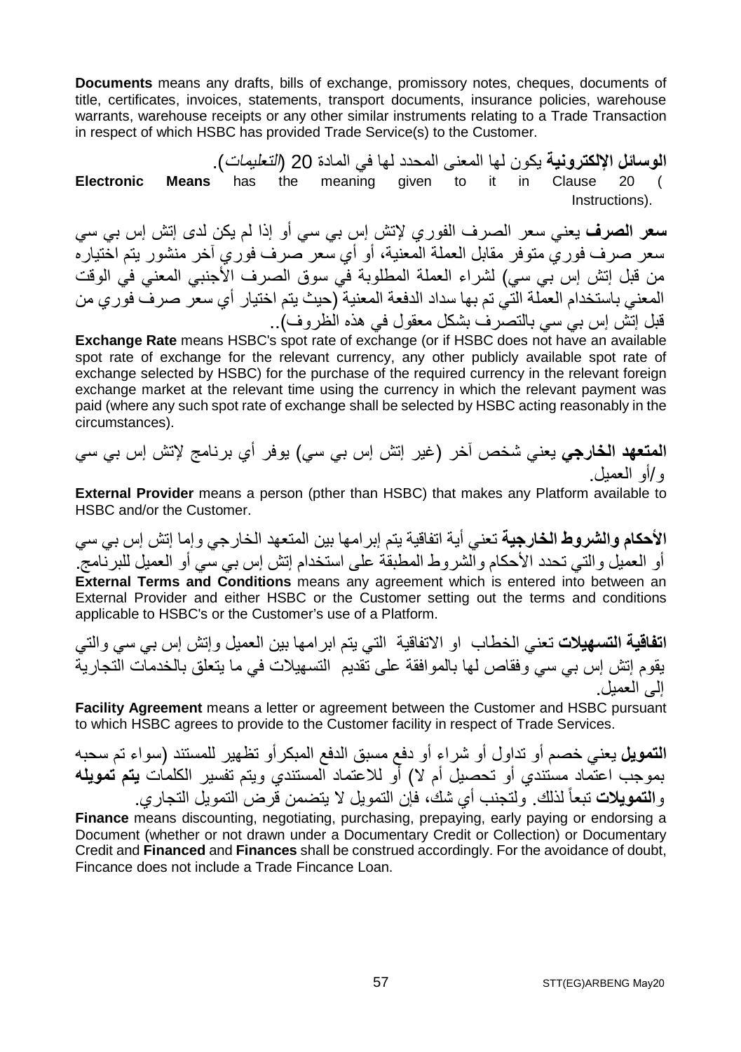**Documents** means any drafts, bills of exchange, promissory notes, cheques, documents of title, certificates, invoices, statements, transport documents, insurance policies, warehouse warrants, warehouse receipts or any other similar instruments relating to a Trade Transaction in respect of which HSBC has provided Trade Service(s) to the Customer.

**الوسائل الإلكترونية** يكون لها المعنى المحدد لها في المادة 20 (*التعليمات*).

**Electronic Means** has the meaning given to it in Clause 20 (Instructions).

**سعر الصرف** يعني سعر الصرف الفوري لإتش إس بي سي أو إذا لم يكن لدى إتش إس بي سي سعر صرف فوري متوفر مقابل العملة المعنية، أو أي سعر صرف فوري آخر منشور يتم اختياره من قبل إتش إس بي سي) لشراء العملة المطلوبة في سوق الصرف الأجنبي المعني في الوقت المعني باستخدام العملة التي تم بها سداد الدفعة المعنية (حيث يتم اختيار أي سعر صرف فوري من قبل إتش إس بي سي بالتصرف بشكل معقول في هذه الظروف)..

**Exchange Rate** means HSBC's spot rate of exchange (or if HSBC does not have an available spot rate of exchange for the relevant currency, any other publicly available spot rate of exchange selected by HSBC) for the purchase of the required currency in the relevant foreign exchange market at the relevant time using the currency in which the relevant payment was paid (where any such spot rate of exchange shall be selected by HSBC acting reasonably in the circumstances).

**المتعهد الخارجي** يعني شخص آخر (غير إتش إس بي سي) يوفر أي برنامج لإتش إس بي سي و/أو العميل.

**External Provider** means a person (pther than HSBC) that makes any Platform available to HSBC and/or the Customer.

**الأحكام والشروط الخارجية** تعني أية اتفاقية يتم إبرامها بين المتعهد الخارجي وإما إتش إس بي سي أو العميل والتي تحدد الأحكام والشروط المطبقة على استخدام إتش إس بي سي أو العميل للبرنامج.

**External Terms and Conditions** means any agreement which is entered into between an External Provider and either HSBC or the Customer setting out the terms and conditions applicable to HSBC's or the Customer's use of a Platform.

**اتفاقية التسهيلات** تعني الخطاب او الاتفاقية التي يتم ابرامها بين العميل وإتش إس بي سي والتي يقوم إتش إس بي سي وفقاص لها بالموافقة على تقديم التسهيلات في ما يتعلق بالخدمات التجارية إلى العميل.

**Facility Agreement** means a letter or agreement between the Customer and HSBC pursuant to which HSBC agrees to provide to the Customer facility in respect of Trade Services.

**التمويل** يعني خصم أو تداول أو شراء أو دفع مسبق الدفع المبكرأو تظهير للمستند (سواء تم سحبه بموجب اعتماد مستندي أو تحصيل أم لا) أو للاعتماد المستندي ويتم تفسير الكلمات **يتم تمويله** و**التمويلات** تبعاً لذلك. ولتجنب أي شك، فإن التمويل لا يتضمن قرض التمويل التجاري.

**Finance** means discounting, negotiating, purchasing, prepaying, early paying or endorsing a Document (whether or not drawn under a Documentary Credit or Collection) or Documentary Credit and **Financed** and **Finances** shall be construed accordingly. For the avoidance of doubt, Fincance does not include a Trade Fincance Loan.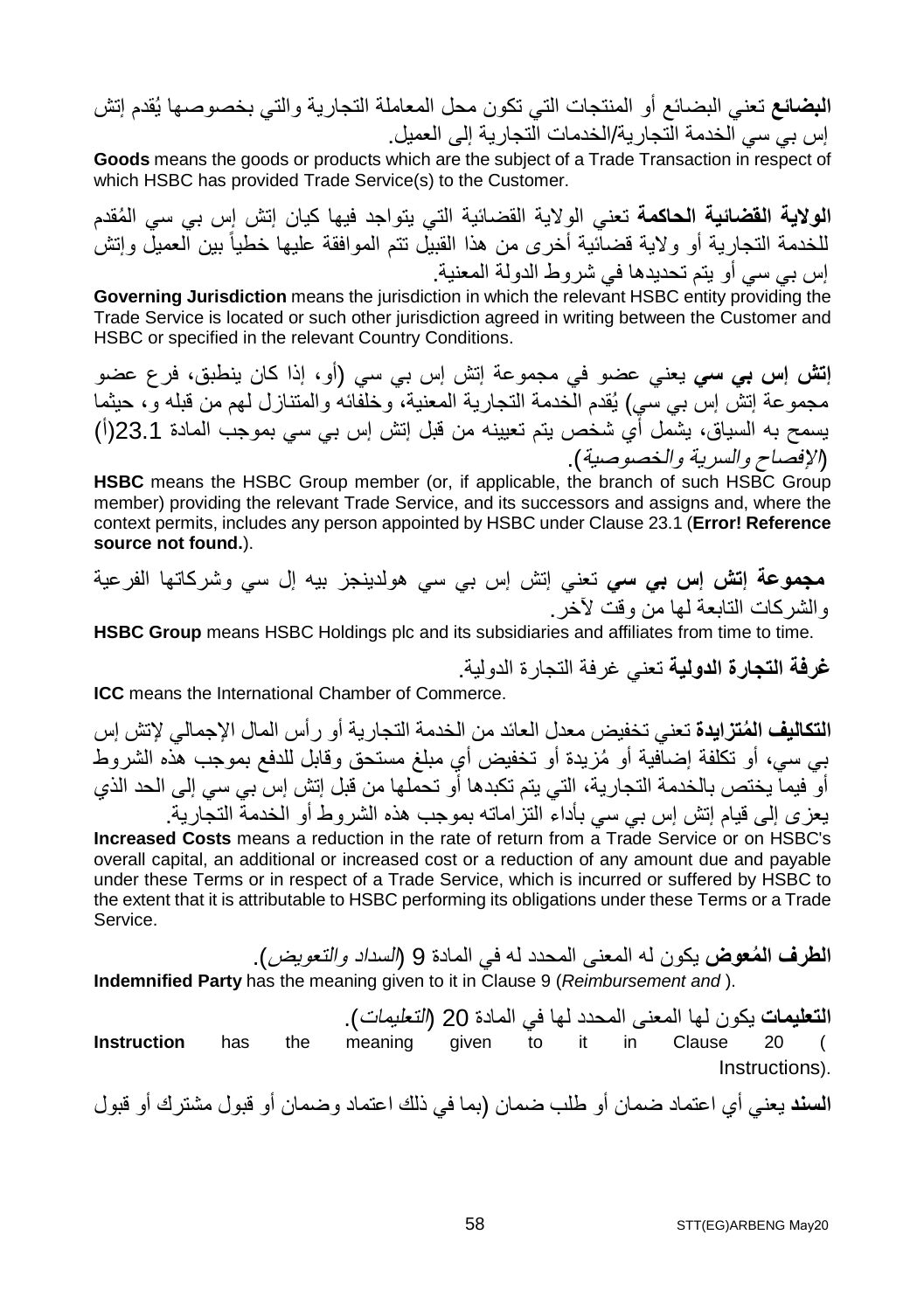**البضائع** تعني البضائع أو المنتجات التي تكون محل المعاملة التجارية والتي بخصوصها يُقدم إتش إس بي سي الخدمة التجارية/الخدمات التجارية إلى العميل.

**Goods** means the goods or products which are the subject of a Trade Transaction in respect of which HSBC has provided Trade Service(s) to the Customer.

**الولاية القضائية الحاكمة** تعني الولاية القضائية التي يتواجد فيها كيان إتش إس بي سي المُقدم للخدمة التجارية أو ولاية قضائية أخرى من هذا القبيل تتم الموافقة عليها خطياً بين العميل وإتش إس بي سي أو يتم تحديدها في شروط الدولة المعنية.

**Governing Jurisdiction** means the jurisdiction in which the relevant HSBC entity providing the Trade Service is located or such other jurisdiction agreed in writing between the Customer and HSBC or specified in the relevant Country Conditions.

**إتش إس بي سي** يعني عضو في مجموعة إتش إس بي سي (أو، إذا كان ينطبق، فرع عضو مجموعة إتش إس بي سي) يُقدم الخدمة التجارية المعنية، وخلفائه والمتنازل لهم من قبله و، حيثما يسمح به السياق، يشمل أي شخص يتم تعيينه من قبل إتش إس بي سي بموجب المادة 23.1(أ) (*الإفصاح والسرية والخصوصية*).

**HSBC** means the HSBC Group member (or, if applicable, the branch of such HSBC Group member) providing the relevant Trade Service, and its successors and assigns and, where the context permits, includes any person appointed by HSBC under Clause 23.1 (**Error! Reference source not found.**).

**مجموعة إتش إس بي سي** تعني إتش إس بي سي هولدينجز بيه إل سي وشركاتها الفرعية والشركات التابعة لها من وقت لآخر.

**HSBC Group** means HSBC Holdings plc and its subsidiaries and affiliates from time to time.

**غرفة التجارة الدولية** تعني غرفة التجارة الدولية.

**ICC** means the International Chamber of Commerce.

**التكاليف المُتزايدة** تعني تخفيض معدل العائد من الخدمة التجارية أو رأس المال الإجمالي لإتش إس بي سي، أو تكلفة إضافية أو مُزيدة أو تخفيض أي مبلغ مستحق وقابل للدفع بموجب هذه الشروط أو فيما يختص بالخدمة التجارية، التي يتم تكبدها أو تحملها من قبل إتش إس بي سي إلى الحد الذي يعزى إلى قيام إتش إس بي سي بأداء التزاماته بموجب هذه الشروط أو الخدمة التجارية.

**Increased Costs** means a reduction in the rate of return from a Trade Service or on HSBC's overall capital, an additional or increased cost or a reduction of any amount due and payable under these Terms or in respect of a Trade Service, which is incurred or suffered by HSBC to the extent that it is attributable to HSBC performing its obligations under these Terms or a Trade Service.

**الطرف المُعوض** يكون له المعنى المحدد له في المادة 9 (*السداد والتعويض*).

**Indemnified Party** has the meaning given to it in Clause 9 (*Reimbursement and* ).

**التعليمات** يكون لها المعنى المحدد لها في المادة 20 (*التعليمات*).

**Instruction** has the meaning given to it in Clause 20 ( Instructions).

**السند** يعني أي اعتماد ضمان أو طلب ضمان (بما في ذلك اعتماد وضمان أو قبول مشترك أو قبول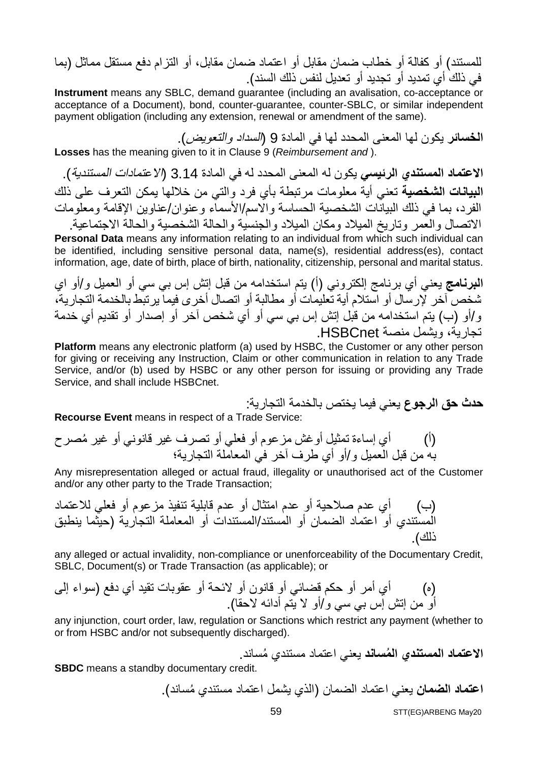للمستند) أو كفالة أو خطاب ضمان مقابل أو اعتماد ضمان مقابل، أو التزام دفع مستقل مماثل (بما في ذلك أي تمديد أو تجديد أو تعديل لنفس ذلك السند).

**Instrument** means any SBLC, demand guarantee (including an avalisation, co-acceptance or acceptance of a Document), bond, counter-guarantee, counter-SBLC, or similar independent payment obligation (including any extension, renewal or amendment of the same).

**الخسائر** يكون لها المعنى المحدد لها في المادة 9 (*السداد والتعويض*).

**Losses** has the meaning given to it in Clause 9 (*Reimbursement and* ).

**الاعتماد المستندي الرئيسي** يكون له المعنى المحدد له في المادة 3.14 (*الاعتمادات المستندية*).

**البيانات الشخصية** تعني أية معلومات مرتبطة بأي فرد والتي من خلالها يمكن التعرف على ذلك الفرد، بما في ذلك البيانات الشخصية الحساسة والاسم/الأسماء وعنوان/عناوين الإقامة ومعلومات الاتصال والعمر وتاريخ الميلاد ومكان الميلاد والجنسية والحالة الشخصية والحالة الاجتماعية.

**Personal Data** means any information relating to an individual from which such individual can be identified, including sensitive personal data, name(s), residential address(es), contact information, age, date of birth, place of birth, nationality, citizenship, personal and marital status.

**البرنامج** يعني أي برنامج إلكتروني (أ) يتم استخدامه من قبل إتش إس بي سي أو العميل و/أو اي شخص آخر لإرسال أو استلام أية تعليمات أو مطالبة أو اتصال أخرى فيما يرتبط بالخدمة التجارية، و/أو (ب) يتم استخدامه من قبل إتش إس بي سي أو أي شخص آخر أو إصدار أو تقديم أي خدمة تجارية، ويشمل منصة HSBCnet.

**Platform** means any electronic platform (a) used by HSBC, the Customer or any other person for giving or receiving any Instruction, Claim or other communication in relation to any Trade Service, and/or (b) used by HSBC or any other person for issuing or providing any Trade Service, and shall include HSBCnet.

**حدث حق الرجوع** يعني فيما يختص بالخدمة التجارية:

**Recourse Event** means in respect of a Trade Service:

(أ) أي إساءة تمثيل أوغش مزعوم أو فعلي أو تصرف غير قانوني أو غير مُصرح به من قبل العميل و/أو أي طرف آخر في المعاملة التجارية؛

Any misrepresentation alleged or actual fraud, illegality or unauthorised act of the Customer and/or any other party to the Trade Transaction;

(ب) أي عدم صلاحية أو عدم امتثال أو عدم قابلية تنفيذ مزعوم أو فعلي للاعتماد المستندي أو اعتماد الضمان أو المستند/المستندات أو المعاملة التجارية (حيثما ينطبق ذلك).

any alleged or actual invalidity, non-compliance or unenforceability of the Documentary Credit, SBLC, Document(s) or Trade Transaction (as applicable); or

(ه) أي أمر أو حكم قضائي أو قانون أو لائحة أو عقوبات تقيد أي دفع (سواء إلى أو من إتش إس بي سي و/أو لا يتم أدائه لاحقا).

any injunction, court order, law, regulation or Sanctions which restrict any payment (whether to or from HSBC and/or not subsequently discharged).

**الاعتماد المستندي المُساند** يعني اعتماد مستندي مُساند.

**SBDC** means a standby documentary credit.

**اعتماد الضمان** يعني اعتماد الضمان (الذي يشمل اعتماد مستندي مُساند).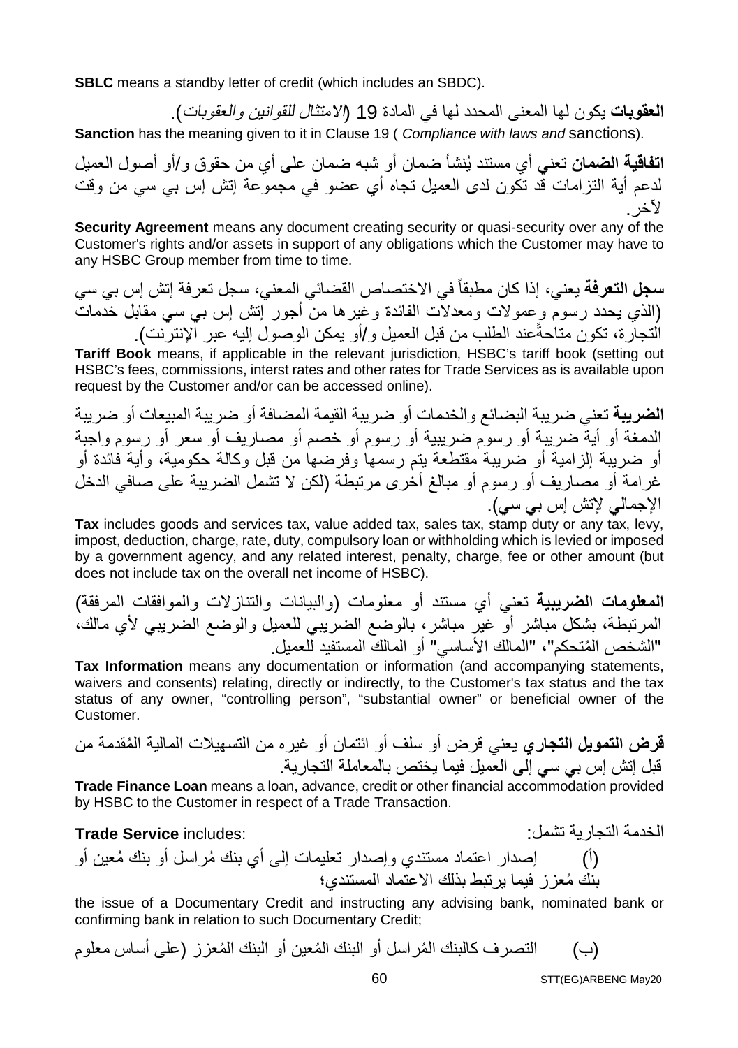**SBLC** means a standby letter of credit (which includes an SBDC).

**العقوبات** يكون لها المعنى المحدد لها في المادة 19 (*الامتثال للقوانين والعقوبات*).

**Sanction** has the meaning given to it in Clause 19 ( *Compliance with laws and* sanctions).

**اتفاقية الضمان** تعني أي مستند يُنشأ ضمان أو شبه ضمان على أي من حقوق و/أو أصول العميل لدعم أية التزامات قد تكون لدى العميل تجاه أي عضو في مجموعة إتش إس بي سي من وقت لآخر.

**Security Agreement** means any document creating security or quasi-security over any of the Customer's rights and/or assets in support of any obligations which the Customer may have to any HSBC Group member from time to time.

**سجل التعرفة** يعني، إذا كان مطبقاً في الاختصاص القضائي المعني، سجل تعرفة إتش إس بي سي (الذي يحدد رسوم وعمولات ومعدلات الفائدة وغيرها من أجور إتش إس بي سي مقابل خدمات التجارة، تكون متاحةً عند الطلب من قبل العميل و/أو يمكن الوصول إليه عبر الإنترنت).

**Tariff Book** means, if applicable in the relevant jurisdiction, HSBC's tariff book (setting out HSBC's fees, commissions, interst rates and other rates for Trade Services as is available upon request by the Customer and/or can be accessed online).

**الضريبة** تعني ضريبة البضائع والخدمات أو ضريبة القيمة المضافة أو ضريبة المبيعات أو ضريبة الدمغة أو أية ضريبة أو رسوم ضريبية أو رسوم أو خصم أو مصاريف أو سعر أو رسوم واجبة أو ضريبة إلزامية أو ضريبة مقتطعة يتم رسمها وفرضها من قبل وكالة حكومية، وأية فائدة أو غرامة أو مصاريف أو رسوم أو مبالغ أخرى مرتبطة (لكن لا تشمل الضريبة على صافي الدخل الإجمالي لإتش إس بي سي).

**Tax** includes goods and services tax, value added tax, sales tax, stamp duty or any tax, levy, impost, deduction, charge, rate, duty, compulsory loan or withholding which is levied or imposed by a government agency, and any related interest, penalty, charge, fee or other amount (but does not include tax on the overall net income of HSBC).

**المعلومات الضريبية** تعني أي مستند أو معلومات (والبيانات والتنازلات والموافقات المرفقة) المرتبطة، بشكل مباشر أو غير مباشر، بالوضع الضريبي للعميل والوضع الضريبي لأي مالك، "الشخص المُتحكم"، "المالك الأساسي" أو المالك المستفيد للعميل.

**Tax Information** means any documentation or information (and accompanying statements, waivers and consents) relating, directly or indirectly, to the Customer's tax status and the tax status of any owner, "controlling person", "substantial owner" or beneficial owner of the Customer.

**قرض التمويل التجاري** يعني قرض أو سلف أو ائتمان أو غيره من التسهيلات المالية المُقدمة من قبل إتش إس بي سي إلى العميل فيما يختص بالمعاملة التجارية.

**Trade Finance Loan** means a loan, advance, credit or other financial accommodation provided by HSBC to the Customer in respect of a Trade Transaction.

الخدمة التجارية تشمل:

**Trade Service** includes:

(أ) إصدار اعتماد مستندي وإصدار تعليمات إلى أي بنك مُراسل أو بنك مُعين أو بنك مُعزز فيما يرتبط بذلك الاعتماد المستندي؛

the issue of a Documentary Credit and instructing any advising bank, nominated bank or confirming bank in relation to such Documentary Credit;

(ب) التصرف كالبنك المُراسل أو البنك المُعين أو البنك المُعزز (على أساس معلوم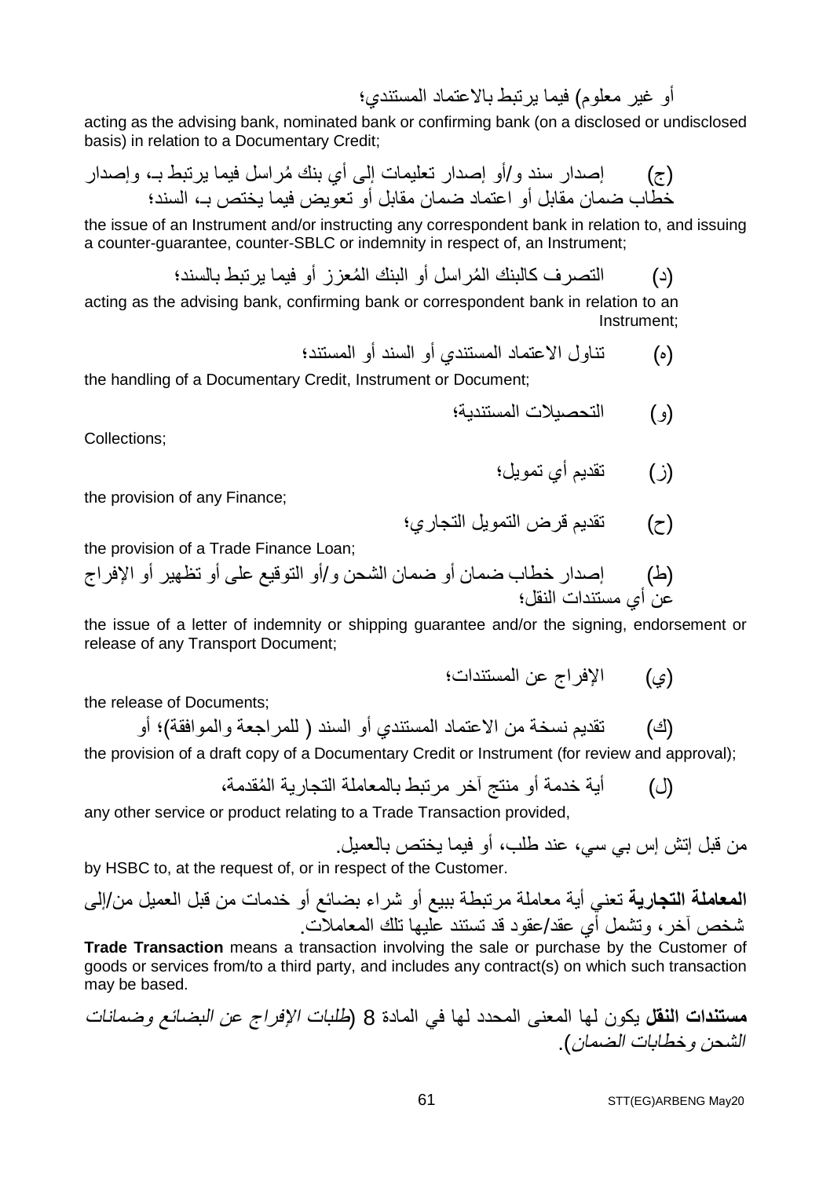أو غير معلوم) فيما يرتبط بالاعتماد المستندي؛

acting as the advising bank, nominated bank or confirming bank (on a disclosed or undisclosed basis) in relation to a Documentary Credit;

(ج) إصدار سند و/أو إصدار تعليمات إلى أي بنك مُراسل فيما يرتبط بـ، وإصدار خطاب ضمان مقابل أو اعتماد ضمان مقابل أو تعويض فيما يختص بـ، السند؛

the issue of an Instrument and/or instructing any correspondent bank in relation to, and issuing a counter-guarantee, counter-SBLC or indemnity in respect of, an Instrument;

(د) التصرف كالبنك المُراسل أو البنك المُعزز أو فيما يرتبط بالسند؛

acting as the advising bank, confirming bank or correspondent bank in relation to an Instrument;

(ه) تناول الاعتماد المستندي أو السند أو المستند؛

the handling of a Documentary Credit, Instrument or Document;

(و) التحصيلات المستندية؛

Collections;

(ز) تقديم أي تمويل؛

the provision of any Finance;

(ح) تقديم قرض التمويل التجاري؛

the provision of a Trade Finance Loan;

(ط) إصدار خطاب ضمان أو ضمان الشحن و/أو التوقيع على أو تظهير أو الإفراج عن أي مستندات النقل؛

the issue of a letter of indemnity or shipping guarantee and/or the signing, endorsement or release of any Transport Document;

(ي) الإفراج عن المستندات؛

the release of Documents;

(ك) تقديم نسخة من الاعتماد المستندي أو السند ( للمراجعة والموافقة)؛ أو

the provision of a draft copy of a Documentary Credit or Instrument (for review and approval);

(ل) أية خدمة أو منتج آخر مرتبط بالمعاملة التجارية المُقدمة،

any other service or product relating to a Trade Transaction provided,

من قبل إتش إس بي سي، عند طلب، أو فيما يختص بالعميل.

by HSBC to, at the request of, or in respect of the Customer.

**المعاملة التجارية** تعني أية معاملة مرتبطة ببيع أو شراء بضائع أو خدمات من قبل العميل من/إلى شخص آخر، وتشمل أي عقد/عقود قد تستند عليها تلك المعاملات.

**Trade Transaction** means a transaction involving the sale or purchase by the Customer of goods or services from/to a third party, and includes any contract(s) on which such transaction may be based.

**مستندات النقل** يكون لها المعنى المحدد لها في المادة 8 (*طلبات الإفراج عن البضائع وضمانات الشحن وخطابات الضمان*).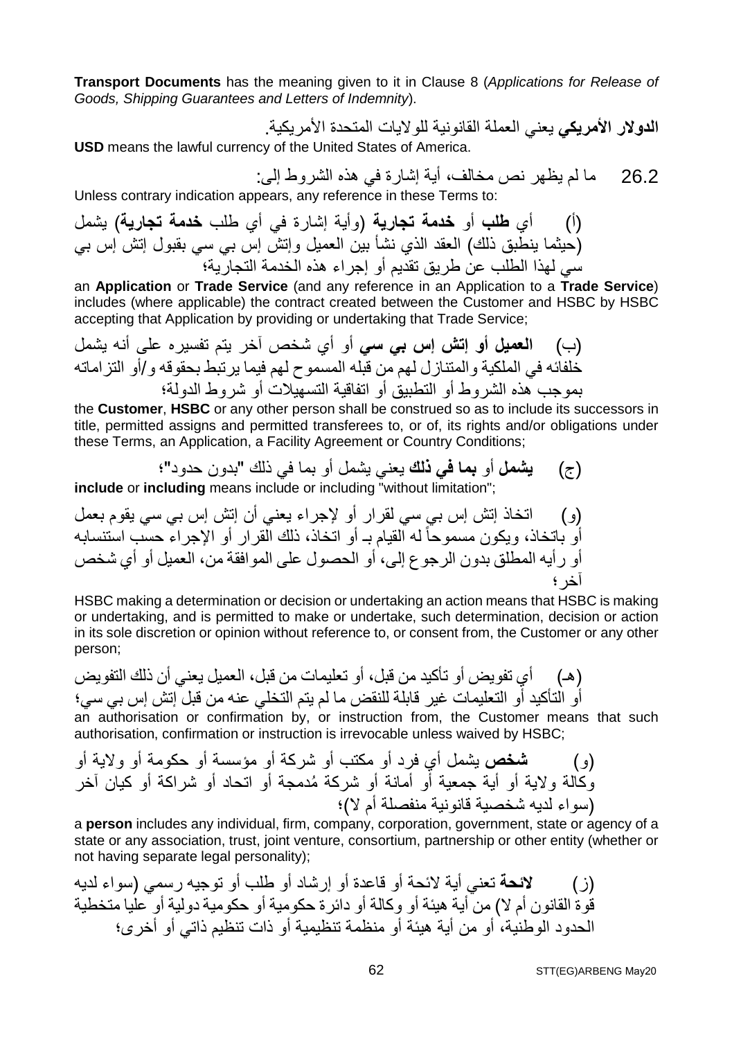**Transport Documents** has the meaning given to it in Clause 8 (*Applications for Release of Goods, Shipping Guarantees and Letters of Indemnity*).

**الدولار الأمريكي** يعني العملة القانونية للولايات المتحدة الأمريكية.

**USD** means the lawful currency of the United States of America.

26.2 ما لم يظهر نص مخالف، أية إشارة في هذه الشروط إلى:

Unless contrary indication appears, any reference in these Terms to:

(أ) أي **طلب** أو **خدمة تجارية** (وأية إشارة في أي طلب **خدمة تجارية**) يشمل (حيثما ينطبق ذلك) العقد الذي نشأ بين العميل وإتش إس بي سي بقبول إتش إس بي سي لهذا الطلب عن طريق تقديم أو إجراء هذه الخدمة التجارية؛

an **Application** or **Trade Service** (and any reference in an Application to a **Trade Service**) includes (where applicable) the contract created between the Customer and HSBC by HSBC accepting that Application by providing or undertaking that Trade Service;

(ب) **العميل أو إتش إس بي سي** أو أي شخص آخر يتم تفسيره على أنه يشمل خلفائه في الملكية والمتنازل لهم من قبله المسموح لهم فيما يرتبط بحقوقه و/أو التزاماته بموجب هذه الشروط أو التطبيق أو اتفاقية التسهيلات أو شروط الدولة؛

the **Customer**, **HSBC** or any other person shall be construed so as to include its successors in title, permitted assigns and permitted transferees to, or of, its rights and/or obligations under these Terms, an Application, a Facility Agreement or Country Conditions;

(ج) **يشمل** أو **بما في ذلك** يعني يشمل أو بما في ذلك "بدون حدود"؛

**include** or **including** means include or including "without limitation";

(و) اتخاذ إتش إس بي سي لقرار أو لإجراء يعني أن إتش إس بي سي يقوم بعمل أو باتخاذ، ويكون مسموحاً له القيام بـ أو اتخاذ، ذلك القرار أو الإجراء حسب استنسابه أو رأيه المطلق بدون الرجوع إلى، أو الحصول على الموافقة من، العميل أو أي شخص آخر؛

HSBC making a determination or decision or undertaking an action means that HSBC is making or undertaking, and is permitted to make or undertake, such determination, decision or action in its sole discretion or opinion without reference to, or consent from, the Customer or any other person;

(هـ) أي تفويض أو تأكيد من قبل، أو تعليمات من قبل، العميل يعني أن ذلك التفويض أو التأكيد أو التعليمات غير قابلة للنقض ما لم يتم التخلي عنه من قبل إتش إس بي سي؛

an authorisation or confirmation by, or instruction from, the Customer means that such authorisation, confirmation or instruction is irrevocable unless waived by HSBC;

(و) **شخص** يشمل أي فرد أو مكتب أو شركة أو مؤسسة أو حكومة أو ولاية أو وكالة ولاية أو أية جمعية أو أمانة أو شركة مُدمجة أو اتحاد أو شراكة أو كيان آخر (سواء لديه شخصية قانونية منفصلة أم لا)؛

a **person** includes any individual, firm, company, corporation, government, state or agency of a state or any association, trust, joint venture, consortium, partnership or other entity (whether or not having separate legal personality);

(ز) **لائحة** تعني أية لائحة أو قاعدة أو إرشاد أو طلب أو توجيه رسمي (سواء لديه قوة القانون أم لا) من أية هيئة أو وكالة أو دائرة حكومية أو حكومية دولية أو عليا متخطية الحدود الوطنية، أو من أية هيئة أو منظمة تنظيمية أو ذات تنظيم ذاتي أو أخرى؛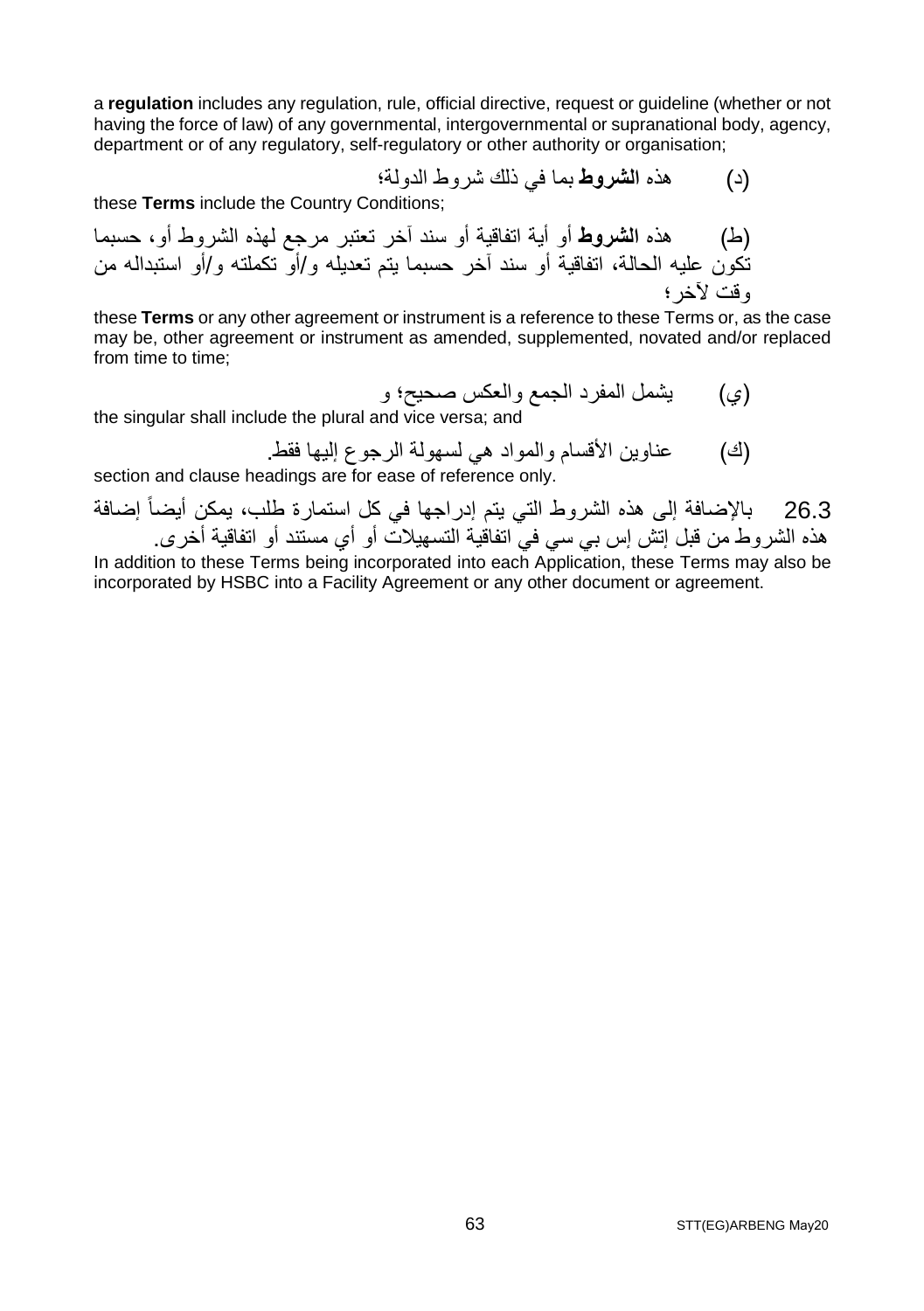a **regulation** includes any regulation, rule, official directive, request or guideline (whether or not having the force of law) of any governmental, intergovernmental or supranational body, agency, department or of any regulatory, self-regulatory or other authority or organisation;

(د) هذه **الشروط** بما في ذلك شروط الدولة؛

these **Terms** include the Country Conditions;

(ط) هذه **الشروط** أو أية اتفاقية أو سند آخر تعتبر مرجع لهذه الشروط أو، حسبما تكون عليه الحالة، اتفاقية أو سند آخر حسبما يتم تعديله و/أو تكملته و/أو استبداله من وقت لآخر؛

these **Terms** or any other agreement or instrument is a reference to these Terms or, as the case may be, other agreement or instrument as amended, supplemented, novated and/or replaced from time to time;

(ي) يشمل المفرد الجمع والعكس صحيح؛ و

the singular shall include the plural and vice versa; and

(ك) عناوين الأقسام والمواد هي لسهولة الرجوع إليها فقط.

section and clause headings are for ease of reference only.

26.3 بالإضافة إلى هذه الشروط التي يتم إدراجها في كل استمارة طلب، يمكن أيضاً إضافة هذه الشروط من قبل إتش إس بي سي في اتفاقية التسهيلات أو أي مستند أو اتفاقية أخرى.

In addition to these Terms being incorporated into each Application, these Terms may also be incorporated by HSBC into a Facility Agreement or any other document or agreement.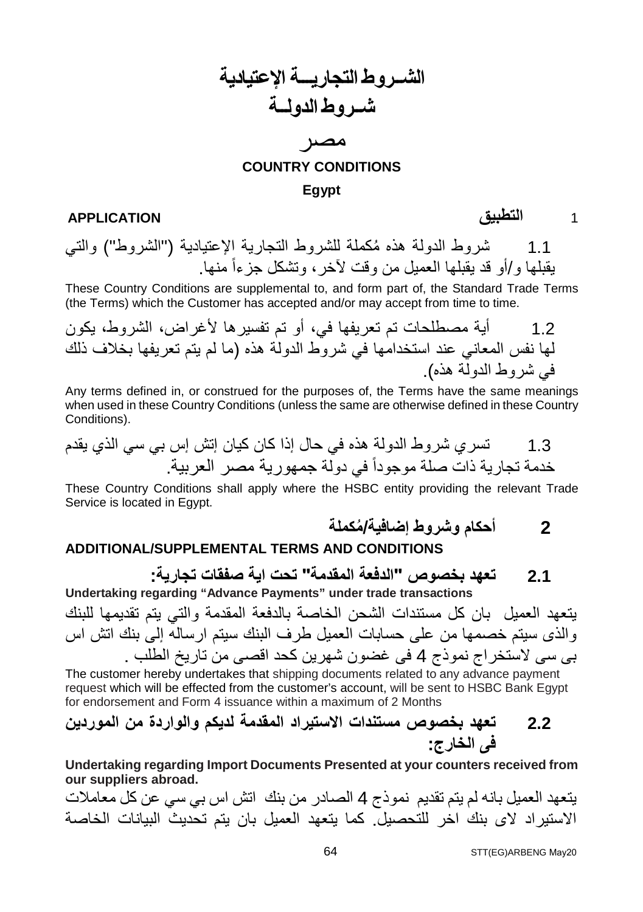# الشــروط التجاريـــة الإعتيادية
# شــروط الدولــة

# مصر

## COUNTRY CONDITIONS

## Egypt

## 1 التطبيق APPLICATION

1.1 شروط الدولة هذه مُكملة للشروط التجارية الإعتيادية ("الشروط") والتي يقبلها و/أو قد يقبلها العميل من وقت لآخر، وتشكل جزءاً منها.

These Country Conditions are supplemental to, and form part of, the Standard Trade Terms (the Terms) which the Customer has accepted and/or may accept from time to time.

1.2 أية مصطلحات تم تعريفها في، أو تم تفسيرها لأغراض، الشروط، يكون لها نفس المعاني عند استخدامها في شروط الدولة هذه (ما لم يتم تعريفها بخلاف ذلك في شروط الدولة هذه).

Any terms defined in, or construed for the purposes of, the Terms have the same meanings when used in these Country Conditions (unless the same are otherwise defined in these Country Conditions).

1.3 تسري شروط الدولة هذه في حال إذا كان كيان إتش إس بي سي الذي يقدم خدمة تجارية ذات صلة موجوداً في دولة جمهورية مصر العربية.

These Country Conditions shall apply where the HSBC entity providing the relevant Trade Service is located in Egypt.

## 2 أحكام وشروط إضافية/مُكملة

## ADDITIONAL/SUPPLEMENTAL TERMS AND CONDITIONS

### 2.1 تعهد بخصوص "الدفعة المقدمة" تحت اية صفقات تجارية:

**Undertaking regarding “Advance Payments” under trade transactions**

يتعهد العميل بان كل مستندات الشحن الخاصة بالدفعة المقدمة والتي يتم تقديمها للبنك والذى سيتم خصمها من على حسابات العميل طرف البنك سيتم ارساله إلى بنك اتش اس بى سى لاستخراج نموذج 4 فى غضون شهرين كحد اقصى من تاريخ الطلب .

The customer hereby undertakes that shipping documents related to any advance payment request which will be effected from the customer's account, will be sent to HSBC Bank Egypt for endorsement and Form 4 issuance within a maximum of 2 Months

### 2.2 تعهد بخصوص مستندات الاستيراد المقدمة لديكم والواردة من الموردين فى الخارج:

**Undertaking regarding Import Documents Presented at your counters received from our suppliers abroad.**

يتعهد العميل بانه لم يتم تقديم نموذج 4 الصادر من بنك اتش اس بي سي عن كل معاملات الاستيراد لاى بنك اخر للتحصيل. كما يتعهد العميل بان يتم تحديث البيانات الخاصة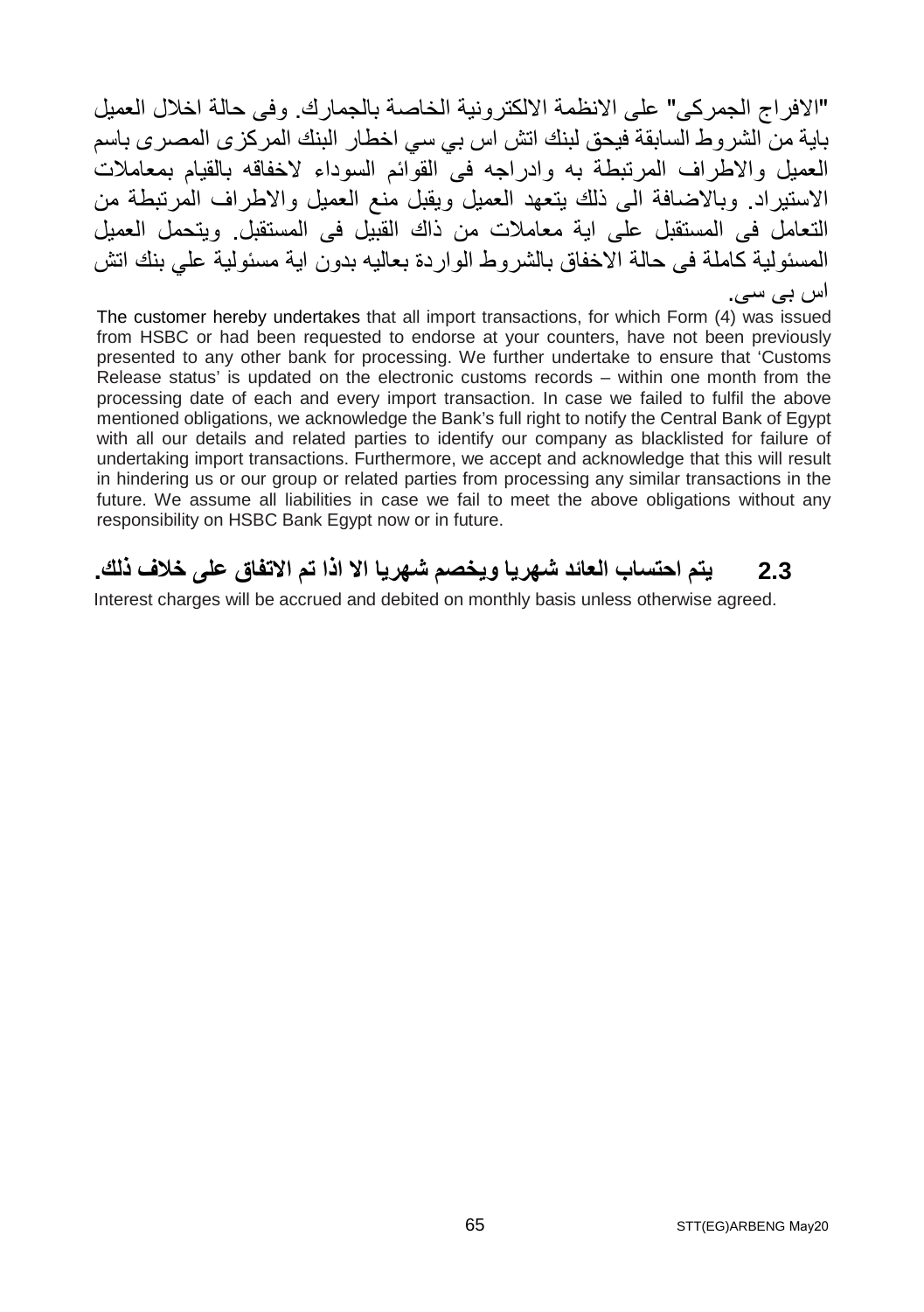"الافراج الجمركى" على الانظمة الالكترونية الخاصة بالجمارك. وفى حالة اخلال العميل باية من الشروط السابقة فيحق لبنك اتش اس بي سي اخطار البنك المركزى المصرى باسم العميل والاطراف المرتبطة به وادراجه فى القوائم السوداء لاخفاقه بالقيام بمعاملات الاستيراد. وبالاضافة الى ذلك يتعهد العميل ويقبل منع العميل والاطراف المرتبطة من التعامل فى المستقبل على اية معاملات من ذاك القبيل فى المستقبل. ويتحمل العميل المسئولية كاملة فى حالة الاخفاق بالشروط الواردة بعاليه بدون اية مسئولية علي بنك اتش اس بى سى.

The customer hereby undertakes that all import transactions, for which Form (4) was issued from HSBC or had been requested to endorse at your counters, have not been previously presented to any other bank for processing. We further undertake to ensure that 'Customs Release status' is updated on the electronic customs records – within one month from the processing date of each and every import transaction. In case we failed to fulfil the above mentioned obligations, we acknowledge the Bank's full right to notify the Central Bank of Egypt with all our details and related parties to identify our company as blacklisted for failure of undertaking import transactions. Furthermore, we accept and acknowledge that this will result in hindering us or our group or related parties from processing any similar transactions in the future. We assume all liabilities in case we fail to meet the above obligations without any responsibility on HSBC Bank Egypt now or in future.

**2.3 يتم احتساب العائد شهريا ويخصم شهريا الا اذا تم الاتفاق على خلاف ذلك.**

Interest charges will be accrued and debited on monthly basis unless otherwise agreed.

STT(EG)ARBENG May20